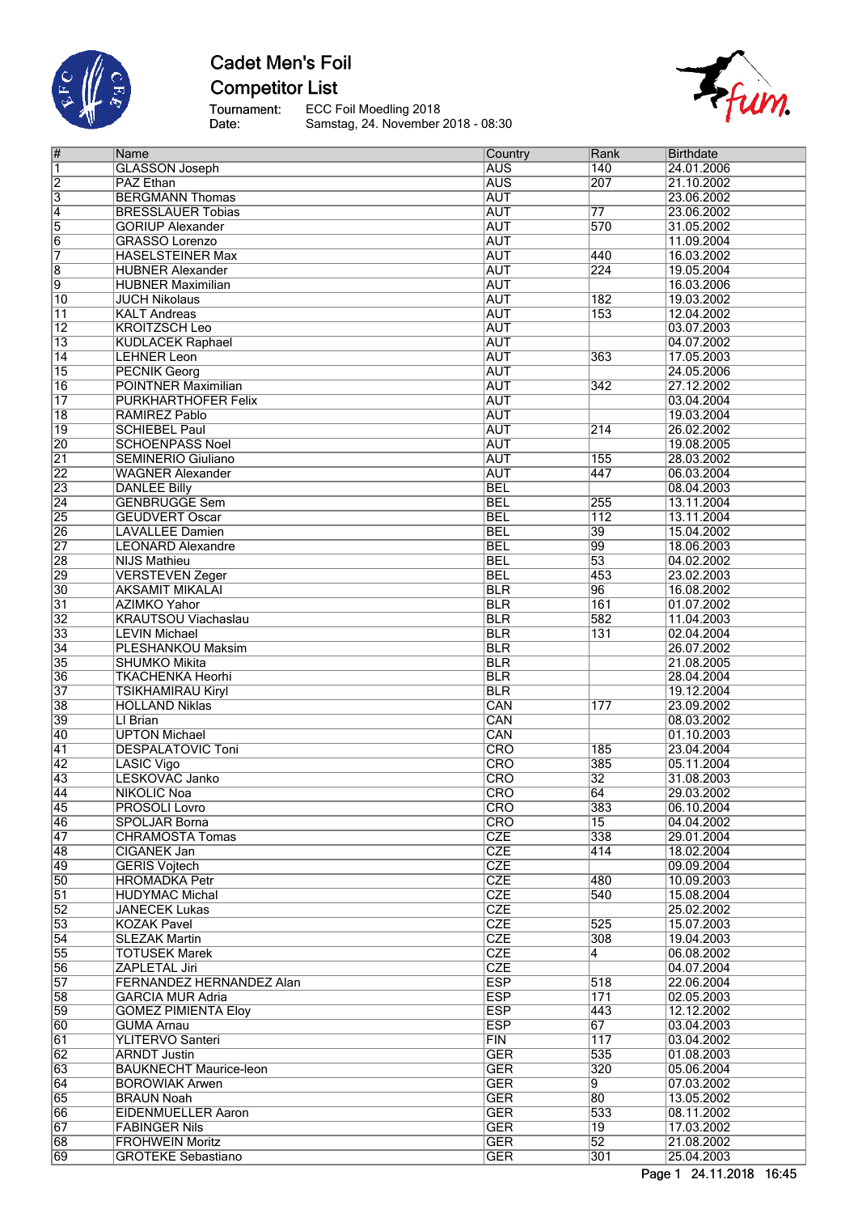# Cadet Men's Foil

## Competitor List

Tournament: ECC Foil Moedling 2018

Date: Samstag, 24. November 2018 - 08:30

| # | Name | Country | Rank | Birthdate |
|---|---|---|---|---|
| 1 | GLASSON Joseph | AUS | 140 | 24.01.2006 |
| 2 | PAZ Ethan | AUS | 207 | 21.10.2002 |
| 3 | BERGMANN Thomas | AUT | | 23.06.2002 |
| 4 | BRESSLAUER Tobias | AUT | 77 | 23.06.2002 |
| 5 | GORIUP Alexander | AUT | 570 | 31.05.2002 |
| 6 | GRASSO Lorenzo | AUT | | 11.09.2004 |
| 7 | HASELSTEINER Max | AUT | 440 | 16.03.2002 |
| 8 | HUBNER Alexander | AUT | 224 | 19.05.2004 |
| 9 | HUBNER Maximilian | AUT | | 16.03.2006 |
| 10 | JUCH Nikolaus | AUT | 182 | 19.03.2002 |
| 11 | KALT Andreas | AUT | 153 | 12.04.2002 |
| 12 | KROITZSCH Leo | AUT | | 03.07.2003 |
| 13 | KUDLACEK Raphael | AUT | | 04.07.2002 |
| 14 | LEHNER Leon | AUT | 363 | 17.05.2003 |
| 15 | PECNIK Georg | AUT | | 24.05.2006 |
| 16 | POINTNER Maximilian | AUT | 342 | 27.12.2002 |
| 17 | PURKHARTHOFER Felix | AUT | | 03.04.2004 |
| 18 | RAMIREZ Pablo | AUT | | 19.03.2004 |
| 19 | SCHIEBEL Paul | AUT | 214 | 26.02.2002 |
| 20 | SCHOENPASS Noel | AUT | | 19.08.2005 |
| 21 | SEMINERIO Giuliano | AUT | 155 | 28.03.2002 |
| 22 | WAGNER Alexander | AUT | 447 | 06.03.2004 |
| 23 | DANLEE Billy | BEL | | 08.04.2003 |
| 24 | GENBRUGGE Sem | BEL | 255 | 13.11.2004 |
| 25 | GEUDVERT Oscar | BEL | 112 | 13.11.2004 |
| 26 | LAVALLEE Damien | BEL | 39 | 15.04.2002 |
| 27 | LEONARD Alexandre | BEL | 99 | 18.06.2003 |
| 28 | NIJS Mathieu | BEL | 53 | 04.02.2002 |
| 29 | VERSTEVEN Zeger | BEL | 453 | 23.02.2003 |
| 30 | AKSAMIT MIKALAI | BLR | 96 | 16.08.2002 |
| 31 | AZIMKO Yahor | BLR | 161 | 01.07.2002 |
| 32 | KRAUTSOU Viachaslau | BLR | 582 | 11.04.2003 |
| 33 | LEVIN Michael | BLR | 131 | 02.04.2004 |
| 34 | PLESHANKOU Maksim | BLR | | 26.07.2002 |
| 35 | SHUMKO Mikita | BLR | | 21.08.2005 |
| 36 | TKACHENKA Heorhi | BLR | | 28.04.2004 |
| 37 | TSIKHAMIRAU Kiryl | BLR | | 19.12.2004 |
| 38 | HOLLAND Niklas | CAN | 177 | 23.09.2002 |
| 39 | LI Brian | CAN | | 08.03.2002 |
| 40 | UPTON Michael | CAN | | 01.10.2003 |
| 41 | DESPALATOVIC Toni | CRO | 185 | 23.04.2004 |
| 42 | LASIC Vigo | CRO | 385 | 05.11.2004 |
| 43 | LESKOVAC Janko | CRO | 32 | 31.08.2003 |
| 44 | NIKOLIC Noa | CRO | 64 | 29.03.2002 |
| 45 | PROSOLI Lovro | CRO | 383 | 06.10.2004 |
| 46 | SPOLJAR Borna | CRO | 15 | 04.04.2002 |
| 47 | CHRAMOSTA Tomas | CZE | 338 | 29.01.2004 |
| 48 | CIGANEK Jan | CZE | 414 | 18.02.2004 |
| 49 | GERIS Vojtech | CZE | | 09.09.2004 |
| 50 | HROMADKA Petr | CZE | 480 | 10.09.2003 |
| 51 | HUDYMAC Michal | CZE | 540 | 15.08.2004 |
| 52 | JANECEK Lukas | CZE | | 25.02.2002 |
| 53 | KOZAK Pavel | CZE | 525 | 15.07.2003 |
| 54 | SLEZAK Martin | CZE | 308 | 19.04.2003 |
| 55 | TOTUSEK Marek | CZE | 4 | 06.08.2002 |
| 56 | ZAPLETAL Jiri | CZE | | 04.07.2004 |
| 57 | FERNANDEZ HERNANDEZ Alan | ESP | 518 | 22.06.2004 |
| 58 | GARCIA MUR Adria | ESP | 171 | 02.05.2003 |
| 59 | GOMEZ PIMIENTA Eloy | ESP | 443 | 12.12.2002 |
| 60 | GUMA Arnau | ESP | 67 | 03.04.2003 |
| 61 | YLITERVO Santeri | FIN | 117 | 03.04.2002 |
| 62 | ARNDT Justin | GER | 535 | 01.08.2003 |
| 63 | BAUKNECHT Maurice-leon | GER | 320 | 05.06.2004 |
| 64 | BOROWIAK Arwen | GER | 9 | 07.03.2002 |
| 65 | BRAUN Noah | GER | 80 | 13.05.2002 |
| 66 | EIDENMUELLER Aaron | GER | 533 | 08.11.2002 |
| 67 | FABINGER Nils | GER | 19 | 17.03.2002 |
| 68 | FROHWEIN Moritz | GER | 52 | 21.08.2002 |
| 69 | GROTEKE Sebastiano | GER | 301 | 25.04.2003 |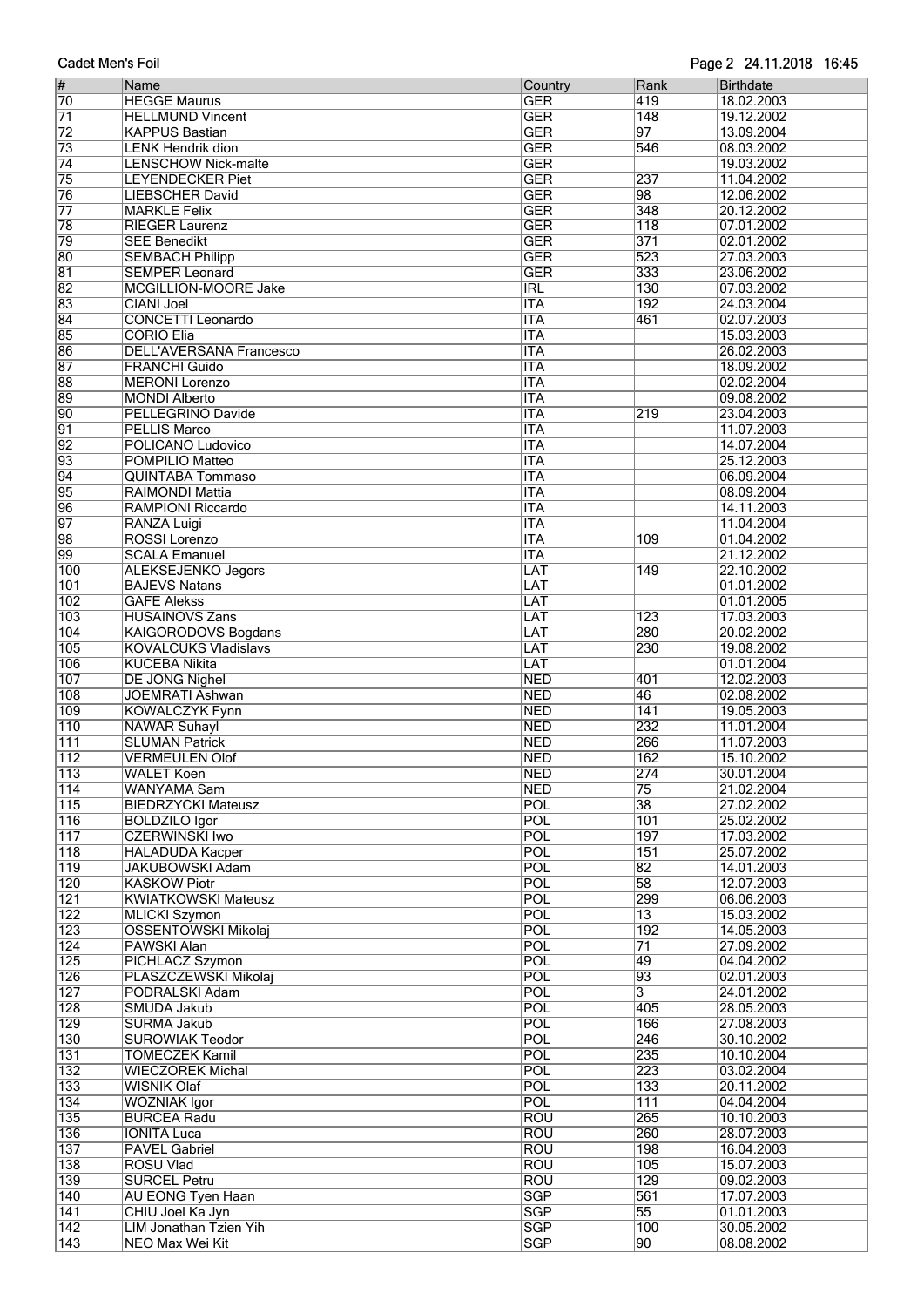| # | Name | Country | Rank | Birthdate |
|---|---|---|---|---|
| 70 | HEGGE Maurus | GER | 419 | 18.02.2003 |
| 71 | HELLMUND Vincent | GER | 148 | 19.12.2002 |
| 72 | KAPPUS Bastian | GER | 97 | 13.09.2004 |
| 73 | LENK Hendrik dion | GER | 546 | 08.03.2002 |
| 74 | LENSCHOW Nick-malte | GER | | 19.03.2002 |
| 75 | LEYENDECKER Piet | GER | 237 | 11.04.2002 |
| 76 | LIEBSCHER David | GER | 98 | 12.06.2002 |
| 77 | MARKLE Felix | GER | 348 | 20.12.2002 |
| 78 | RIEGER Laurenz | GER | 118 | 07.01.2002 |
| 79 | SEE Benedikt | GER | 371 | 02.01.2002 |
| 80 | SEMBACH Philipp | GER | 523 | 27.03.2003 |
| 81 | SEMPER Leonard | GER | 333 | 23.06.2002 |
| 82 | MCGILLION-MOORE Jake | IRL | 130 | 07.03.2002 |
| 83 | CIANI Joel | ITA | 192 | 24.03.2004 |
| 84 | CONCETTI Leonardo | ITA | 461 | 02.07.2003 |
| 85 | CORIO Elia | ITA | | 15.03.2003 |
| 86 | DELL'AVERSANA Francesco | ITA | | 26.02.2003 |
| 87 | FRANCHI Guido | ITA | | 18.09.2002 |
| 88 | MERONI Lorenzo | ITA | | 02.02.2004 |
| 89 | MONDI Alberto | ITA | | 09.08.2002 |
| 90 | PELLEGRINO Davide | ITA | 219 | 23.04.2003 |
| 91 | PELLIS Marco | ITA | | 11.07.2003 |
| 92 | POLICANO Ludovico | ITA | | 14.07.2004 |
| 93 | POMPILIO Matteo | ITA | | 25.12.2003 |
| 94 | QUINTABA Tommaso | ITA | | 06.09.2004 |
| 95 | RAIMONDI Mattia | ITA | | 08.09.2004 |
| 96 | RAMPIONI Riccardo | ITA | | 14.11.2003 |
| 97 | RANZA Luigi | ITA | | 11.04.2004 |
| 98 | ROSSI Lorenzo | ITA | 109 | 01.04.2002 |
| 99 | SCALA Emanuel | ITA | | 21.12.2002 |
| 100 | ALEKSEJENKO Jegors | LAT | 149 | 22.10.2002 |
| 101 | BAJEVS Natans | LAT | | 01.01.2002 |
| 102 | GAFE Alekss | LAT | | 01.01.2005 |
| 103 | HUSAINOVS Zans | LAT | 123 | 17.03.2003 |
| 104 | KAIGORODOVS Bogdans | LAT | 280 | 20.02.2002 |
| 105 | KOVALCUKS Vladislavs | LAT | 230 | 19.08.2002 |
| 106 | KUCEBA Nikita | LAT | | 01.01.2004 |
| 107 | DE JONG Nighel | NED | 401 | 12.02.2003 |
| 108 | JOEMRATI Ashwan | NED | 46 | 02.08.2002 |
| 109 | KOWALCZYK Fynn | NED | 141 | 19.05.2003 |
| 110 | NAWAR Suhayl | NED | 232 | 11.01.2004 |
| 111 | SLUMAN Patrick | NED | 266 | 11.07.2003 |
| 112 | VERMEULEN Olof | NED | 162 | 15.10.2002 |
| 113 | WALET Koen | NED | 274 | 30.01.2004 |
| 114 | WANYAMA Sam | NED | 75 | 21.02.2004 |
| 115 | BIEDRZYCKI Mateusz | POL | 38 | 27.02.2002 |
| 116 | BOLDZILO Igor | POL | 101 | 25.02.2002 |
| 117 | CZERWINSKI Iwo | POL | 197 | 17.03.2002 |
| 118 | HALADUDA Kacper | POL | 151 | 25.07.2002 |
| 119 | JAKUBOWSKI Adam | POL | 82 | 14.01.2003 |
| 120 | KASKOW Piotr | POL | 58 | 12.07.2003 |
| 121 | KWIATKOWSKI Mateusz | POL | 299 | 06.06.2003 |
| 122 | MLICKI Szymon | POL | 13 | 15.03.2002 |
| 123 | OSSENTOWSKI Mikolaj | POL | 192 | 14.05.2003 |
| 124 | PAWSKI Alan | POL | 71 | 27.09.2002 |
| 125 | PICHLACZ Szymon | POL | 49 | 04.04.2002 |
| 126 | PLASZCZEWSKI Mikolaj | POL | 93 | 02.01.2003 |
| 127 | PODRALSKI Adam | POL | 3 | 24.01.2002 |
| 128 | SMUDA Jakub | POL | 405 | 28.05.2003 |
| 129 | SURMA Jakub | POL | 166 | 27.08.2003 |
| 130 | SUROWIAK Teodor | POL | 246 | 30.10.2002 |
| 131 | TOMECZEK Kamil | POL | 235 | 10.10.2004 |
| 132 | WIECZOREK Michal | POL | 223 | 03.02.2004 |
| 133 | WISNIK Olaf | POL | 133 | 20.11.2002 |
| 134 | WOZNIAK Igor | POL | 111 | 04.04.2004 |
| 135 | BURCEA Radu | ROU | 265 | 10.10.2003 |
| 136 | IONITA Luca | ROU | 260 | 28.07.2003 |
| 137 | PAVEL Gabriel | ROU | 198 | 16.04.2003 |
| 138 | ROSU Vlad | ROU | 105 | 15.07.2003 |
| 139 | SURCEL Petru | ROU | 129 | 09.02.2003 |
| 140 | AU EONG Tyen Haan | SGP | 561 | 17.07.2003 |
| 141 | CHIU Joel Ka Jyn | SGP | 55 | 01.01.2003 |
| 142 | LIM Jonathan Tzien Yih | SGP | 100 | 30.05.2002 |
| 143 | NEO Max Wei Kit | SGP | 90 | 08.08.2002 |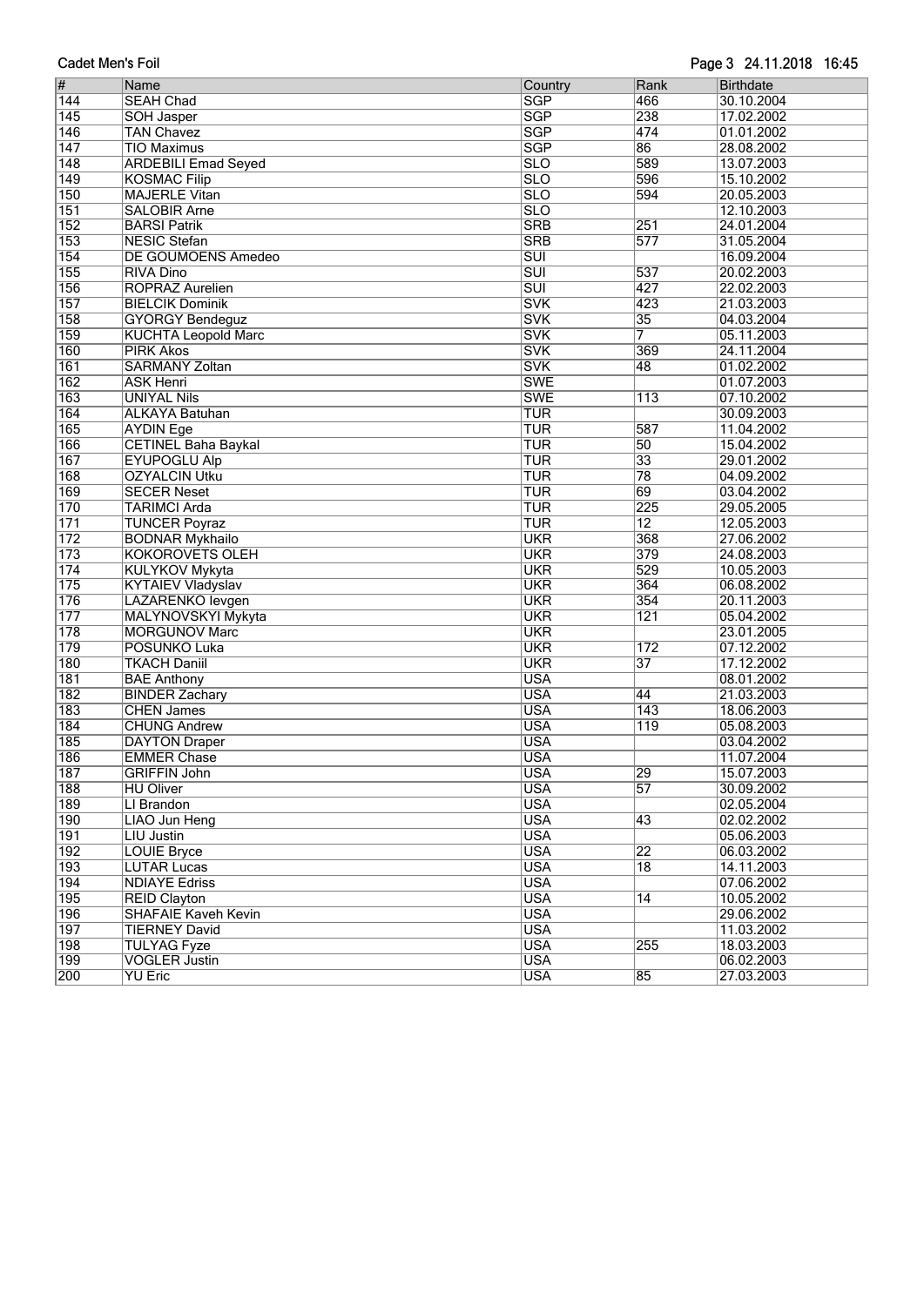| # | Name | Country | Rank | Birthdate |
|---|---|---|---|---|
| 144 | SEAH Chad | SGP | 466 | 30.10.2004 |
| 145 | SOH Jasper | SGP | 238 | 17.02.2002 |
| 146 | TAN Chavez | SGP | 474 | 01.01.2002 |
| 147 | TIO Maximus | SGP | 86 | 28.08.2002 |
| 148 | ARDEBILI Emad Seyed | SLO | 589 | 13.07.2003 |
| 149 | KOSMAC Filip | SLO | 596 | 15.10.2002 |
| 150 | MAJERLE Vitan | SLO | 594 | 20.05.2003 |
| 151 | SALOBIR Arne | SLO | | 12.10.2003 |
| 152 | BARSI Patrik | SRB | 251 | 24.01.2004 |
| 153 | NESIC Stefan | SRB | 577 | 31.05.2004 |
| 154 | DE GOUMOENS Amedeo | SUI | | 16.09.2004 |
| 155 | RIVA Dino | SUI | 537 | 20.02.2003 |
| 156 | ROPRAZ Aurelien | SUI | 427 | 22.02.2003 |
| 157 | BIELCIK Dominik | SVK | 423 | 21.03.2003 |
| 158 | GYORGY Bendeguz | SVK | 35 | 04.03.2004 |
| 159 | KUCHTA Leopold Marc | SVK | 7 | 05.11.2003 |
| 160 | PIRK Akos | SVK | 369 | 24.11.2004 |
| 161 | SARMANY Zoltan | SVK | 48 | 01.02.2002 |
| 162 | ASK Henri | SWE | | 01.07.2003 |
| 163 | UNIYAL Nils | SWE | 113 | 07.10.2002 |
| 164 | ALKAYA Batuhan | TUR | | 30.09.2003 |
| 165 | AYDIN Ege | TUR | 587 | 11.04.2002 |
| 166 | CETINEL Baha Baykal | TUR | 50 | 15.04.2002 |
| 167 | EYUPOGLU Alp | TUR | 33 | 29.01.2002 |
| 168 | OZYALCIN Utku | TUR | 78 | 04.09.2002 |
| 169 | SECER Neset | TUR | 69 | 03.04.2002 |
| 170 | TARIMCI Arda | TUR | 225 | 29.05.2005 |
| 171 | TUNCER Poyraz | TUR | 12 | 12.05.2003 |
| 172 | BODNAR Mykhailo | UKR | 368 | 27.06.2002 |
| 173 | KOKOROVETS OLEH | UKR | 379 | 24.08.2003 |
| 174 | KULYKOV Mykyta | UKR | 529 | 10.05.2003 |
| 175 | KYTAIEV Vladyslav | UKR | 364 | 06.08.2002 |
| 176 | LAZARENKO Ievgen | UKR | 354 | 20.11.2003 |
| 177 | MALYNOVSKYI Mykyta | UKR | 121 | 05.04.2002 |
| 178 | MORGUNOV Marc | UKR | | 23.01.2005 |
| 179 | POSUNKO Luka | UKR | 172 | 07.12.2002 |
| 180 | TKACH Daniil | UKR | 37 | 17.12.2002 |
| 181 | BAE Anthony | USA | | 08.01.2002 |
| 182 | BINDER Zachary | USA | 44 | 21.03.2003 |
| 183 | CHEN James | USA | 143 | 18.06.2003 |
| 184 | CHUNG Andrew | USA | 119 | 05.08.2003 |
| 185 | DAYTON Draper | USA | | 03.04.2002 |
| 186 | EMMER Chase | USA | | 11.07.2004 |
| 187 | GRIFFIN John | USA | 29 | 15.07.2003 |
| 188 | HU Oliver | USA | 57 | 30.09.2002 |
| 189 | LI Brandon | USA | | 02.05.2004 |
| 190 | LIAO Jun Heng | USA | 43 | 02.02.2002 |
| 191 | LIU Justin | USA | | 05.06.2003 |
| 192 | LOUIE Bryce | USA | 22 | 06.03.2002 |
| 193 | LUTAR Lucas | USA | 18 | 14.11.2003 |
| 194 | NDIAYE Edriss | USA | | 07.06.2002 |
| 195 | REID Clayton | USA | 14 | 10.05.2002 |
| 196 | SHAFAIE Kaveh Kevin | USA | | 29.06.2002 |
| 197 | TIERNEY David | USA | | 11.03.2002 |
| 198 | TULYAG Fyze | USA | 255 | 18.03.2003 |
| 199 | VOGLER Justin | USA | | 06.02.2003 |
| 200 | YU Eric | USA | 85 | 27.03.2003 |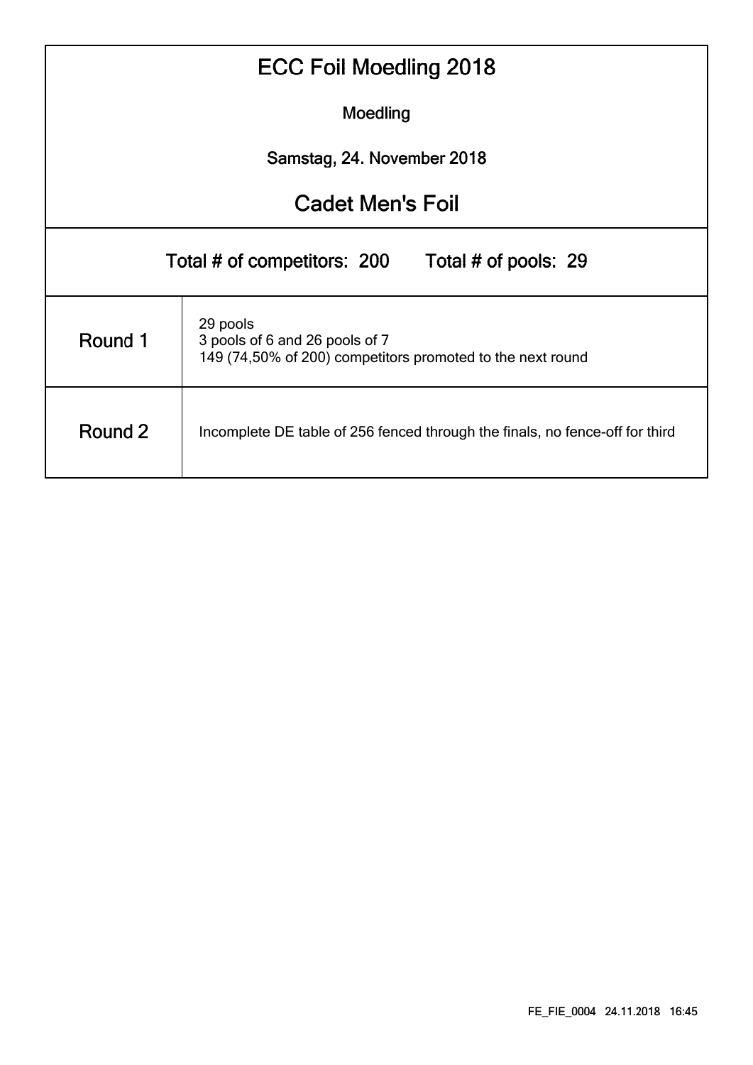# ECC Foil Moedling 2018

Moedling

Samstag, 24. November 2018

## Cadet Men's Foil

Total # of competitors: 200 Total # of pools: 29

| | |
|---|---|
| Round 1 | 29 pools<br>3 pools of 6 and 26 pools of 7<br>149 (74,50% of 200) competitors promoted to the next round |
| Round 2 | Incomplete DE table of 256 fenced through the finals, no fence-off for third |

FE_FIE_0004 24.11.2018 16:45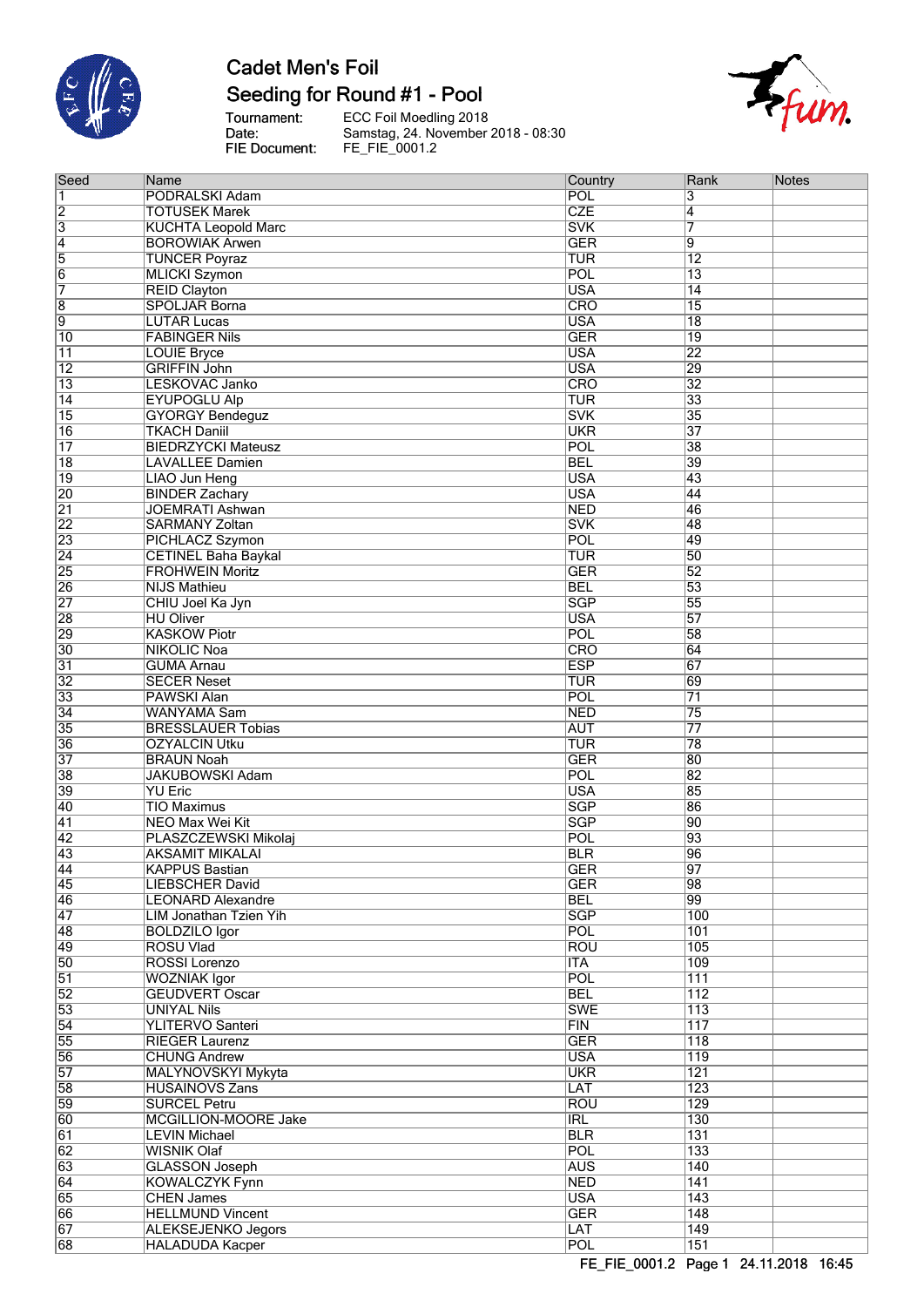# Cadet Men's Foil

## Seeding for Round #1 - Pool

Tournament: ECC Foil Moedling 2018
Date: Samstag, 24. November 2018 - 08:30
FIE Document: FE_FIE_0001.2

| Seed | Name | Country | Rank | Notes |
|---|---|---|---|---|
| 1 | PODRALSKI Adam | POL | 3 | |
| 2 | TOTUSEK Marek | CZE | 4 | |
| 3 | KUCHTA Leopold Marc | SVK | 7 | |
| 4 | BOROWIAK Arwen | GER | 9 | |
| 5 | TUNCER Poyraz | TUR | 12 | |
| 6 | MLICKI Szymon | POL | 13 | |
| 7 | REID Clayton | USA | 14 | |
| 8 | SPOLJAR Borna | CRO | 15 | |
| 9 | LUTAR Lucas | USA | 18 | |
| 10 | FABINGER Nils | GER | 19 | |
| 11 | LOUIE Bryce | USA | 22 | |
| 12 | GRIFFIN John | USA | 29 | |
| 13 | LESKOVAC Janko | CRO | 32 | |
| 14 | EYUPOGLU Alp | TUR | 33 | |
| 15 | GYORGY Bendeguz | SVK | 35 | |
| 16 | TKACH Daniil | UKR | 37 | |
| 17 | BIEDRZYCKI Mateusz | POL | 38 | |
| 18 | LAVALLEE Damien | BEL | 39 | |
| 19 | LIAO Jun Heng | USA | 43 | |
| 20 | BINDER Zachary | USA | 44 | |
| 21 | JOEMRATI Ashwan | NED | 46 | |
| 22 | SARMANY Zoltan | SVK | 48 | |
| 23 | PICHLACZ Szymon | POL | 49 | |
| 24 | CETINEL Baha Baykal | TUR | 50 | |
| 25 | FROHWEIN Moritz | GER | 52 | |
| 26 | NIJS Mathieu | BEL | 53 | |
| 27 | CHIU Joel Ka Jyn | SGP | 55 | |
| 28 | HU Oliver | USA | 57 | |
| 29 | KASKOW Piotr | POL | 58 | |
| 30 | NIKOLIC Noa | CRO | 64 | |
| 31 | GUMA Arnau | ESP | 67 | |
| 32 | SECER Neset | TUR | 69 | |
| 33 | PAWSKI Alan | POL | 71 | |
| 34 | WANYAMA Sam | NED | 75 | |
| 35 | BRESSLAUER Tobias | AUT | 77 | |
| 36 | OZYALCIN Utku | TUR | 78 | |
| 37 | BRAUN Noah | GER | 80 | |
| 38 | JAKUBOWSKI Adam | POL | 82 | |
| 39 | YU Eric | USA | 85 | |
| 40 | TIO Maximus | SGP | 86 | |
| 41 | NEO Max Wei Kit | SGP | 90 | |
| 42 | PLASZCZEWSKI Mikolaj | POL | 93 | |
| 43 | AKSAMIT MIKALAI | BLR | 96 | |
| 44 | KAPPUS Bastian | GER | 97 | |
| 45 | LIEBSCHER David | GER | 98 | |
| 46 | LEONARD Alexandre | BEL | 99 | |
| 47 | LIM Jonathan Tzien Yih | SGP | 100 | |
| 48 | BOLDZILO Igor | POL | 101 | |
| 49 | ROSU Vlad | ROU | 105 | |
| 50 | ROSSI Lorenzo | ITA | 109 | |
| 51 | WOZNIAK Igor | POL | 111 | |
| 52 | GEUDVERT Oscar | BEL | 112 | |
| 53 | UNIYAL Nils | SWE | 113 | |
| 54 | YLITERVO Santeri | FIN | 117 | |
| 55 | RIEGER Laurenz | GER | 118 | |
| 56 | CHUNG Andrew | USA | 119 | |
| 57 | MALYNOVSKYI Mykyta | UKR | 121 | |
| 58 | HUSAINOVS Zans | LAT | 123 | |
| 59 | SURCEL Petru | ROU | 129 | |
| 60 | MCGILLION-MOORE Jake | IRL | 130 | |
| 61 | LEVIN Michael | BLR | 131 | |
| 62 | WISNIK Olaf | POL | 133 | |
| 63 | GLASSON Joseph | AUS | 140 | |
| 64 | KOWALCZYK Fynn | NED | 141 | |
| 65 | CHEN James | USA | 143 | |
| 66 | HELLMUND Vincent | GER | 148 | |
| 67 | ALEKSEJENKO Jegors | LAT | 149 | |
| 68 | HALADUDA Kacper | POL | 151 | |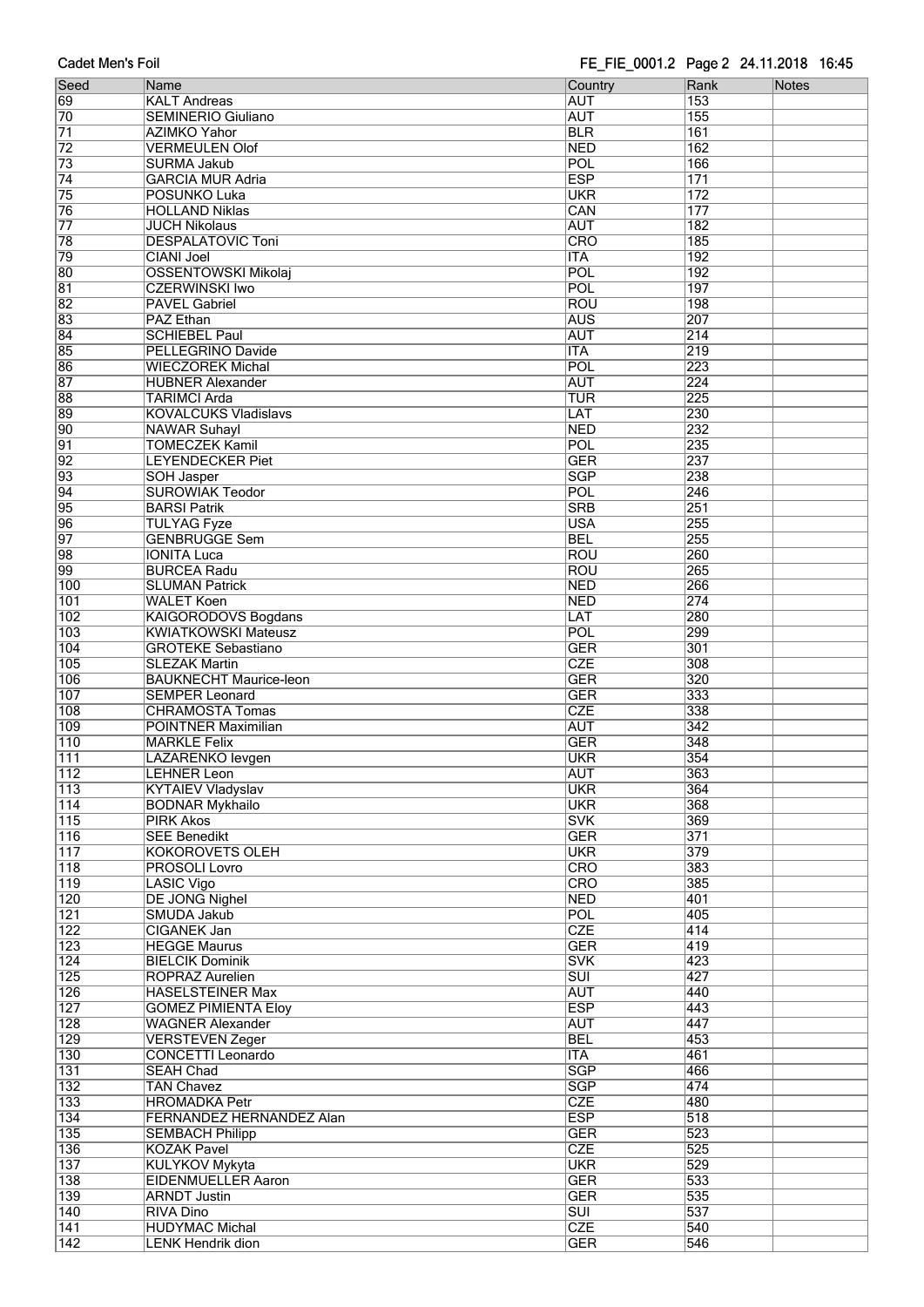| Seed | Name | Country | Rank | Notes |
|---|---|---|---|---|
| 69 | KALT Andreas | AUT | 153 | |
| 70 | SEMINERIO Giuliano | AUT | 155 | |
| 71 | AZIMKO Yahor | BLR | 161 | |
| 72 | VERMEULEN Olof | NED | 162 | |
| 73 | SURMA Jakub | POL | 166 | |
| 74 | GARCIA MUR Adria | ESP | 171 | |
| 75 | POSUNKO Luka | UKR | 172 | |
| 76 | HOLLAND Niklas | CAN | 177 | |
| 77 | JUCH Nikolaus | AUT | 182 | |
| 78 | DESPALATOVIC Toni | CRO | 185 | |
| 79 | CIANI Joel | ITA | 192 | |
| 80 | OSSENTOWSKI Mikolaj | POL | 192 | |
| 81 | CZERWINSKI Iwo | POL | 197 | |
| 82 | PAVEL Gabriel | ROU | 198 | |
| 83 | PAZ Ethan | AUS | 207 | |
| 84 | SCHIEBEL Paul | AUT | 214 | |
| 85 | PELLEGRINO Davide | ITA | 219 | |
| 86 | WIECZOREK Michal | POL | 223 | |
| 87 | HUBNER Alexander | AUT | 224 | |
| 88 | TARIMCI Arda | TUR | 225 | |
| 89 | KOVALCUKS Vladislavs | LAT | 230 | |
| 90 | NAWAR Suhayl | NED | 232 | |
| 91 | TOMECZEK Kamil | POL | 235 | |
| 92 | LEYENDECKER Piet | GER | 237 | |
| 93 | SOH Jasper | SGP | 238 | |
| 94 | SUROWIAK Teodor | POL | 246 | |
| 95 | BARSI Patrik | SRB | 251 | |
| 96 | TULYAG Fyze | USA | 255 | |
| 97 | GENBRUGGE Sem | BEL | 255 | |
| 98 | IONITA Luca | ROU | 260 | |
| 99 | BURCEA Radu | ROU | 265 | |
| 100 | SLUMAN Patrick | NED | 266 | |
| 101 | WALET Koen | NED | 274 | |
| 102 | KAIGORODOVS Bogdans | LAT | 280 | |
| 103 | KWIATKOWSKI Mateusz | POL | 299 | |
| 104 | GROTEKE Sebastiano | GER | 301 | |
| 105 | SLEZAK Martin | CZE | 308 | |
| 106 | BAUKNECHT Maurice-leon | GER | 320 | |
| 107 | SEMPER Leonard | GER | 333 | |
| 108 | CHRAMOSTA Tomas | CZE | 338 | |
| 109 | POINTNER Maximilian | AUT | 342 | |
| 110 | MARKLE Felix | GER | 348 | |
| 111 | LAZARENKO Ievgen | UKR | 354 | |
| 112 | LEHNER Leon | AUT | 363 | |
| 113 | KYTAIEV Vladyslav | UKR | 364 | |
| 114 | BODNAR Mykhailo | UKR | 368 | |
| 115 | PIRK Akos | SVK | 369 | |
| 116 | SEE Benedikt | GER | 371 | |
| 117 | KOKOROVETS OLEH | UKR | 379 | |
| 118 | PROSOLI Lovro | CRO | 383 | |
| 119 | LASIC Vigo | CRO | 385 | |
| 120 | DE JONG Nighel | NED | 401 | |
| 121 | SMUDA Jakub | POL | 405 | |
| 122 | CIGANEK Jan | CZE | 414 | |
| 123 | HEGGE Maurus | GER | 419 | |
| 124 | BIELCIK Dominik | SVK | 423 | |
| 125 | ROPRAZ Aurelien | SUI | 427 | |
| 126 | HASELSTEINER Max | AUT | 440 | |
| 127 | GOMEZ PIMIENTA Eloy | ESP | 443 | |
| 128 | WAGNER Alexander | AUT | 447 | |
| 129 | VERSTEVEN Zeger | BEL | 453 | |
| 130 | CONCETTI Leonardo | ITA | 461 | |
| 131 | SEAH Chad | SGP | 466 | |
| 132 | TAN Chavez | SGP | 474 | |
| 133 | HROMADKA Petr | CZE | 480 | |
| 134 | FERNANDEZ HERNANDEZ Alan | ESP | 518 | |
| 135 | SEMBACH Philipp | GER | 523 | |
| 136 | KOZAK Pavel | CZE | 525 | |
| 137 | KULYKOV Mykyta | UKR | 529 | |
| 138 | EIDENMUELLER Aaron | GER | 533 | |
| 139 | ARNDT Justin | GER | 535 | |
| 140 | RIVA Dino | SUI | 537 | |
| 141 | HUDYMAC Michal | CZE | 540 | |
| 142 | LENK Hendrik dion | GER | 546 | |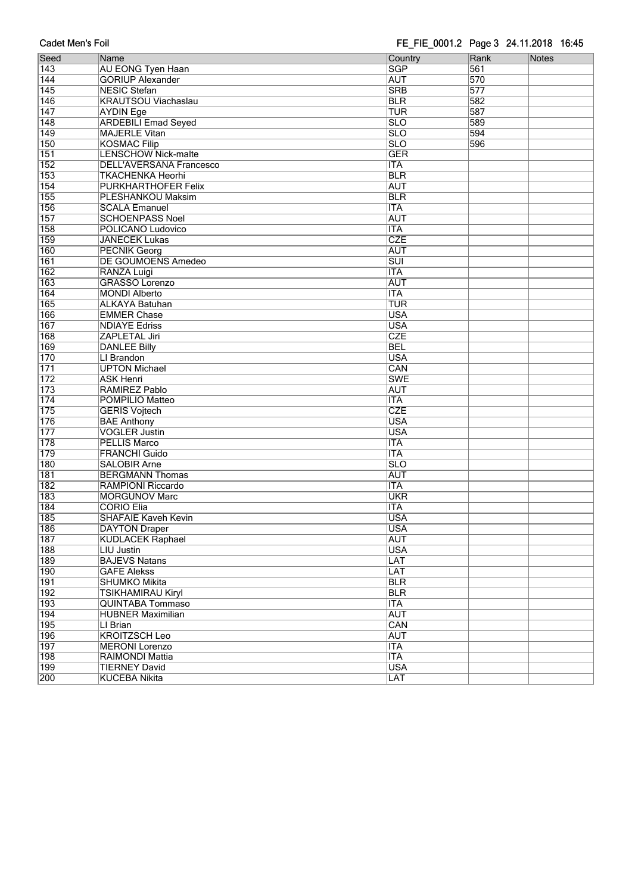| Seed | Name | Country | Rank | Notes |
|---|---|---|---|---|
| 143 | AU EONG Tyen Haan | SGP | 561 | |
| 144 | GORIUP Alexander | AUT | 570 | |
| 145 | NESIC Stefan | SRB | 577 | |
| 146 | KRAUTSOU Viachaslau | BLR | 582 | |
| 147 | AYDIN Ege | TUR | 587 | |
| 148 | ARDEBILI Emad Seyed | SLO | 589 | |
| 149 | MAJERLE Vitan | SLO | 594 | |
| 150 | KOSMAC Filip | SLO | 596 | |
| 151 | LENSCHOW Nick-malte | GER | | |
| 152 | DELL'AVERSANA Francesco | ITA | | |
| 153 | TKACHENKA Heorhi | BLR | | |
| 154 | PURKHARTHOFER Felix | AUT | | |
| 155 | PLESHANKOU Maksim | BLR | | |
| 156 | SCALA Emanuel | ITA | | |
| 157 | SCHOENPASS Noel | AUT | | |
| 158 | POLICANO Ludovico | ITA | | |
| 159 | JANECEK Lukas | CZE | | |
| 160 | PECNIK Georg | AUT | | |
| 161 | DE GOUMOENS Amedeo | SUI | | |
| 162 | RANZA Luigi | ITA | | |
| 163 | GRASSO Lorenzo | AUT | | |
| 164 | MONDI Alberto | ITA | | |
| 165 | ALKAYA Batuhan | TUR | | |
| 166 | EMMER Chase | USA | | |
| 167 | NDIAYE Edriss | USA | | |
| 168 | ZAPLETAL Jiri | CZE | | |
| 169 | DANLEE Billy | BEL | | |
| 170 | LI Brandon | USA | | |
| 171 | UPTON Michael | CAN | | |
| 172 | ASK Henri | SWE | | |
| 173 | RAMIREZ Pablo | AUT | | |
| 174 | POMPILIO Matteo | ITA | | |
| 175 | GERIS Vojtech | CZE | | |
| 176 | BAE Anthony | USA | | |
| 177 | VOGLER Justin | USA | | |
| 178 | PELLIS Marco | ITA | | |
| 179 | FRANCHI Guido | ITA | | |
| 180 | SALOBIR Arne | SLO | | |
| 181 | BERGMANN Thomas | AUT | | |
| 182 | RAMPIONI Riccardo | ITA | | |
| 183 | MORGUNOV Marc | UKR | | |
| 184 | CORIO Elia | ITA | | |
| 185 | SHAFAIE Kaveh Kevin | USA | | |
| 186 | DAYTON Draper | USA | | |
| 187 | KUDLACEK Raphael | AUT | | |
| 188 | LIU Justin | USA | | |
| 189 | BAJEVS Natans | LAT | | |
| 190 | GAFE Alekss | LAT | | |
| 191 | SHUMKO Mikita | BLR | | |
| 192 | TSIKHAMIRAU Kiryl | BLR | | |
| 193 | QUINTABA Tommaso | ITA | | |
| 194 | HUBNER Maximilian | AUT | | |
| 195 | LI Brian | CAN | | |
| 196 | KROITZSCH Leo | AUT | | |
| 197 | MERONI Lorenzo | ITA | | |
| 198 | RAIMONDI Mattia | ITA | | |
| 199 | TIERNEY David | USA | | |
| 200 | KUCEBA Nikita | LAT | | |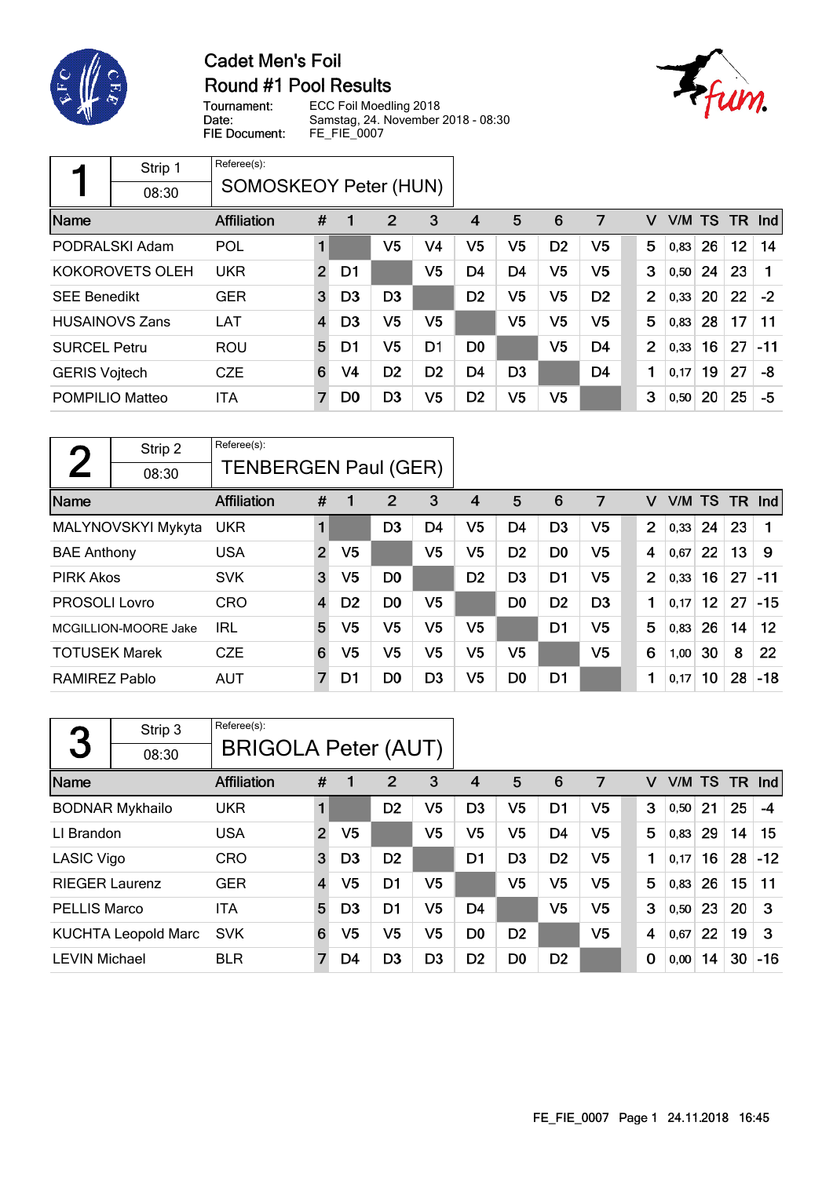# Cadet Men's Foil

## Round #1 Pool Results

Tournament: ECC Foil Moedling 2018
Date: Samstag, 24. November 2018 - 08:30
FIE Document: FE_FIE_0007

### Pool 1

Strip 1 — 08:30
Referee(s): SOMOSKEOY Peter (HUN)

| Name | Affiliation | # | 1 | 2 | 3 | 4 | 5 | 6 | 7 | V | V/M | TS | TR | Ind |
|---|---|---|---|---|---|---|---|---|---|---|---|---|---|---|
| PODRALSKI Adam | POL | 1 | | V5 | V4 | V5 | V5 | D2 | V5 | 5 | 0,83 | 26 | 12 | 14 |
| KOKOROVETS OLEH | UKR | 2 | D1 | | V5 | D4 | D4 | V5 | V5 | 3 | 0,50 | 24 | 23 | 1 |
| SEE Benedikt | GER | 3 | D3 | D3 | | D2 | V5 | V5 | D2 | 2 | 0,33 | 20 | 22 | -2 |
| HUSAINOVS Zans | LAT | 4 | D3 | V5 | V5 | | V5 | V5 | V5 | 5 | 0,83 | 28 | 17 | 11 |
| SURCEL Petru | ROU | 5 | D1 | V5 | D1 | D0 | | V5 | D4 | 2 | 0,33 | 16 | 27 | -11 |
| GERIS Vojtech | CZE | 6 | V4 | D2 | D2 | D4 | D3 | | D4 | 1 | 0,17 | 19 | 27 | -8 |
| POMPILIO Matteo | ITA | 7 | D0 | D3 | V5 | D2 | V5 | V5 | | 3 | 0,50 | 20 | 25 | -5 |

### Pool 2

Strip 2 — 08:30
Referee(s): TENBERGEN Paul (GER)

| Name | Affiliation | # | 1 | 2 | 3 | 4 | 5 | 6 | 7 | V | V/M | TS | TR | Ind |
|---|---|---|---|---|---|---|---|---|---|---|---|---|---|---|
| MALYNOVSKYI Mykyta | UKR | 1 | | D3 | D4 | V5 | D4 | D3 | V5 | 2 | 0,33 | 24 | 23 | 1 |
| BAE Anthony | USA | 2 | V5 | | V5 | V5 | D2 | D0 | V5 | 4 | 0,67 | 22 | 13 | 9 |
| PIRK Akos | SVK | 3 | V5 | D0 | | D2 | D3 | D1 | V5 | 2 | 0,33 | 16 | 27 | -11 |
| PROSOLI Lovro | CRO | 4 | D2 | D0 | V5 | | D0 | D2 | D3 | 1 | 0,17 | 12 | 27 | -15 |
| MCGILLION-MOORE Jake | IRL | 5 | V5 | V5 | V5 | V5 | | D1 | V5 | 5 | 0,83 | 26 | 14 | 12 |
| TOTUSEK Marek | CZE | 6 | V5 | V5 | V5 | V5 | V5 | | V5 | 6 | 1,00 | 30 | 8 | 22 |
| RAMIREZ Pablo | AUT | 7 | D1 | D0 | D3 | V5 | D0 | D1 | | 1 | 0,17 | 10 | 28 | -18 |

### Pool 3

Strip 3 — 08:30
Referee(s): BRIGOLA Peter (AUT)

| Name | Affiliation | # | 1 | 2 | 3 | 4 | 5 | 6 | 7 | V | V/M | TS | TR | Ind |
|---|---|---|---|---|---|---|---|---|---|---|---|---|---|---|
| BODNAR Mykhailo | UKR | 1 | | D2 | V5 | D3 | V5 | D1 | V5 | 3 | 0,50 | 21 | 25 | -4 |
| LI Brandon | USA | 2 | V5 | | V5 | V5 | V5 | D4 | V5 | 5 | 0,83 | 29 | 14 | 15 |
| LASIC Vigo | CRO | 3 | D3 | D2 | | D1 | D3 | D2 | V5 | 1 | 0,17 | 16 | 28 | -12 |
| RIEGER Laurenz | GER | 4 | V5 | D1 | V5 | | V5 | V5 | V5 | 5 | 0,83 | 26 | 15 | 11 |
| PELLIS Marco | ITA | 5 | D3 | D1 | V5 | D4 | | V5 | V5 | 3 | 0,50 | 23 | 20 | 3 |
| KUCHTA Leopold Marc | SVK | 6 | V5 | V5 | V5 | D0 | D2 | | V5 | 4 | 0,67 | 22 | 19 | 3 |
| LEVIN Michael | BLR | 7 | D4 | D3 | D3 | D2 | D0 | D2 | | 0 | 0,00 | 14 | 30 | -16 |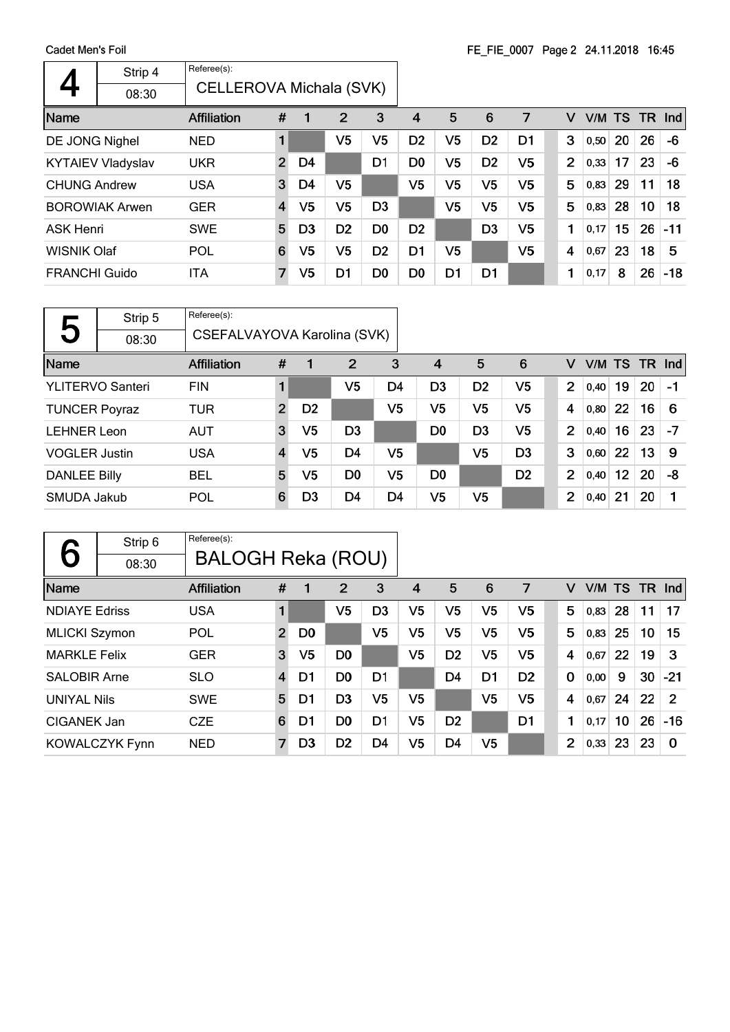Cadet Men's Foil

FE_FIE_0007

## 4

Strip 4 | 08:30

Referee(s): CELLEROVA Michala (SVK)

| Name | Affiliation | # | 1 | 2 | 3 | 4 | 5 | 6 | 7 | V | V/M | TS | TR | Ind |
|---|---|---|---|---|---|---|---|---|---|---|---|---|---|---|
| DE JONG Nighel | NED | 1 | | V5 | V5 | D2 | V5 | D2 | D1 | 3 | 0,50 | 20 | 26 | -6 |
| KYTAIEV Vladyslav | UKR | 2 | D4 | | D1 | D0 | V5 | D2 | V5 | 2 | 0,33 | 17 | 23 | -6 |
| CHUNG Andrew | USA | 3 | D4 | V5 | | V5 | V5 | V5 | V5 | 5 | 0,83 | 29 | 11 | 18 |
| BOROWIAK Arwen | GER | 4 | V5 | V5 | D3 | | V5 | V5 | V5 | 5 | 0,83 | 28 | 10 | 18 |
| ASK Henri | SWE | 5 | D3 | D2 | D0 | D2 | | D3 | V5 | 1 | 0,17 | 15 | 26 | -11 |
| WISNIK Olaf | POL | 6 | V5 | V5 | D2 | D1 | V5 | | V5 | 4 | 0,67 | 23 | 18 | 5 |
| FRANCHI Guido | ITA | 7 | V5 | D1 | D0 | D0 | D1 | D1 | | 1 | 0,17 | 8 | 26 | -18 |

## 5

Strip 5 | 08:30

Referee(s): CSEFALVAYOVA Karolina (SVK)

| Name | Affiliation | # | 1 | 2 | 3 | 4 | 5 | 6 | V | V/M | TS | TR | Ind |
|---|---|---|---|---|---|---|---|---|---|---|---|---|---|
| YLITERVO Santeri | FIN | 1 | | V5 | D4 | D3 | D2 | V5 | 2 | 0,40 | 19 | 20 | -1 |
| TUNCER Poyraz | TUR | 2 | D2 | | V5 | V5 | V5 | V5 | 4 | 0,80 | 22 | 16 | 6 |
| LEHNER Leon | AUT | 3 | V5 | D3 | | D0 | D3 | V5 | 2 | 0,40 | 16 | 23 | -7 |
| VOGLER Justin | USA | 4 | V5 | D4 | V5 | | V5 | D3 | 3 | 0,60 | 22 | 13 | 9 |
| DANLEE Billy | BEL | 5 | V5 | D0 | V5 | D0 | | D2 | 2 | 0,40 | 12 | 20 | -8 |
| SMUDA Jakub | POL | 6 | D3 | D4 | D4 | V5 | V5 | | 2 | 0,40 | 21 | 20 | 1 |

## 6

Strip 6 | 08:30

Referee(s): BALOGH Reka (ROU)

| Name | Affiliation | # | 1 | 2 | 3 | 4 | 5 | 6 | 7 | V | V/M | TS | TR | Ind |
|---|---|---|---|---|---|---|---|---|---|---|---|---|---|---|
| NDIAYE Edriss | USA | 1 | | V5 | D3 | V5 | V5 | V5 | V5 | 5 | 0,83 | 28 | 11 | 17 |
| MLICKI Szymon | POL | 2 | D0 | | V5 | V5 | V5 | V5 | V5 | 5 | 0,83 | 25 | 10 | 15 |
| MARKLE Felix | GER | 3 | V5 | D0 | | V5 | D2 | V5 | V5 | 4 | 0,67 | 22 | 19 | 3 |
| SALOBIR Arne | SLO | 4 | D1 | D0 | D1 | | D4 | D1 | D2 | 0 | 0,00 | 9 | 30 | -21 |
| UNIYAL Nils | SWE | 5 | D1 | D3 | V5 | V5 | | V5 | V5 | 4 | 0,67 | 24 | 22 | 2 |
| CIGANEK Jan | CZE | 6 | D1 | D0 | D1 | V5 | D2 | | D1 | 1 | 0,17 | 10 | 26 | -16 |
| KOWALCZYK Fynn | NED | 7 | D3 | D2 | D4 | V5 | D4 | V5 | | 2 | 0,33 | 23 | 23 | 0 |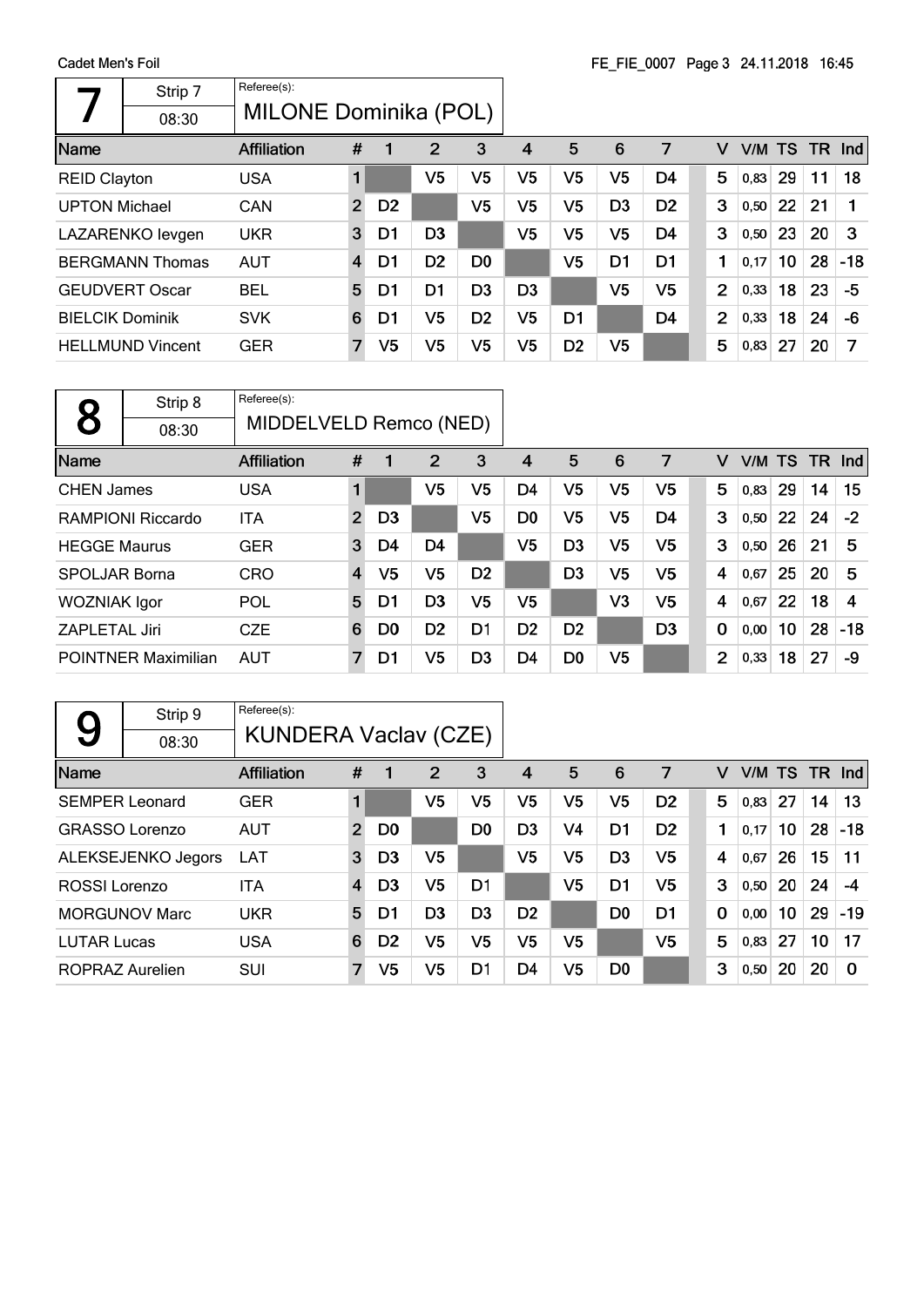## 7

Strip 7 — 08:30

Referee(s): MILONE Dominika (POL)

| Name | Affiliation | # | 1 | 2 | 3 | 4 | 5 | 6 | 7 | V | V/M | TS | TR | Ind |
|---|---|---|---|---|---|---|---|---|---|---|---|---|---|---|
| REID Clayton | USA | 1 | | V5 | V5 | V5 | V5 | V5 | D4 | 5 | 0,83 | 29 | 11 | 18 |
| UPTON Michael | CAN | 2 | D2 | | V5 | V5 | V5 | D3 | D2 | 3 | 0,50 | 22 | 21 | 1 |
| LAZARENKO Ievgen | UKR | 3 | D1 | D3 | | V5 | V5 | V5 | D4 | 3 | 0,50 | 23 | 20 | 3 |
| BERGMANN Thomas | AUT | 4 | D1 | D2 | D0 | | V5 | D1 | D1 | 1 | 0,17 | 10 | 28 | -18 |
| GEUDVERT Oscar | BEL | 5 | D1 | D1 | D3 | D3 | | V5 | V5 | 2 | 0,33 | 18 | 23 | -5 |
| BIELCIK Dominik | SVK | 6 | D1 | V5 | D2 | V5 | D1 | | D4 | 2 | 0,33 | 18 | 24 | -6 |
| HELLMUND Vincent | GER | 7 | V5 | V5 | V5 | V5 | D2 | V5 | | 5 | 0,83 | 27 | 20 | 7 |

## 8

Strip 8 — 08:30

Referee(s): MIDDELVELD Remco (NED)

| Name | Affiliation | # | 1 | 2 | 3 | 4 | 5 | 6 | 7 | V | V/M | TS | TR | Ind |
|---|---|---|---|---|---|---|---|---|---|---|---|---|---|---|
| CHEN James | USA | 1 | | V5 | V5 | D4 | V5 | V5 | V5 | 5 | 0,83 | 29 | 14 | 15 |
| RAMPIONI Riccardo | ITA | 2 | D3 | | V5 | D0 | V5 | V5 | D4 | 3 | 0,50 | 22 | 24 | -2 |
| HEGGE Maurus | GER | 3 | D4 | D4 | | V5 | D3 | V5 | V5 | 3 | 0,50 | 26 | 21 | 5 |
| SPOLJAR Borna | CRO | 4 | V5 | V5 | D2 | | D3 | V5 | V5 | 4 | 0,67 | 25 | 20 | 5 |
| WOZNIAK Igor | POL | 5 | D1 | D3 | V5 | V5 | | V3 | V5 | 4 | 0,67 | 22 | 18 | 4 |
| ZAPLETAL Jiri | CZE | 6 | D0 | D2 | D1 | D2 | D2 | | D3 | 0 | 0,00 | 10 | 28 | -18 |
| POINTNER Maximilian | AUT | 7 | D1 | V5 | D3 | D4 | D0 | V5 | | 2 | 0,33 | 18 | 27 | -9 |

## 9

Strip 9 — 08:30

Referee(s): KUNDERA Vaclav (CZE)

| Name | Affiliation | # | 1 | 2 | 3 | 4 | 5 | 6 | 7 | V | V/M | TS | TR | Ind |
|---|---|---|---|---|---|---|---|---|---|---|---|---|---|---|
| SEMPER Leonard | GER | 1 | | V5 | V5 | V5 | V5 | V5 | D2 | 5 | 0,83 | 27 | 14 | 13 |
| GRASSO Lorenzo | AUT | 2 | D0 | | D0 | D3 | V4 | D1 | D2 | 1 | 0,17 | 10 | 28 | -18 |
| ALEKSEJENKO Jegors | LAT | 3 | D3 | V5 | | V5 | V5 | D3 | V5 | 4 | 0,67 | 26 | 15 | 11 |
| ROSSI Lorenzo | ITA | 4 | D3 | V5 | D1 | | V5 | D1 | V5 | 3 | 0,50 | 20 | 24 | -4 |
| MORGUNOV Marc | UKR | 5 | D1 | D3 | D3 | D2 | | D0 | D1 | 0 | 0,00 | 10 | 29 | -19 |
| LUTAR Lucas | USA | 6 | D2 | V5 | V5 | V5 | V5 | | V5 | 5 | 0,83 | 27 | 10 | 17 |
| ROPRAZ Aurelien | SUI | 7 | V5 | V5 | D1 | D4 | V5 | D0 | | 3 | 0,50 | 20 | 20 | 0 |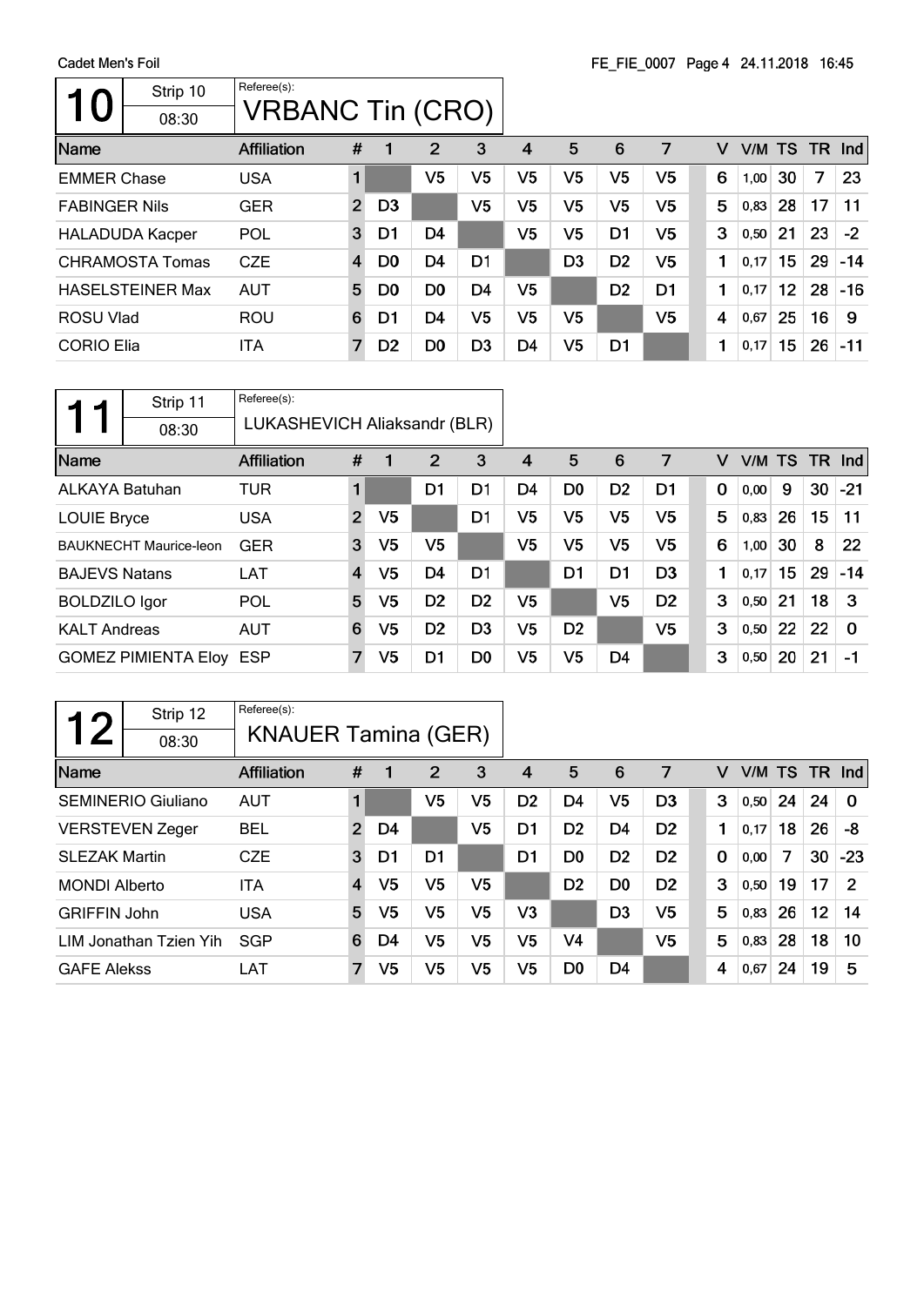Cadet Men's Foil

FE_FIE_0007 24.11.2018 16:45

## 10 — Strip 10 — 08:30

Referee(s): VRBANC Tin (CRO)

| Name | Affiliation | # | 1 | 2 | 3 | 4 | 5 | 6 | 7 | V | V/M | TS | TR | Ind |
|---|---|---|---|---|---|---|---|---|---|---|---|---|---|---|
| EMMER Chase | USA | 1 | | V5 | V5 | V5 | V5 | V5 | V5 | 6 | 1,00 | 30 | 7 | 23 |
| FABINGER Nils | GER | 2 | D3 | | V5 | V5 | V5 | V5 | V5 | 5 | 0,83 | 28 | 17 | 11 |
| HALADUDA Kacper | POL | 3 | D1 | D4 | | V5 | V5 | D1 | V5 | 3 | 0,50 | 21 | 23 | -2 |
| CHRAMOSTA Tomas | CZE | 4 | D0 | D4 | D1 | | D3 | D2 | V5 | 1 | 0,17 | 15 | 29 | -14 |
| HASELSTEINER Max | AUT | 5 | D0 | D0 | D4 | V5 | | D2 | D1 | 1 | 0,17 | 12 | 28 | -16 |
| ROSU Vlad | ROU | 6 | D1 | D4 | V5 | V5 | V5 | | V5 | 4 | 0,67 | 25 | 16 | 9 |
| CORIO Elia | ITA | 7 | D2 | D0 | D3 | D4 | V5 | D1 | | 1 | 0,17 | 15 | 26 | -11 |

## 11 — Strip 11 — 08:30

Referee(s): LUKASHEVICH Aliaksandr (BLR)

| Name | Affiliation | # | 1 | 2 | 3 | 4 | 5 | 6 | 7 | V | V/M | TS | TR | Ind |
|---|---|---|---|---|---|---|---|---|---|---|---|---|---|---|
| ALKAYA Batuhan | TUR | 1 | | D1 | D1 | D4 | D0 | D2 | D1 | 0 | 0,00 | 9 | 30 | -21 |
| LOUIE Bryce | USA | 2 | V5 | | D1 | V5 | V5 | V5 | V5 | 5 | 0,83 | 26 | 15 | 11 |
| BAUKNECHT Maurice-leon | GER | 3 | V5 | V5 | | V5 | V5 | V5 | V5 | 6 | 1,00 | 30 | 8 | 22 |
| BAJEVS Natans | LAT | 4 | V5 | D4 | D1 | | D1 | D1 | D3 | 1 | 0,17 | 15 | 29 | -14 |
| BOLDZILO Igor | POL | 5 | V5 | D2 | D2 | V5 | | V5 | D2 | 3 | 0,50 | 21 | 18 | 3 |
| KALT Andreas | AUT | 6 | V5 | D2 | D3 | V5 | D2 | | V5 | 3 | 0,50 | 22 | 22 | 0 |
| GOMEZ PIMIENTA Eloy | ESP | 7 | V5 | D1 | D0 | V5 | V5 | D4 | | 3 | 0,50 | 20 | 21 | -1 |

## 12 — Strip 12 — 08:30

Referee(s): KNAUER Tamina (GER)

| Name | Affiliation | # | 1 | 2 | 3 | 4 | 5 | 6 | 7 | V | V/M | TS | TR | Ind |
|---|---|---|---|---|---|---|---|---|---|---|---|---|---|---|
| SEMINERIO Giuliano | AUT | 1 | | V5 | V5 | D2 | D4 | V5 | D3 | 3 | 0,50 | 24 | 24 | 0 |
| VERSTEVEN Zeger | BEL | 2 | D4 | | V5 | D1 | D2 | D4 | D2 | 1 | 0,17 | 18 | 26 | -8 |
| SLEZAK Martin | CZE | 3 | D1 | D1 | | D1 | D0 | D2 | D2 | 0 | 0,00 | 7 | 30 | -23 |
| MONDI Alberto | ITA | 4 | V5 | V5 | V5 | | D2 | D0 | D2 | 3 | 0,50 | 19 | 17 | 2 |
| GRIFFIN John | USA | 5 | V5 | V5 | V5 | V3 | | D3 | V5 | 5 | 0,83 | 26 | 12 | 14 |
| LIM Jonathan Tzien Yih | SGP | 6 | D4 | V5 | V5 | V5 | V4 | | V5 | 5 | 0,83 | 28 | 18 | 10 |
| GAFE Alekss | LAT | 7 | V5 | V5 | V5 | V5 | D0 | D4 | | 4 | 0,67 | 24 | 19 | 5 |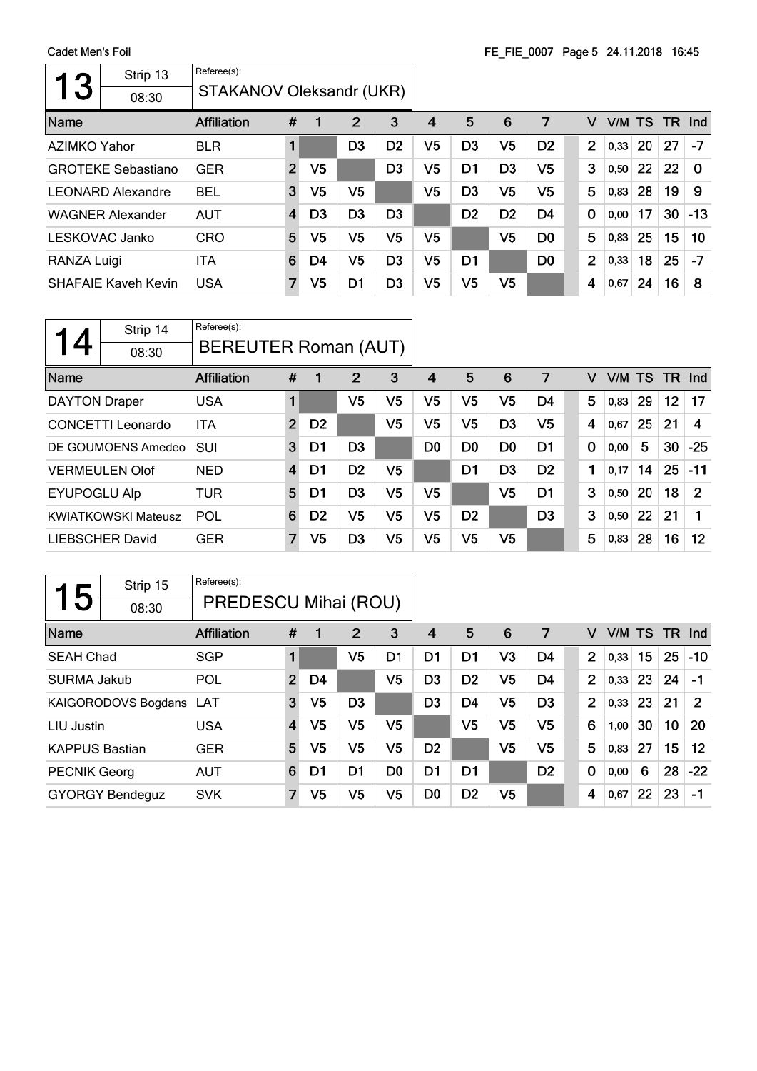## 13 — Strip 13 — 08:30

Referee(s): STAKANOV Oleksandr (UKR)

| Name | Affiliation | # | 1 | 2 | 3 | 4 | 5 | 6 | 7 | V | V/M | TS | TR | Ind |
|---|---|---|---|---|---|---|---|---|---|---|---|---|---|---|
| AZIMKO Yahor | BLR | 1 | | D3 | D2 | V5 | D3 | V5 | D2 | 2 | 0,33 | 20 | 27 | -7 |
| GROTEKE Sebastiano | GER | 2 | V5 | | D3 | V5 | D1 | D3 | V5 | 3 | 0,50 | 22 | 22 | 0 |
| LEONARD Alexandre | BEL | 3 | V5 | V5 | | V5 | D3 | V5 | V5 | 5 | 0,83 | 28 | 19 | 9 |
| WAGNER Alexander | AUT | 4 | D3 | D3 | D3 | | D2 | D2 | D4 | 0 | 0,00 | 17 | 30 | -13 |
| LESKOVAC Janko | CRO | 5 | V5 | V5 | V5 | V5 | | V5 | D0 | 5 | 0,83 | 25 | 15 | 10 |
| RANZA Luigi | ITA | 6 | D4 | V5 | D3 | V5 | D1 | | D0 | 2 | 0,33 | 18 | 25 | -7 |
| SHAFAIE Kaveh Kevin | USA | 7 | V5 | D1 | D3 | V5 | V5 | V5 | | 4 | 0,67 | 24 | 16 | 8 |

## 14 — Strip 14 — 08:30

Referee(s): BEREUTER Roman (AUT)

| Name | Affiliation | # | 1 | 2 | 3 | 4 | 5 | 6 | 7 | V | V/M | TS | TR | Ind |
|---|---|---|---|---|---|---|---|---|---|---|---|---|---|---|
| DAYTON Draper | USA | 1 | | V5 | V5 | V5 | V5 | V5 | D4 | 5 | 0,83 | 29 | 12 | 17 |
| CONCETTI Leonardo | ITA | 2 | D2 | | V5 | V5 | V5 | D3 | V5 | 4 | 0,67 | 25 | 21 | 4 |
| DE GOUMOENS Amedeo | SUI | 3 | D1 | D3 | | D0 | D0 | D0 | D1 | 0 | 0,00 | 5 | 30 | -25 |
| VERMEULEN Olof | NED | 4 | D1 | D2 | V5 | | D1 | D3 | D2 | 1 | 0,17 | 14 | 25 | -11 |
| EYUPOGLU Alp | TUR | 5 | D1 | D3 | V5 | V5 | | V5 | D1 | 3 | 0,50 | 20 | 18 | 2 |
| KWIATKOWSKI Mateusz | POL | 6 | D2 | V5 | V5 | V5 | D2 | | D3 | 3 | 0,50 | 22 | 21 | 1 |
| LIEBSCHER David | GER | 7 | V5 | D3 | V5 | V5 | V5 | V5 | | 5 | 0,83 | 28 | 16 | 12 |

## 15 — Strip 15 — 08:30

Referee(s): PREDESCU Mihai (ROU)

| Name | Affiliation | # | 1 | 2 | 3 | 4 | 5 | 6 | 7 | V | V/M | TS | TR | Ind |
|---|---|---|---|---|---|---|---|---|---|---|---|---|---|---|
| SEAH Chad | SGP | 1 | | V5 | D1 | D1 | D1 | V3 | D4 | 2 | 0,33 | 15 | 25 | -10 |
| SURMA Jakub | POL | 2 | D4 | | V5 | D3 | D2 | V5 | D4 | 2 | 0,33 | 23 | 24 | -1 |
| KAIGORODOVS Bogdans | LAT | 3 | V5 | D3 | | D3 | D4 | V5 | D3 | 2 | 0,33 | 23 | 21 | 2 |
| LIU Justin | USA | 4 | V5 | V5 | V5 | | V5 | V5 | V5 | 6 | 1,00 | 30 | 10 | 20 |
| KAPPUS Bastian | GER | 5 | V5 | V5 | V5 | D2 | | V5 | V5 | 5 | 0,83 | 27 | 15 | 12 |
| PECNIK Georg | AUT | 6 | D1 | D1 | D0 | D1 | D1 | | D2 | 0 | 0,00 | 6 | 28 | -22 |
| GYORGY Bendeguz | SVK | 7 | V5 | V5 | V5 | D0 | D2 | V5 | | 4 | 0,67 | 22 | 23 | -1 |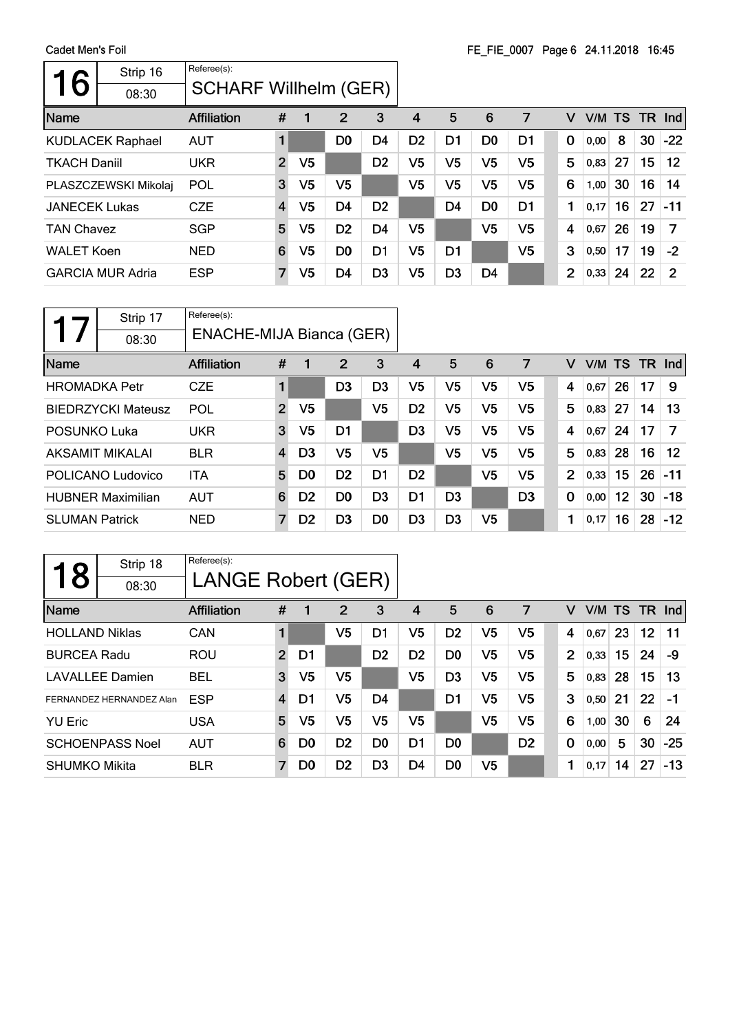Cadet Men's Foil

FE_FIE_0007

## 16

Strip 16 — 08:30

Referee(s): SCHARF Willhelm (GER)

| Name | Affiliation | # | 1 | 2 | 3 | 4 | 5 | 6 | 7 | V | V/M | TS | TR | Ind |
|---|---|---|---|---|---|---|---|---|---|---|---|---|---|---|
| KUDLACEK Raphael | AUT | 1 | | D0 | D4 | D2 | D1 | D0 | D1 | 0 | 0,00 | 8 | 30 | -22 |
| TKACH Daniil | UKR | 2 | V5 | | D2 | V5 | V5 | V5 | V5 | 5 | 0,83 | 27 | 15 | 12 |
| PLASZCZEWSKI Mikolaj | POL | 3 | V5 | V5 | | V5 | V5 | V5 | V5 | 6 | 1,00 | 30 | 16 | 14 |
| JANECEK Lukas | CZE | 4 | V5 | D4 | D2 | | D4 | D0 | D1 | 1 | 0,17 | 16 | 27 | -11 |
| TAN Chavez | SGP | 5 | V5 | D2 | D4 | V5 | | V5 | V5 | 4 | 0,67 | 26 | 19 | 7 |
| WALET Koen | NED | 6 | V5 | D0 | D1 | V5 | D1 | | V5 | 3 | 0,50 | 17 | 19 | -2 |
| GARCIA MUR Adria | ESP | 7 | V5 | D4 | D3 | V5 | D3 | D4 | | 2 | 0,33 | 24 | 22 | 2 |

## 17

Strip 17 — 08:30

Referee(s): ENACHE-MIJA Bianca (GER)

| Name | Affiliation | # | 1 | 2 | 3 | 4 | 5 | 6 | 7 | V | V/M | TS | TR | Ind |
|---|---|---|---|---|---|---|---|---|---|---|---|---|---|---|
| HROMADKA Petr | CZE | 1 | | D3 | D3 | V5 | V5 | V5 | V5 | 4 | 0,67 | 26 | 17 | 9 |
| BIEDRZYCKI Mateusz | POL | 2 | V5 | | V5 | D2 | V5 | V5 | V5 | 5 | 0,83 | 27 | 14 | 13 |
| POSUNKO Luka | UKR | 3 | V5 | D1 | | D3 | V5 | V5 | V5 | 4 | 0,67 | 24 | 17 | 7 |
| AKSAMIT MIKALAI | BLR | 4 | D3 | V5 | V5 | | V5 | V5 | V5 | 5 | 0,83 | 28 | 16 | 12 |
| POLICANO Ludovico | ITA | 5 | D0 | D2 | D1 | D2 | | V5 | V5 | 2 | 0,33 | 15 | 26 | -11 |
| HUBNER Maximilian | AUT | 6 | D2 | D0 | D3 | D1 | D3 | | D3 | 0 | 0,00 | 12 | 30 | -18 |
| SLUMAN Patrick | NED | 7 | D2 | D3 | D0 | D3 | D3 | V5 | | 1 | 0,17 | 16 | 28 | -12 |

## 18

Strip 18 — 08:30

Referee(s): LANGE Robert (GER)

| Name | Affiliation | # | 1 | 2 | 3 | 4 | 5 | 6 | 7 | V | V/M | TS | TR | Ind |
|---|---|---|---|---|---|---|---|---|---|---|---|---|---|---|
| HOLLAND Niklas | CAN | 1 | | V5 | D1 | V5 | D2 | V5 | V5 | 4 | 0,67 | 23 | 12 | 11 |
| BURCEA Radu | ROU | 2 | D1 | | D2 | D2 | D0 | V5 | V5 | 2 | 0,33 | 15 | 24 | -9 |
| LAVALLEE Damien | BEL | 3 | V5 | V5 | | V5 | D3 | V5 | V5 | 5 | 0,83 | 28 | 15 | 13 |
| FERNANDEZ HERNANDEZ Alan | ESP | 4 | D1 | V5 | D4 | | D1 | V5 | V5 | 3 | 0,50 | 21 | 22 | -1 |
| YU Eric | USA | 5 | V5 | V5 | V5 | V5 | | V5 | V5 | 6 | 1,00 | 30 | 6 | 24 |
| SCHOENPASS Noel | AUT | 6 | D0 | D2 | D0 | D1 | D0 | | D2 | 0 | 0,00 | 5 | 30 | -25 |
| SHUMKO Mikita | BLR | 7 | D0 | D2 | D3 | D4 | D0 | V5 | | 1 | 0,17 | 14 | 27 | -13 |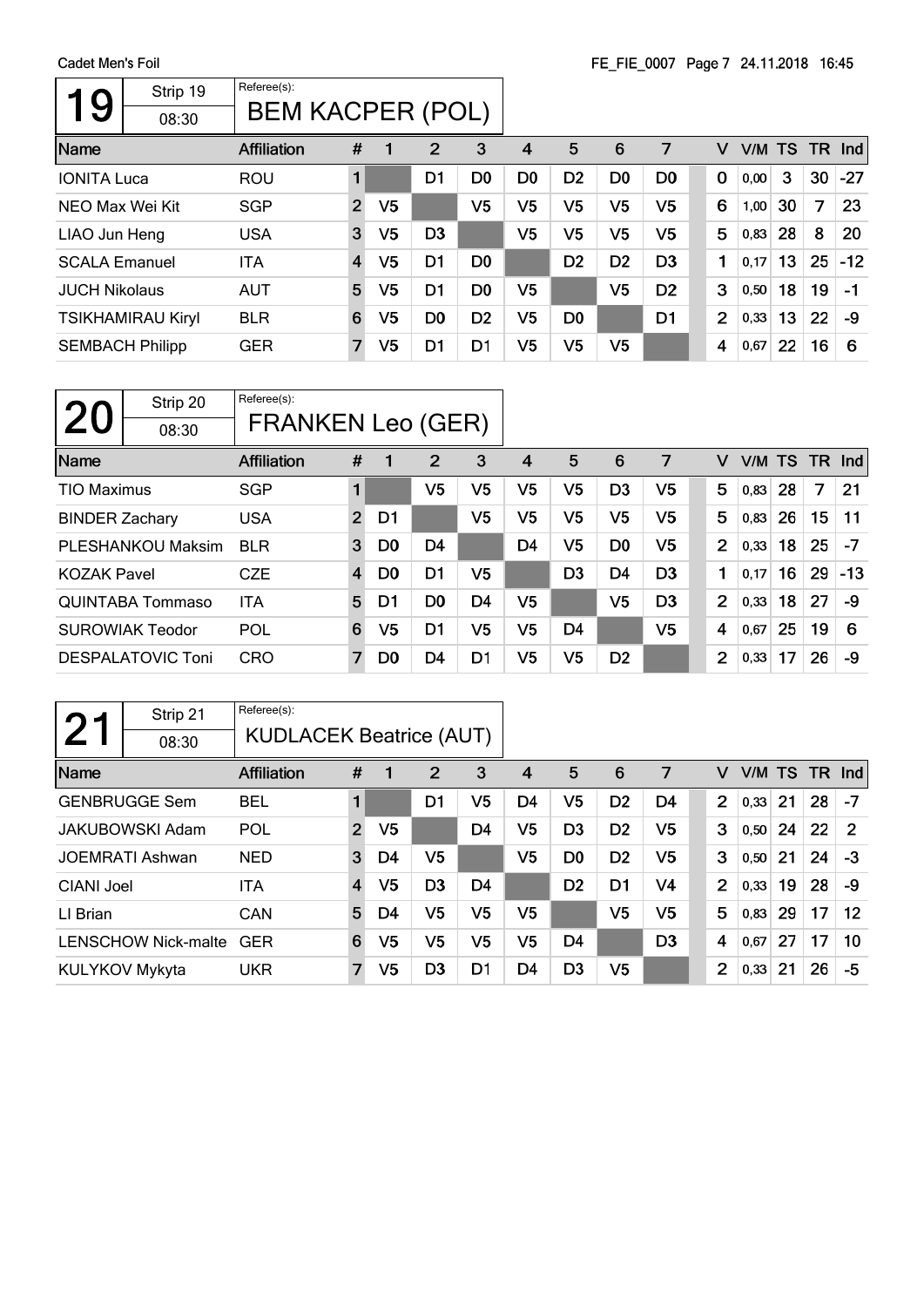Cadet Men's Foil

FE_FIE_0007 Page 7 24.11.2018 16:45

## 19

Strip 19 — 08:30

Referee(s): BEM KACPER (POL)

| Name | Affiliation | # | 1 | 2 | 3 | 4 | 5 | 6 | 7 | V | V/M | TS | TR | Ind |
|---|---|---|---|---|---|---|---|---|---|---|---|---|---|---|
| IONITA Luca | ROU | 1 | | D1 | D0 | D0 | D2 | D0 | D0 | 0 | 0,00 | 3 | 30 | -27 |
| NEO Max Wei Kit | SGP | 2 | V5 | | V5 | V5 | V5 | V5 | V5 | 6 | 1,00 | 30 | 7 | 23 |
| LIAO Jun Heng | USA | 3 | V5 | D3 | | V5 | V5 | V5 | V5 | 5 | 0,83 | 28 | 8 | 20 |
| SCALA Emanuel | ITA | 4 | V5 | D1 | D0 | | D2 | D2 | D3 | 1 | 0,17 | 13 | 25 | -12 |
| JUCH Nikolaus | AUT | 5 | V5 | D1 | D0 | V5 | | V5 | D2 | 3 | 0,50 | 18 | 19 | -1 |
| TSIKHAMIRAU Kiryl | BLR | 6 | V5 | D0 | D2 | V5 | D0 | | D1 | 2 | 0,33 | 13 | 22 | -9 |
| SEMBACH Philipp | GER | 7 | V5 | D1 | D1 | V5 | V5 | V5 | | 4 | 0,67 | 22 | 16 | 6 |

## 20

Strip 20 — 08:30

Referee(s): FRANKEN Leo (GER)

| Name | Affiliation | # | 1 | 2 | 3 | 4 | 5 | 6 | 7 | V | V/M | TS | TR | Ind |
|---|---|---|---|---|---|---|---|---|---|---|---|---|---|---|
| TIO Maximus | SGP | 1 | | V5 | V5 | V5 | V5 | D3 | V5 | 5 | 0,83 | 28 | 7 | 21 |
| BINDER Zachary | USA | 2 | D1 | | V5 | V5 | V5 | V5 | V5 | 5 | 0,83 | 26 | 15 | 11 |
| PLESHANKOU Maksim | BLR | 3 | D0 | D4 | | D4 | V5 | D0 | V5 | 2 | 0,33 | 18 | 25 | -7 |
| KOZAK Pavel | CZE | 4 | D0 | D1 | V5 | | D3 | D4 | D3 | 1 | 0,17 | 16 | 29 | -13 |
| QUINTABA Tommaso | ITA | 5 | D1 | D0 | D4 | V5 | | V5 | D3 | 2 | 0,33 | 18 | 27 | -9 |
| SUROWIAK Teodor | POL | 6 | V5 | D1 | V5 | V5 | D4 | | V5 | 4 | 0,67 | 25 | 19 | 6 |
| DESPALATOVIC Toni | CRO | 7 | D0 | D4 | D1 | V5 | V5 | D2 | | 2 | 0,33 | 17 | 26 | -9 |

## 21

Strip 21 — 08:30

Referee(s): KUDLACEK Beatrice (AUT)

| Name | Affiliation | # | 1 | 2 | 3 | 4 | 5 | 6 | 7 | V | V/M | TS | TR | Ind |
|---|---|---|---|---|---|---|---|---|---|---|---|---|---|---|
| GENBRUGGE Sem | BEL | 1 | | D1 | V5 | D4 | V5 | D2 | D4 | 2 | 0,33 | 21 | 28 | -7 |
| JAKUBOWSKI Adam | POL | 2 | V5 | | D4 | V5 | D3 | D2 | V5 | 3 | 0,50 | 24 | 22 | 2 |
| JOEMRATI Ashwan | NED | 3 | D4 | V5 | | V5 | D0 | D2 | V5 | 3 | 0,50 | 21 | 24 | -3 |
| CIANI Joel | ITA | 4 | V5 | D3 | D4 | | D2 | D1 | V4 | 2 | 0,33 | 19 | 28 | -9 |
| LI Brian | CAN | 5 | D4 | V5 | V5 | V5 | | V5 | V5 | 5 | 0,83 | 29 | 17 | 12 |
| LENSCHOW Nick-malte | GER | 6 | V5 | V5 | V5 | V5 | D4 | | D3 | 4 | 0,67 | 27 | 17 | 10 |
| KULYKOV Mykyta | UKR | 7 | V5 | D3 | D1 | D4 | D3 | V5 | | 2 | 0,33 | 21 | 26 | -5 |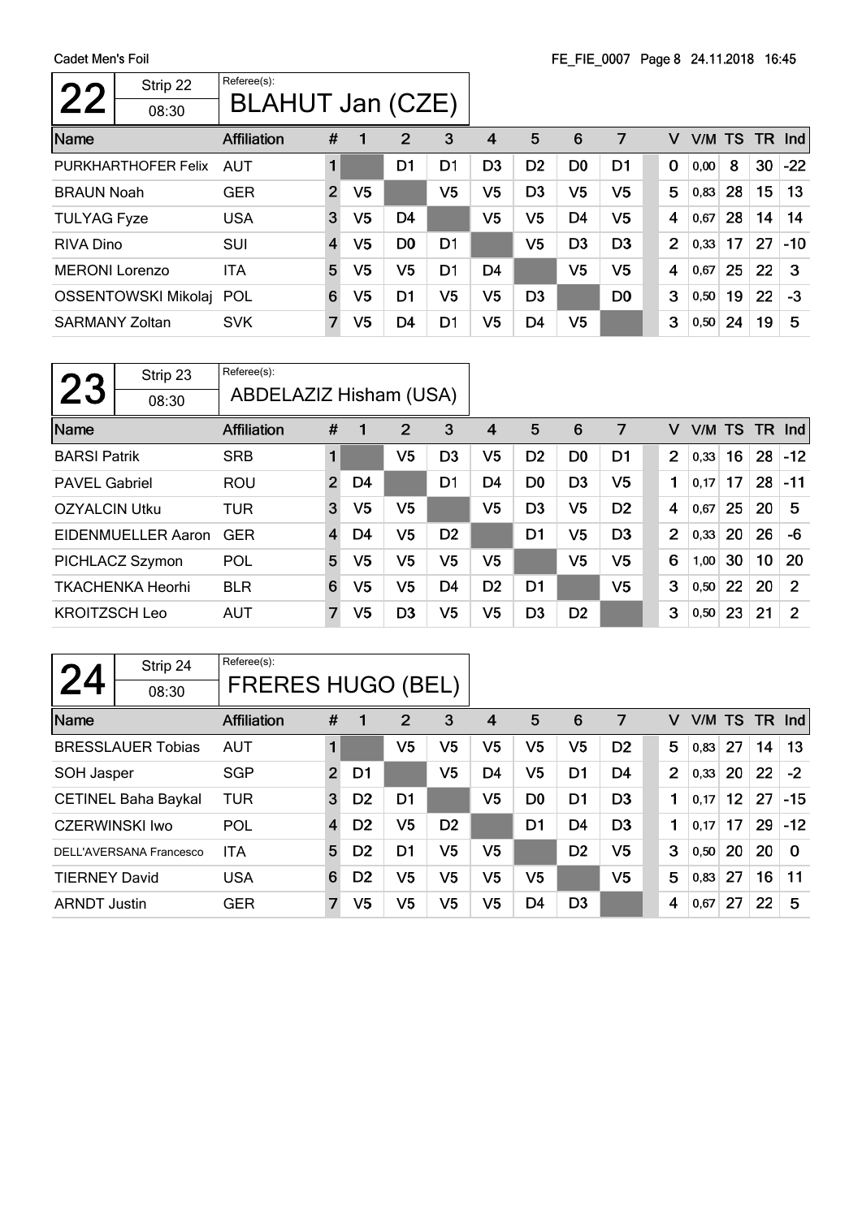## 22 — Strip 22 — 08:30

Referee(s): BLAHUT Jan (CZE)

| Name | Affiliation | # | 1 | 2 | 3 | 4 | 5 | 6 | 7 | V | V/M | TS | TR | Ind |
|---|---|---|---|---|---|---|---|---|---|---|---|---|---|---|
| PURKHARTHOFER Felix | AUT | 1 | | D1 | D1 | D3 | D2 | D0 | D1 | 0 | 0,00 | 8 | 30 | -22 |
| BRAUN Noah | GER | 2 | V5 | | V5 | V5 | D3 | V5 | V5 | 5 | 0,83 | 28 | 15 | 13 |
| TULYAG Fyze | USA | 3 | V5 | D4 | | V5 | V5 | D4 | V5 | 4 | 0,67 | 28 | 14 | 14 |
| RIVA Dino | SUI | 4 | V5 | D0 | D1 | | V5 | D3 | D3 | 2 | 0,33 | 17 | 27 | -10 |
| MERONI Lorenzo | ITA | 5 | V5 | V5 | D1 | D4 | | V5 | V5 | 4 | 0,67 | 25 | 22 | 3 |
| OSSENTOWSKI Mikolaj | POL | 6 | V5 | D1 | V5 | V5 | D3 | | D0 | 3 | 0,50 | 19 | 22 | -3 |
| SARMANY Zoltan | SVK | 7 | V5 | D4 | D1 | V5 | D4 | V5 | | 3 | 0,50 | 24 | 19 | 5 |

## 23 — Strip 23 — 08:30

Referee(s): ABDELAZIZ Hisham (USA)

| Name | Affiliation | # | 1 | 2 | 3 | 4 | 5 | 6 | 7 | V | V/M | TS | TR | Ind |
|---|---|---|---|---|---|---|---|---|---|---|---|---|---|---|
| BARSI Patrik | SRB | 1 | | V5 | D3 | V5 | D2 | D0 | D1 | 2 | 0,33 | 16 | 28 | -12 |
| PAVEL Gabriel | ROU | 2 | D4 | | D1 | D4 | D0 | D3 | V5 | 1 | 0,17 | 17 | 28 | -11 |
| OZYALCIN Utku | TUR | 3 | V5 | V5 | | V5 | D3 | V5 | D2 | 4 | 0,67 | 25 | 20 | 5 |
| EIDENMUELLER Aaron | GER | 4 | D4 | V5 | D2 | | D1 | V5 | D3 | 2 | 0,33 | 20 | 26 | -6 |
| PICHLACZ Szymon | POL | 5 | V5 | V5 | V5 | V5 | | V5 | V5 | 6 | 1,00 | 30 | 10 | 20 |
| TKACHENKA Heorhi | BLR | 6 | V5 | V5 | D4 | D2 | D1 | | V5 | 3 | 0,50 | 22 | 20 | 2 |
| KROITZSCH Leo | AUT | 7 | V5 | D3 | V5 | V5 | D3 | D2 | | 3 | 0,50 | 23 | 21 | 2 |

## 24 — Strip 24 — 08:30

Referee(s): FRERES HUGO (BEL)

| Name | Affiliation | # | 1 | 2 | 3 | 4 | 5 | 6 | 7 | V | V/M | TS | TR | Ind |
|---|---|---|---|---|---|---|---|---|---|---|---|---|---|---|
| BRESSLAUER Tobias | AUT | 1 | | V5 | V5 | V5 | V5 | V5 | D2 | 5 | 0,83 | 27 | 14 | 13 |
| SOH Jasper | SGP | 2 | D1 | | V5 | D4 | V5 | D1 | D4 | 2 | 0,33 | 20 | 22 | -2 |
| CETINEL Baha Baykal | TUR | 3 | D2 | D1 | | V5 | D0 | D1 | D3 | 1 | 0,17 | 12 | 27 | -15 |
| CZERWINSKI Iwo | POL | 4 | D2 | V5 | D2 | | D1 | D4 | D3 | 1 | 0,17 | 17 | 29 | -12 |
| DELL'AVERSANA Francesco | ITA | 5 | D2 | D1 | V5 | V5 | | D2 | V5 | 3 | 0,50 | 20 | 20 | 0 |
| TIERNEY David | USA | 6 | D2 | V5 | V5 | V5 | V5 | | V5 | 5 | 0,83 | 27 | 16 | 11 |
| ARNDT Justin | GER | 7 | V5 | V5 | V5 | V5 | D4 | D3 | | 4 | 0,67 | 27 | 22 | 5 |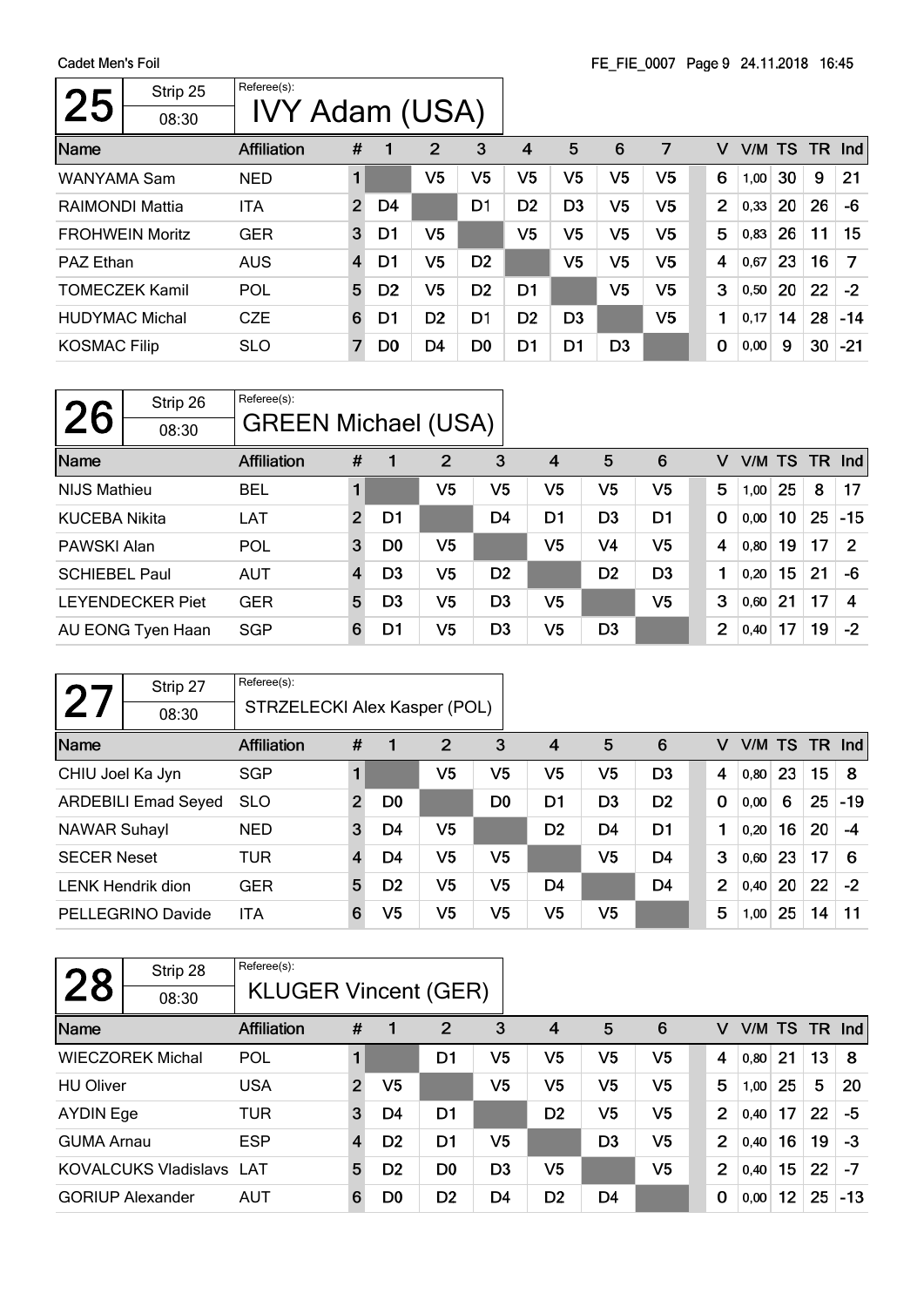Cadet Men's Foil

## 25

Strip 25 — 08:30

Referee(s): IVY Adam (USA)

| Name | Affiliation | # | 1 | 2 | 3 | 4 | 5 | 6 | 7 | V | V/M | TS | TR | Ind |
|---|---|---|---|---|---|---|---|---|---|---|---|---|---|---|
| WANYAMA Sam | NED | 1 | | V5 | V5 | V5 | V5 | V5 | V5 | 6 | 1,00 | 30 | 9 | 21 |
| RAIMONDI Mattia | ITA | 2 | D4 | | D1 | D2 | D3 | V5 | V5 | 2 | 0,33 | 20 | 26 | -6 |
| FROHWEIN Moritz | GER | 3 | D1 | V5 | | V5 | V5 | V5 | V5 | 5 | 0,83 | 26 | 11 | 15 |
| PAZ Ethan | AUS | 4 | D1 | V5 | D2 | | V5 | V5 | V5 | 4 | 0,67 | 23 | 16 | 7 |
| TOMECZEK Kamil | POL | 5 | D2 | V5 | D2 | D1 | | V5 | V5 | 3 | 0,50 | 20 | 22 | -2 |
| HUDYMAC Michal | CZE | 6 | D1 | D2 | D1 | D2 | D3 | | V5 | 1 | 0,17 | 14 | 28 | -14 |
| KOSMAC Filip | SLO | 7 | D0 | D4 | D0 | D1 | D1 | D3 | | 0 | 0,00 | 9 | 30 | -21 |

## 26

Strip 26 — 08:30

Referee(s): GREEN Michael (USA)

| Name | Affiliation | # | 1 | 2 | 3 | 4 | 5 | 6 | V | V/M | TS | TR | Ind |
|---|---|---|---|---|---|---|---|---|---|---|---|---|---|
| NIJS Mathieu | BEL | 1 | | V5 | V5 | V5 | V5 | V5 | 5 | 1,00 | 25 | 8 | 17 |
| KUCEBA Nikita | LAT | 2 | D1 | | D4 | D1 | D3 | D1 | 0 | 0,00 | 10 | 25 | -15 |
| PAWSKI Alan | POL | 3 | D0 | V5 | | V5 | V4 | V5 | 4 | 0,80 | 19 | 17 | 2 |
| SCHIEBEL Paul | AUT | 4 | D3 | V5 | D2 | | D2 | D3 | 1 | 0,20 | 15 | 21 | -6 |
| LEYENDECKER Piet | GER | 5 | D3 | V5 | D3 | V5 | | V5 | 3 | 0,60 | 21 | 17 | 4 |
| AU EONG Tyen Haan | SGP | 6 | D1 | V5 | D3 | V5 | D3 | | 2 | 0,40 | 17 | 19 | -2 |

## 27

Strip 27 — 08:30

Referee(s): STRZELECKI Alex Kasper (POL)

| Name | Affiliation | # | 1 | 2 | 3 | 4 | 5 | 6 | V | V/M | TS | TR | Ind |
|---|---|---|---|---|---|---|---|---|---|---|---|---|---|
| CHIU Joel Ka Jyn | SGP | 1 | | V5 | V5 | V5 | V5 | D3 | 4 | 0,80 | 23 | 15 | 8 |
| ARDEBILI Emad Seyed | SLO | 2 | D0 | | D0 | D1 | D3 | D2 | 0 | 0,00 | 6 | 25 | -19 |
| NAWAR Suhayl | NED | 3 | D4 | V5 | | D2 | D4 | D1 | 1 | 0,20 | 16 | 20 | -4 |
| SECER Neset | TUR | 4 | D4 | V5 | V5 | | V5 | D4 | 3 | 0,60 | 23 | 17 | 6 |
| LENK Hendrik dion | GER | 5 | D2 | V5 | V5 | D4 | | D4 | 2 | 0,40 | 20 | 22 | -2 |
| PELLEGRINO Davide | ITA | 6 | V5 | V5 | V5 | V5 | V5 | | 5 | 1,00 | 25 | 14 | 11 |

## 28

Strip 28 — 08:30

Referee(s): KLUGER Vincent (GER)

| Name | Affiliation | # | 1 | 2 | 3 | 4 | 5 | 6 | V | V/M | TS | TR | Ind |
|---|---|---|---|---|---|---|---|---|---|---|---|---|---|
| WIECZOREK Michal | POL | 1 | | D1 | V5 | V5 | V5 | V5 | 4 | 0,80 | 21 | 13 | 8 |
| HU Oliver | USA | 2 | V5 | | V5 | V5 | V5 | V5 | 5 | 1,00 | 25 | 5 | 20 |
| AYDIN Ege | TUR | 3 | D4 | D1 | | D2 | V5 | V5 | 2 | 0,40 | 17 | 22 | -5 |
| GUMA Arnau | ESP | 4 | D2 | D1 | V5 | | D3 | V5 | 2 | 0,40 | 16 | 19 | -3 |
| KOVALCUKS Vladislavs | LAT | 5 | D2 | D0 | D3 | V5 | | V5 | 2 | 0,40 | 15 | 22 | -7 |
| GORIUP Alexander | AUT | 6 | D0 | D2 | D4 | D2 | D4 | | 0 | 0,00 | 12 | 25 | -13 |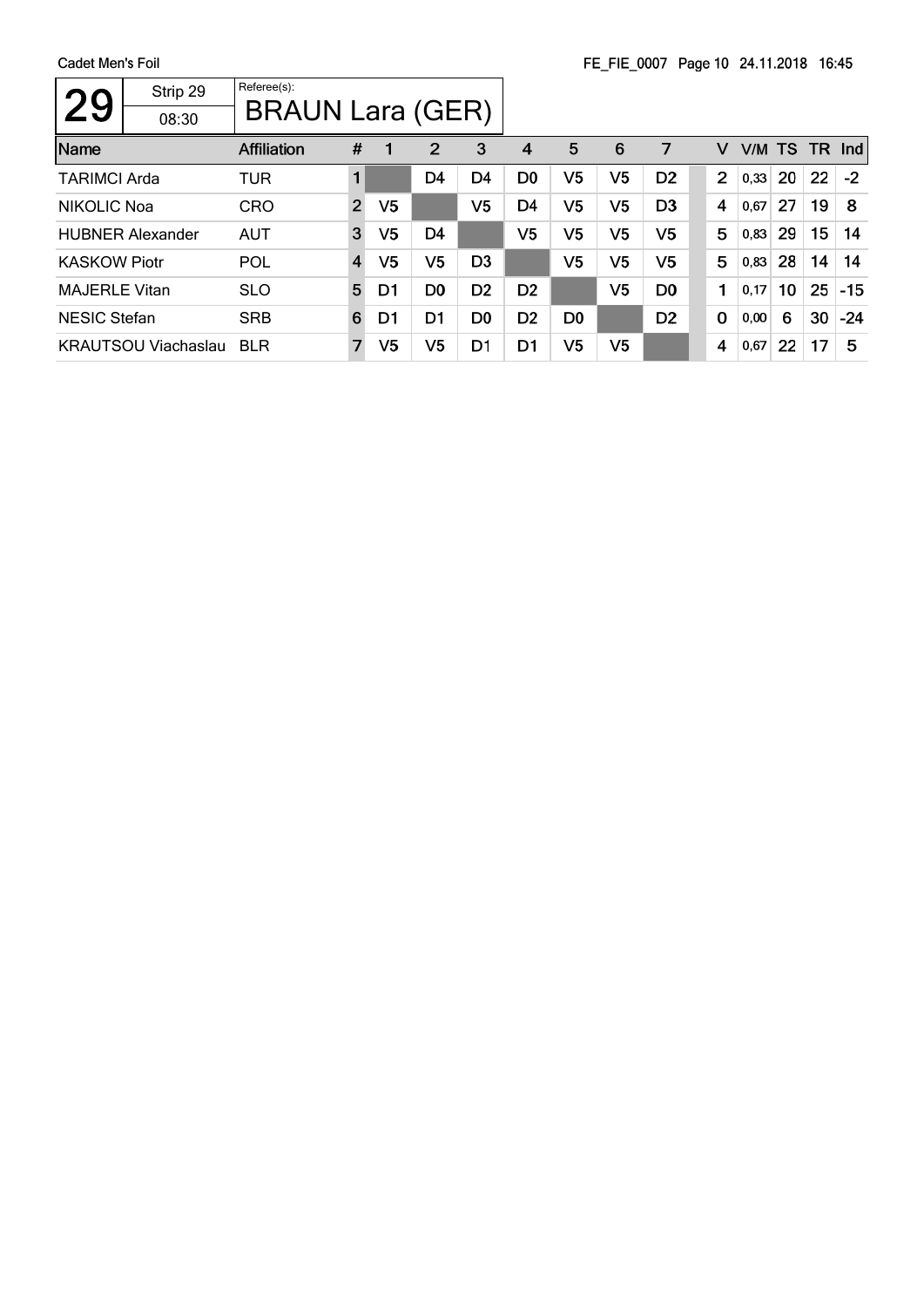Cadet Men's Foil

FE_FIE_0007 Page 10 24.11.2018 16:45

# 29

Strip 29

08:30

Referee(s):

## BRAUN Lara (GER)

| Name | Affiliation | # | 1 | 2 | 3 | 4 | 5 | 6 | 7 | | V | V/M | TS | TR | Ind |
|---|---|---|---|---|---|---|---|---|---|---|---|---|---|---|---|
| TARIMCI Arda | TUR | 1 | | D4 | D4 | D0 | V5 | V5 | D2 | | 2 | 0,33 | 20 | 22 | -2 |
| NIKOLIC Noa | CRO | 2 | V5 | | V5 | D4 | V5 | V5 | D3 | | 4 | 0,67 | 27 | 19 | 8 |
| HUBNER Alexander | AUT | 3 | V5 | D4 | | V5 | V5 | V5 | V5 | | 5 | 0,83 | 29 | 15 | 14 |
| KASKOW Piotr | POL | 4 | V5 | V5 | D3 | | V5 | V5 | V5 | | 5 | 0,83 | 28 | 14 | 14 |
| MAJERLE Vitan | SLO | 5 | D1 | D0 | D2 | D2 | | V5 | D0 | | 1 | 0,17 | 10 | 25 | -15 |
| NESIC Stefan | SRB | 6 | D1 | D1 | D0 | D2 | D0 | | D2 | | 0 | 0,00 | 6 | 30 | -24 |
| KRAUTSOU Viachaslau | BLR | 7 | V5 | V5 | D1 | D1 | V5 | V5 | | | 4 | 0,67 | 22 | 17 | 5 |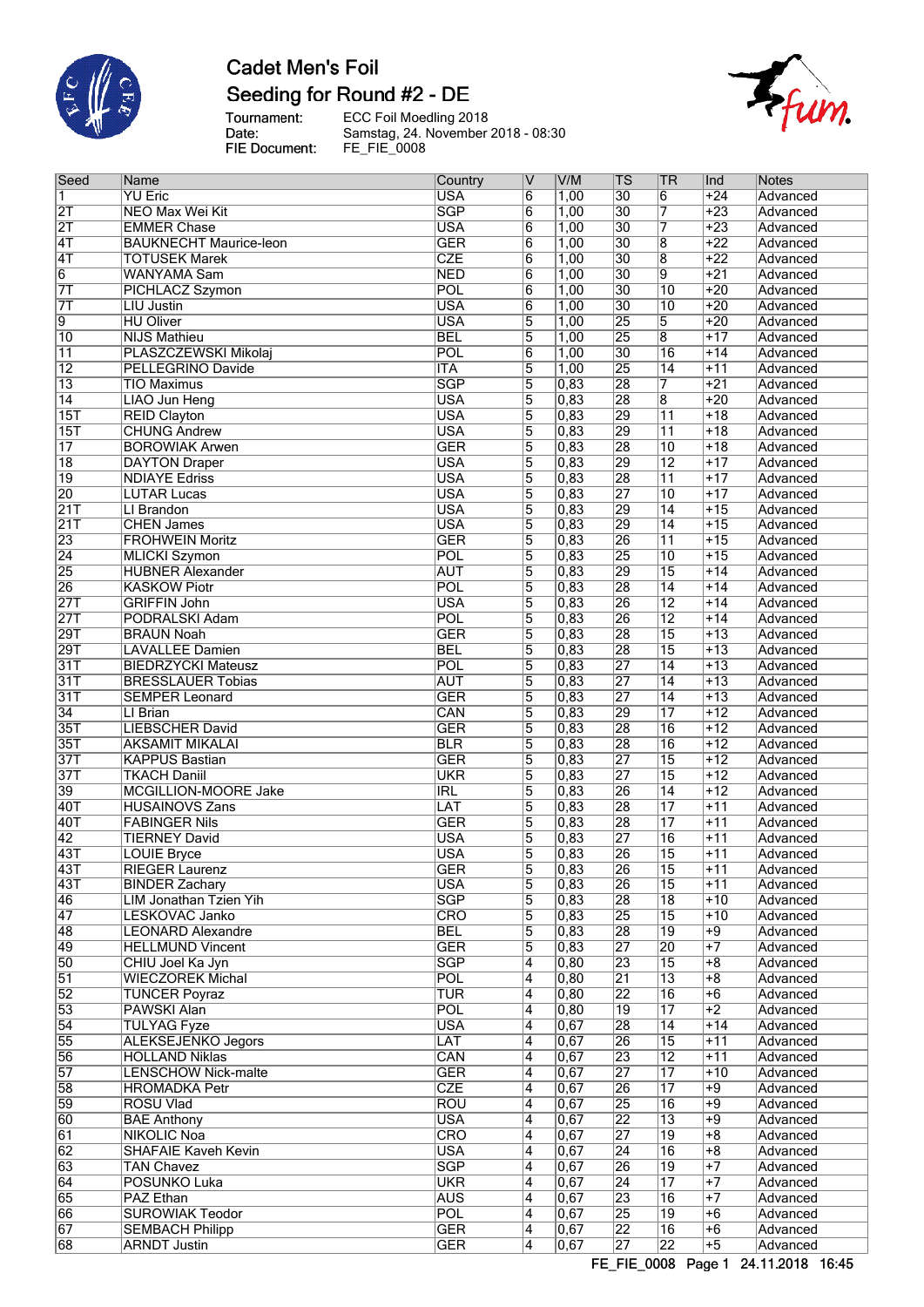# Cadet Men's Foil

## Seeding for Round #2 - DE

Tournament: ECC Foil Moedling 2018
Date: Samstag, 24. November 2018 - 08:30
FIE Document: FE_FIE_0008

| Seed | Name | Country | V | V/M | TS | TR | Ind | Notes |
|---|---|---|---|---|---|---|---|---|
| 1 | YU Eric | USA | 6 | 1,00 | 30 | 6 | +24 | Advanced |
| 2T | NEO Max Wei Kit | SGP | 6 | 1,00 | 30 | 7 | +23 | Advanced |
| 2T | EMMER Chase | USA | 6 | 1,00 | 30 | 7 | +23 | Advanced |
| 4T | BAUKNECHT Maurice-leon | GER | 6 | 1,00 | 30 | 8 | +22 | Advanced |
| 4T | TOTUSEK Marek | CZE | 6 | 1,00 | 30 | 8 | +22 | Advanced |
| 6 | WANYAMA Sam | NED | 6 | 1,00 | 30 | 9 | +21 | Advanced |
| 7T | PICHLACZ Szymon | POL | 6 | 1,00 | 30 | 10 | +20 | Advanced |
| 7T | LIU Justin | USA | 6 | 1,00 | 30 | 10 | +20 | Advanced |
| 9 | HU Oliver | USA | 5 | 1,00 | 25 | 5 | +20 | Advanced |
| 10 | NIJS Mathieu | BEL | 5 | 1,00 | 25 | 8 | +17 | Advanced |
| 11 | PLASZCZEWSKI Mikolaj | POL | 6 | 1,00 | 30 | 16 | +14 | Advanced |
| 12 | PELLEGRINO Davide | ITA | 5 | 1,00 | 25 | 14 | +11 | Advanced |
| 13 | TIO Maximus | SGP | 5 | 0,83 | 28 | 7 | +21 | Advanced |
| 14 | LIAO Jun Heng | USA | 5 | 0,83 | 28 | 8 | +20 | Advanced |
| 15T | REID Clayton | USA | 5 | 0,83 | 29 | 11 | +18 | Advanced |
| 15T | CHUNG Andrew | USA | 5 | 0,83 | 29 | 11 | +18 | Advanced |
| 17 | BOROWIAK Arwen | GER | 5 | 0,83 | 28 | 10 | +18 | Advanced |
| 18 | DAYTON Draper | USA | 5 | 0,83 | 29 | 12 | +17 | Advanced |
| 19 | NDIAYE Edriss | USA | 5 | 0,83 | 28 | 11 | +17 | Advanced |
| 20 | LUTAR Lucas | USA | 5 | 0,83 | 27 | 10 | +17 | Advanced |
| 21T | LI Brandon | USA | 5 | 0,83 | 29 | 14 | +15 | Advanced |
| 21T | CHEN James | USA | 5 | 0,83 | 29 | 14 | +15 | Advanced |
| 23 | FROHWEIN Moritz | GER | 5 | 0,83 | 26 | 11 | +15 | Advanced |
| 24 | MLICKI Szymon | POL | 5 | 0,83 | 25 | 10 | +15 | Advanced |
| 25 | HUBNER Alexander | AUT | 5 | 0,83 | 29 | 15 | +14 | Advanced |
| 26 | KASKOW Piotr | POL | 5 | 0,83 | 28 | 14 | +14 | Advanced |
| 27T | GRIFFIN John | USA | 5 | 0,83 | 26 | 12 | +14 | Advanced |
| 27T | PODRALSKI Adam | POL | 5 | 0,83 | 26 | 12 | +14 | Advanced |
| 29T | BRAUN Noah | GER | 5 | 0,83 | 28 | 15 | +13 | Advanced |
| 29T | LAVALLEE Damien | BEL | 5 | 0,83 | 28 | 15 | +13 | Advanced |
| 31T | BIEDRZYCKI Mateusz | POL | 5 | 0,83 | 27 | 14 | +13 | Advanced |
| 31T | BRESSLAUER Tobias | AUT | 5 | 0,83 | 27 | 14 | +13 | Advanced |
| 31T | SEMPER Leonard | GER | 5 | 0,83 | 27 | 14 | +13 | Advanced |
| 34 | LI Brian | CAN | 5 | 0,83 | 29 | 17 | +12 | Advanced |
| 35T | LIEBSCHER David | GER | 5 | 0,83 | 28 | 16 | +12 | Advanced |
| 35T | AKSAMIT MIKALAI | BLR | 5 | 0,83 | 28 | 16 | +12 | Advanced |
| 37T | KAPPUS Bastian | GER | 5 | 0,83 | 27 | 15 | +12 | Advanced |
| 37T | TKACH Daniil | UKR | 5 | 0,83 | 27 | 15 | +12 | Advanced |
| 39 | MCGILLION-MOORE Jake | IRL | 5 | 0,83 | 26 | 14 | +12 | Advanced |
| 40T | HUSAINOVS Zans | LAT | 5 | 0,83 | 28 | 17 | +11 | Advanced |
| 40T | FABINGER Nils | GER | 5 | 0,83 | 28 | 17 | +11 | Advanced |
| 42 | TIERNEY David | USA | 5 | 0,83 | 27 | 16 | +11 | Advanced |
| 43T | LOUIE Bryce | USA | 5 | 0,83 | 26 | 15 | +11 | Advanced |
| 43T | RIEGER Laurenz | GER | 5 | 0,83 | 26 | 15 | +11 | Advanced |
| 43T | BINDER Zachary | USA | 5 | 0,83 | 26 | 15 | +11 | Advanced |
| 46 | LIM Jonathan Tzien Yih | SGP | 5 | 0,83 | 28 | 18 | +10 | Advanced |
| 47 | LESKOVAC Janko | CRO | 5 | 0,83 | 25 | 15 | +10 | Advanced |
| 48 | LEONARD Alexandre | BEL | 5 | 0,83 | 28 | 19 | +9 | Advanced |
| 49 | HELLMUND Vincent | GER | 5 | 0,83 | 27 | 20 | +7 | Advanced |
| 50 | CHIU Joel Ka Jyn | SGP | 4 | 0,80 | 23 | 15 | +8 | Advanced |
| 51 | WIECZOREK Michal | POL | 4 | 0,80 | 21 | 13 | +8 | Advanced |
| 52 | TUNCER Poyraz | TUR | 4 | 0,80 | 22 | 16 | +6 | Advanced |
| 53 | PAWSKI Alan | POL | 4 | 0,80 | 19 | 17 | +2 | Advanced |
| 54 | TULYAG Fyze | USA | 4 | 0,67 | 28 | 14 | +14 | Advanced |
| 55 | ALEKSEJENKO Jegors | LAT | 4 | 0,67 | 26 | 15 | +11 | Advanced |
| 56 | HOLLAND Niklas | CAN | 4 | 0,67 | 23 | 12 | +11 | Advanced |
| 57 | LENSCHOW Nick-malte | GER | 4 | 0,67 | 27 | 17 | +10 | Advanced |
| 58 | HROMADKA Petr | CZE | 4 | 0,67 | 26 | 17 | +9 | Advanced |
| 59 | ROSU Vlad | ROU | 4 | 0,67 | 25 | 16 | +9 | Advanced |
| 60 | BAE Anthony | USA | 4 | 0,67 | 22 | 13 | +9 | Advanced |
| 61 | NIKOLIC Noa | CRO | 4 | 0,67 | 27 | 19 | +8 | Advanced |
| 62 | SHAFAIE Kaveh Kevin | USA | 4 | 0,67 | 24 | 16 | +8 | Advanced |
| 63 | TAN Chavez | SGP | 4 | 0,67 | 26 | 19 | +7 | Advanced |
| 64 | POSUNKO Luka | UKR | 4 | 0,67 | 24 | 17 | +7 | Advanced |
| 65 | PAZ Ethan | AUS | 4 | 0,67 | 23 | 16 | +7 | Advanced |
| 66 | SUROWIAK Teodor | POL | 4 | 0,67 | 25 | 19 | +6 | Advanced |
| 67 | SEMBACH Philipp | GER | 4 | 0,67 | 22 | 16 | +6 | Advanced |
| 68 | ARNDT Justin | GER | 4 | 0,67 | 27 | 22 | +5 | Advanced |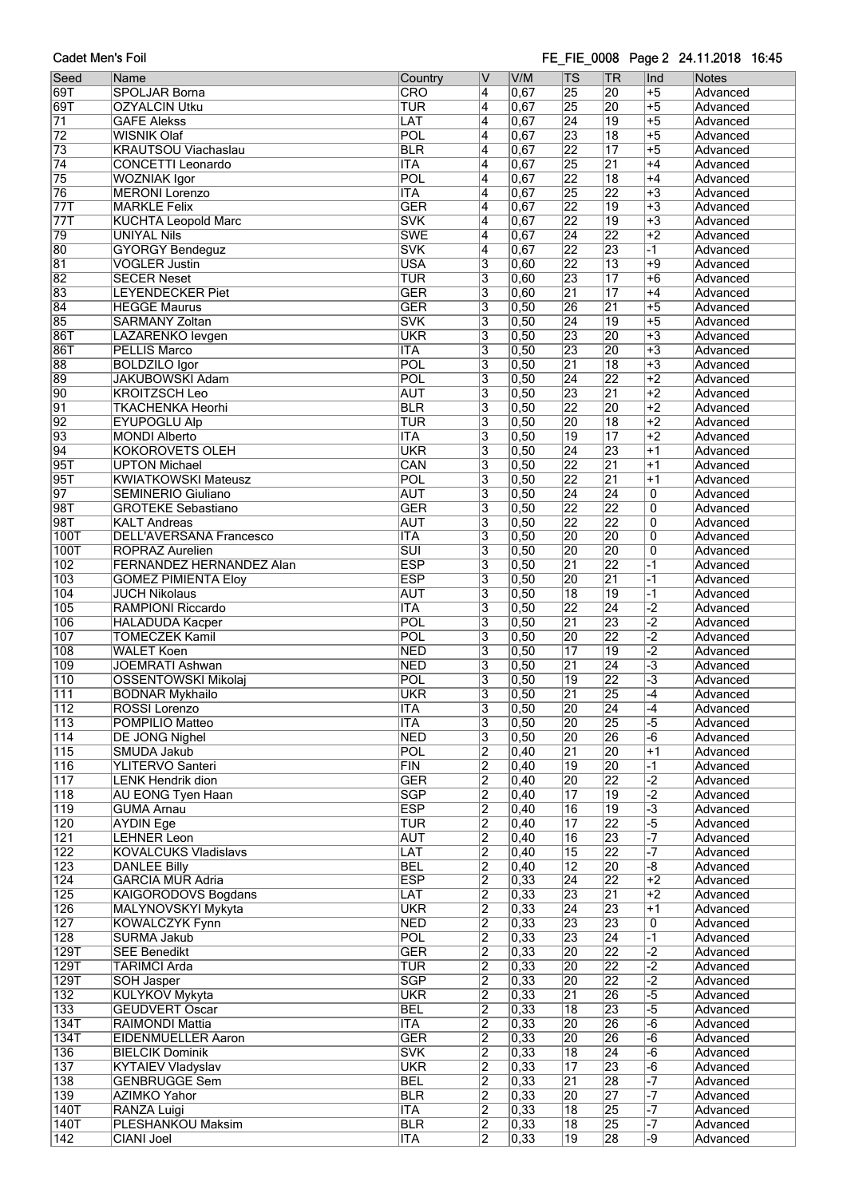| Seed | Name | Country | V | V/M | TS | TR | Ind | Notes |
|---|---|---|---|---|---|---|---|---|
| 69T | SPOLJAR Borna | CRO | 4 | 0,67 | 25 | 20 | +5 | Advanced |
| 69T | OZYALCIN Utku | TUR | 4 | 0,67 | 25 | 20 | +5 | Advanced |
| 71 | GAFE Alekss | LAT | 4 | 0,67 | 24 | 19 | +5 | Advanced |
| 72 | WISNIK Olaf | POL | 4 | 0,67 | 23 | 18 | +5 | Advanced |
| 73 | KRAUTSOU Viachaslau | BLR | 4 | 0,67 | 22 | 17 | +5 | Advanced |
| 74 | CONCETTI Leonardo | ITA | 4 | 0,67 | 25 | 21 | +4 | Advanced |
| 75 | WOZNIAK Igor | POL | 4 | 0,67 | 22 | 18 | +4 | Advanced |
| 76 | MERONI Lorenzo | ITA | 4 | 0,67 | 25 | 22 | +3 | Advanced |
| 77T | MARKLE Felix | GER | 4 | 0,67 | 22 | 19 | +3 | Advanced |
| 77T | KUCHTA Leopold Marc | SVK | 4 | 0,67 | 22 | 19 | +3 | Advanced |
| 79 | UNIYAL Nils | SWE | 4 | 0,67 | 24 | 22 | +2 | Advanced |
| 80 | GYORGY Bendeguz | SVK | 4 | 0,67 | 22 | 23 | -1 | Advanced |
| 81 | VOGLER Justin | USA | 3 | 0,60 | 22 | 13 | +9 | Advanced |
| 82 | SECER Neset | TUR | 3 | 0,60 | 23 | 17 | +6 | Advanced |
| 83 | LEYENDECKER Piet | GER | 3 | 0,60 | 21 | 17 | +4 | Advanced |
| 84 | HEGGE Maurus | GER | 3 | 0,50 | 26 | 21 | +5 | Advanced |
| 85 | SARMANY Zoltan | SVK | 3 | 0,50 | 24 | 19 | +5 | Advanced |
| 86T | LAZARENKO Ievgen | UKR | 3 | 0,50 | 23 | 20 | +3 | Advanced |
| 86T | PELLIS Marco | ITA | 3 | 0,50 | 23 | 20 | +3 | Advanced |
| 88 | BOLDZILO Igor | POL | 3 | 0,50 | 21 | 18 | +3 | Advanced |
| 89 | JAKUBOWSKI Adam | POL | 3 | 0,50 | 24 | 22 | +2 | Advanced |
| 90 | KROITZSCH Leo | AUT | 3 | 0,50 | 23 | 21 | +2 | Advanced |
| 91 | TKACHENKA Heorhi | BLR | 3 | 0,50 | 22 | 20 | +2 | Advanced |
| 92 | EYUPOGLU Alp | TUR | 3 | 0,50 | 20 | 18 | +2 | Advanced |
| 93 | MONDI Alberto | ITA | 3 | 0,50 | 19 | 17 | +2 | Advanced |
| 94 | KOKOROVETS OLEH | UKR | 3 | 0,50 | 24 | 23 | +1 | Advanced |
| 95T | UPTON Michael | CAN | 3 | 0,50 | 22 | 21 | +1 | Advanced |
| 95T | KWIATKOWSKI Mateusz | POL | 3 | 0,50 | 22 | 21 | +1 | Advanced |
| 97 | SEMINERIO Giuliano | AUT | 3 | 0,50 | 24 | 24 | 0 | Advanced |
| 98T | GROTEKE Sebastiano | GER | 3 | 0,50 | 22 | 22 | 0 | Advanced |
| 98T | KALT Andreas | AUT | 3 | 0,50 | 22 | 22 | 0 | Advanced |
| 100T | DELL'AVERSANA Francesco | ITA | 3 | 0,50 | 20 | 20 | 0 | Advanced |
| 100T | ROPRAZ Aurelien | SUI | 3 | 0,50 | 20 | 20 | 0 | Advanced |
| 102 | FERNANDEZ HERNANDEZ Alan | ESP | 3 | 0,50 | 21 | 22 | -1 | Advanced |
| 103 | GOMEZ PIMIENTA Eloy | ESP | 3 | 0,50 | 20 | 21 | -1 | Advanced |
| 104 | JUCH Nikolaus | AUT | 3 | 0,50 | 18 | 19 | -1 | Advanced |
| 105 | RAMPIONI Riccardo | ITA | 3 | 0,50 | 22 | 24 | -2 | Advanced |
| 106 | HALADUDA Kacper | POL | 3 | 0,50 | 21 | 23 | -2 | Advanced |
| 107 | TOMECZEK Kamil | POL | 3 | 0,50 | 20 | 22 | -2 | Advanced |
| 108 | WALET Koen | NED | 3 | 0,50 | 17 | 19 | -2 | Advanced |
| 109 | JOEMRATI Ashwan | NED | 3 | 0,50 | 21 | 24 | -3 | Advanced |
| 110 | OSSENTOWSKI Mikolaj | POL | 3 | 0,50 | 19 | 22 | -3 | Advanced |
| 111 | BODNAR Mykhailo | UKR | 3 | 0,50 | 21 | 25 | -4 | Advanced |
| 112 | ROSSI Lorenzo | ITA | 3 | 0,50 | 20 | 24 | -4 | Advanced |
| 113 | POMPILIO Matteo | ITA | 3 | 0,50 | 20 | 25 | -5 | Advanced |
| 114 | DE JONG Nighel | NED | 3 | 0,50 | 20 | 26 | -6 | Advanced |
| 115 | SMUDA Jakub | POL | 2 | 0,40 | 21 | 20 | +1 | Advanced |
| 116 | YLITERVO Santeri | FIN | 2 | 0,40 | 19 | 20 | -1 | Advanced |
| 117 | LENK Hendrik dion | GER | 2 | 0,40 | 20 | 22 | -2 | Advanced |
| 118 | AU EONG Tyen Haan | SGP | 2 | 0,40 | 17 | 19 | -2 | Advanced |
| 119 | GUMA Arnau | ESP | 2 | 0,40 | 16 | 19 | -3 | Advanced |
| 120 | AYDIN Ege | TUR | 2 | 0,40 | 17 | 22 | -5 | Advanced |
| 121 | LEHNER Leon | AUT | 2 | 0,40 | 16 | 23 | -7 | Advanced |
| 122 | KOVALCUKS Vladislavs | LAT | 2 | 0,40 | 15 | 22 | -7 | Advanced |
| 123 | DANLEE Billy | BEL | 2 | 0,40 | 12 | 20 | -8 | Advanced |
| 124 | GARCIA MUR Adria | ESP | 2 | 0,33 | 24 | 22 | +2 | Advanced |
| 125 | KAIGORODOVS Bogdans | LAT | 2 | 0,33 | 23 | 21 | +2 | Advanced |
| 126 | MALYNOVSKYI Mykyta | UKR | 2 | 0,33 | 24 | 23 | +1 | Advanced |
| 127 | KOWALCZYK Fynn | NED | 2 | 0,33 | 23 | 23 | 0 | Advanced |
| 128 | SURMA Jakub | POL | 2 | 0,33 | 23 | 24 | -1 | Advanced |
| 129T | SEE Benedikt | GER | 2 | 0,33 | 20 | 22 | -2 | Advanced |
| 129T | TARIMCI Arda | TUR | 2 | 0,33 | 20 | 22 | -2 | Advanced |
| 129T | SOH Jasper | SGP | 2 | 0,33 | 20 | 22 | -2 | Advanced |
| 132 | KULYKOV Mykyta | UKR | 2 | 0,33 | 21 | 26 | -5 | Advanced |
| 133 | GEUDVERT Oscar | BEL | 2 | 0,33 | 18 | 23 | -5 | Advanced |
| 134T | RAIMONDI Mattia | ITA | 2 | 0,33 | 20 | 26 | -6 | Advanced |
| 134T | EIDENMUELLER Aaron | GER | 2 | 0,33 | 20 | 26 | -6 | Advanced |
| 136 | BIELCIK Dominik | SVK | 2 | 0,33 | 18 | 24 | -6 | Advanced |
| 137 | KYTAIEV Vladyslav | UKR | 2 | 0,33 | 17 | 23 | -6 | Advanced |
| 138 | GENBRUGGE Sem | BEL | 2 | 0,33 | 21 | 28 | -7 | Advanced |
| 139 | AZIMKO Yahor | BLR | 2 | 0,33 | 20 | 27 | -7 | Advanced |
| 140T | RANZA Luigi | ITA | 2 | 0,33 | 18 | 25 | -7 | Advanced |
| 140T | PLESHANKOU Maksim | BLR | 2 | 0,33 | 18 | 25 | -7 | Advanced |
| 142 | CIANI Joel | ITA | 2 | 0,33 | 19 | 28 | -9 | Advanced |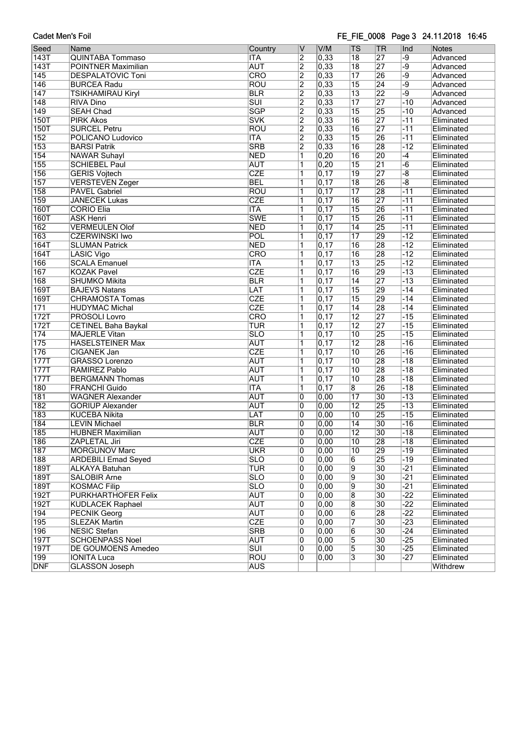| Seed | Name | Country | V | V/M | TS | TR | Ind | Notes |
|---|---|---|---|---|---|---|---|---|
| 143T | QUINTABA Tommaso | ITA | 2 | 0,33 | 18 | 27 | -9 | Advanced |
| 143T | POINTNER Maximilian | AUT | 2 | 0,33 | 18 | 27 | -9 | Advanced |
| 145 | DESPALATOVIC Toni | CRO | 2 | 0,33 | 17 | 26 | -9 | Advanced |
| 146 | BURCEA Radu | ROU | 2 | 0,33 | 15 | 24 | -9 | Advanced |
| 147 | TSIKHAMIRAU Kiryl | BLR | 2 | 0,33 | 13 | 22 | -9 | Advanced |
| 148 | RIVA Dino | SUI | 2 | 0,33 | 17 | 27 | -10 | Advanced |
| 149 | SEAH Chad | SGP | 2 | 0,33 | 15 | 25 | -10 | Advanced |
| 150T | PIRK Akos | SVK | 2 | 0,33 | 16 | 27 | -11 | Eliminated |
| 150T | SURCEL Petru | ROU | 2 | 0,33 | 16 | 27 | -11 | Eliminated |
| 152 | POLICANO Ludovico | ITA | 2 | 0,33 | 15 | 26 | -11 | Eliminated |
| 153 | BARSI Patrik | SRB | 2 | 0,33 | 16 | 28 | -12 | Eliminated |
| 154 | NAWAR Suhayl | NED | 1 | 0,20 | 16 | 20 | -4 | Eliminated |
| 155 | SCHIEBEL Paul | AUT | 1 | 0,20 | 15 | 21 | -6 | Eliminated |
| 156 | GERIS Vojtech | CZE | 1 | 0,17 | 19 | 27 | -8 | Eliminated |
| 157 | VERSTEVEN Zeger | BEL | 1 | 0,17 | 18 | 26 | -8 | Eliminated |
| 158 | PAVEL Gabriel | ROU | 1 | 0,17 | 17 | 28 | -11 | Eliminated |
| 159 | JANECEK Lukas | CZE | 1 | 0,17 | 16 | 27 | -11 | Eliminated |
| 160T | CORIO Elia | ITA | 1 | 0,17 | 15 | 26 | -11 | Eliminated |
| 160T | ASK Henri | SWE | 1 | 0,17 | 15 | 26 | -11 | Eliminated |
| 162 | VERMEULEN Olof | NED | 1 | 0,17 | 14 | 25 | -11 | Eliminated |
| 163 | CZERWINSKI Iwo | POL | 1 | 0,17 | 17 | 29 | -12 | Eliminated |
| 164T | SLUMAN Patrick | NED | 1 | 0,17 | 16 | 28 | -12 | Eliminated |
| 164T | LASIC Vigo | CRO | 1 | 0,17 | 16 | 28 | -12 | Eliminated |
| 166 | SCALA Emanuel | ITA | 1 | 0,17 | 13 | 25 | -12 | Eliminated |
| 167 | KOZAK Pavel | CZE | 1 | 0,17 | 16 | 29 | -13 | Eliminated |
| 168 | SHUMKO Mikita | BLR | 1 | 0,17 | 14 | 27 | -13 | Eliminated |
| 169T | BAJEVS Natans | LAT | 1 | 0,17 | 15 | 29 | -14 | Eliminated |
| 169T | CHRAMOSTA Tomas | CZE | 1 | 0,17 | 15 | 29 | -14 | Eliminated |
| 171 | HUDYMAC Michal | CZE | 1 | 0,17 | 14 | 28 | -14 | Eliminated |
| 172T | PROSOLI Lovro | CRO | 1 | 0,17 | 12 | 27 | -15 | Eliminated |
| 172T | CETINEL Baha Baykal | TUR | 1 | 0,17 | 12 | 27 | -15 | Eliminated |
| 174 | MAJERLE Vitan | SLO | 1 | 0,17 | 10 | 25 | -15 | Eliminated |
| 175 | HASELSTEINER Max | AUT | 1 | 0,17 | 12 | 28 | -16 | Eliminated |
| 176 | CIGANEK Jan | CZE | 1 | 0,17 | 10 | 26 | -16 | Eliminated |
| 177T | GRASSO Lorenzo | AUT | 1 | 0,17 | 10 | 28 | -18 | Eliminated |
| 177T | RAMIREZ Pablo | AUT | 1 | 0,17 | 10 | 28 | -18 | Eliminated |
| 177T | BERGMANN Thomas | AUT | 1 | 0,17 | 10 | 28 | -18 | Eliminated |
| 180 | FRANCHI Guido | ITA | 1 | 0,17 | 8 | 26 | -18 | Eliminated |
| 181 | WAGNER Alexander | AUT | 0 | 0,00 | 17 | 30 | -13 | Eliminated |
| 182 | GORIUP Alexander | AUT | 0 | 0,00 | 12 | 25 | -13 | Eliminated |
| 183 | KUCEBA Nikita | LAT | 0 | 0,00 | 10 | 25 | -15 | Eliminated |
| 184 | LEVIN Michael | BLR | 0 | 0,00 | 14 | 30 | -16 | Eliminated |
| 185 | HUBNER Maximilian | AUT | 0 | 0,00 | 12 | 30 | -18 | Eliminated |
| 186 | ZAPLETAL Jiri | CZE | 0 | 0,00 | 10 | 28 | -18 | Eliminated |
| 187 | MORGUNOV Marc | UKR | 0 | 0,00 | 10 | 29 | -19 | Eliminated |
| 188 | ARDEBILI Emad Seyed | SLO | 0 | 0,00 | 6 | 25 | -19 | Eliminated |
| 189T | ALKAYA Batuhan | TUR | 0 | 0,00 | 9 | 30 | -21 | Eliminated |
| 189T | SALOBIR Arne | SLO | 0 | 0,00 | 9 | 30 | -21 | Eliminated |
| 189T | KOSMAC Filip | SLO | 0 | 0,00 | 9 | 30 | -21 | Eliminated |
| 192T | PURKHARTHOFER Felix | AUT | 0 | 0,00 | 8 | 30 | -22 | Eliminated |
| 192T | KUDLACEK Raphael | AUT | 0 | 0,00 | 8 | 30 | -22 | Eliminated |
| 194 | PECNIK Georg | AUT | 0 | 0,00 | 6 | 28 | -22 | Eliminated |
| 195 | SLEZAK Martin | CZE | 0 | 0,00 | 7 | 30 | -23 | Eliminated |
| 196 | NESIC Stefan | SRB | 0 | 0,00 | 6 | 30 | -24 | Eliminated |
| 197T | SCHOENPASS Noel | AUT | 0 | 0,00 | 5 | 30 | -25 | Eliminated |
| 197T | DE GOUMOENS Amedeo | SUI | 0 | 0,00 | 5 | 30 | -25 | Eliminated |
| 199 | IONITA Luca | ROU | 0 | 0,00 | 3 | 30 | -27 | Eliminated |
| DNF | GLASSON Joseph | AUS | | | | | | Withdrew |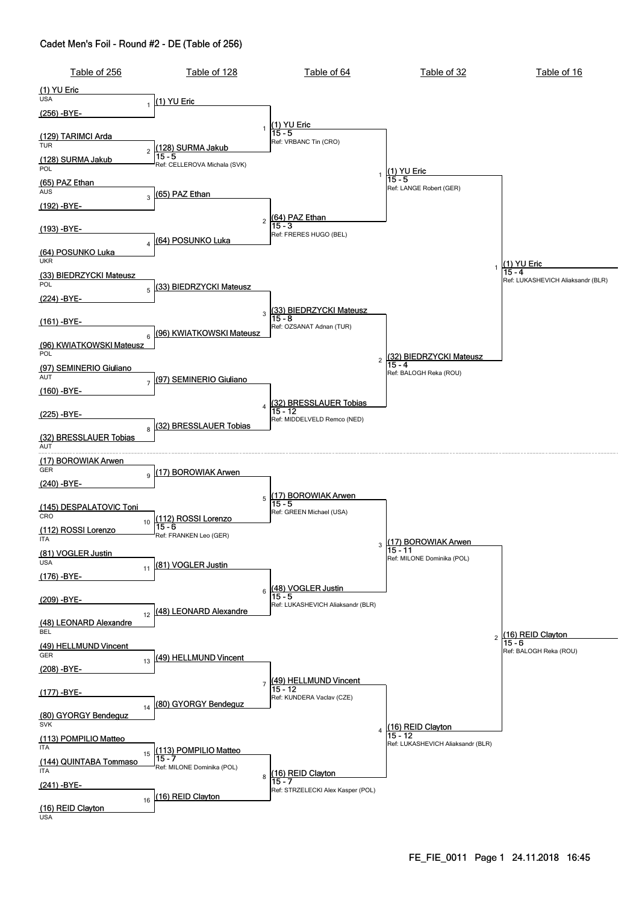# Cadet Men's Foil - Round #2 - DE (Table of 256)

| Table of 256 | Table of 128 | Table of 64 | Table of 32 | Table of 16 |
|---|---|---|---|---|
| (1) YU Eric USA | | | | |
| | 1 (1) YU Eric | | | |
| (256) -BYE- | | | | |
| | | 1 (1) YU Eric 15 - 5 Ref: VRBANC Tin (CRO) | | |
| (129) TARIMCI Arda TUR | | | | |
| | 2 (128) SURMA Jakub 15 - 5 Ref: CELLEROVA Michala (SVK) | | | |
| (128) SURMA Jakub POL | | | | |
| | | | 1 (1) YU Eric 15 - 5 Ref: LANGE Robert (GER) | |
| (65) PAZ Ethan AUS | | | | |
| | 3 (65) PAZ Ethan | | | |
| (192) -BYE- | | | | |
| | | 2 (64) PAZ Ethan 15 - 3 Ref: FRERES HUGO (BEL) | | |
| (193) -BYE- | | | | |
| | 4 (64) POSUNKO Luka | | | |
| (64) POSUNKO Luka UKR | | | | |
| | | | | 1 (1) YU Eric 15 - 4 Ref: LUKASHEVICH Aliaksandr (BLR) |
| (33) BIEDRZYCKI Mateusz POL | | | | |
| | 5 (33) BIEDRZYCKI Mateusz | | | |
| (224) -BYE- | | | | |
| | | 3 (33) BIEDRZYCKI Mateusz 15 - 8 Ref: OZSANAT Adnan (TUR) | | |
| (161) -BYE- | | | | |
| | 6 (96) KWIATKOWSKI Mateusz | | | |
| (96) KWIATKOWSKI Mateusz POL | | | | |
| | | | 2 (32) BIEDRZYCKI Mateusz 15 - 4 Ref: BALOGH Reka (ROU) | |
| (97) SEMINERIO Giuliano AUT | | | | |
| | 7 (97) SEMINERIO Giuliano | | | |
| (160) -BYE- | | | | |
| | | 4 (32) BRESSLAUER Tobias 15 - 12 Ref: MIDDELVELD Remco (NED) | | |
| (225) -BYE- | | | | |
| | 8 (32) BRESSLAUER Tobias | | | |
| (32) BRESSLAUER Tobias AUT | | | | |
| (17) BOROWIAK Arwen GER | | | | |
| | 9 (17) BOROWIAK Arwen | | | |
| (240) -BYE- | | | | |
| | | 5 (17) BOROWIAK Arwen 15 - 5 Ref: GREEN Michael (USA) | | |
| (145) DESPALATOVIC Toni CRO | | | | |
| | 10 (112) ROSSI Lorenzo 15 - 6 Ref: FRANKEN Leo (GER) | | | |
| (112) ROSSI Lorenzo ITA | | | | |
| | | | 3 (17) BOROWIAK Arwen 15 - 11 Ref: MILONE Dominika (POL) | |
| (81) VOGLER Justin USA | | | | |
| | 11 (81) VOGLER Justin | | | |
| (176) -BYE- | | | | |
| | | 6 (48) VOGLER Justin 15 - 5 Ref: LUKASHEVICH Aliaksandr (BLR) | | |
| (209) -BYE- | | | | |
| | 12 (48) LEONARD Alexandre | | | |
| (48) LEONARD Alexandre BEL | | | | |
| | | | | 2 (16) REID Clayton 15 - 6 Ref: BALOGH Reka (ROU) |
| (49) HELLMUND Vincent GER | | | | |
| | 13 (49) HELLMUND Vincent | | | |
| (208) -BYE- | | | | |
| | | 7 (49) HELLMUND Vincent 15 - 12 Ref: KUNDERA Vaclav (CZE) | | |
| (177) -BYE- | | | | |
| | 14 (80) GYORGY Bendeguz | | | |
| (80) GYORGY Bendeguz SVK | | | | |
| | | | 4 (16) REID Clayton 15 - 12 Ref: LUKASHEVICH Aliaksandr (BLR) | |
| (113) POMPILIO Matteo ITA | | | | |
| | 15 (113) POMPILIO Matteo 15 - 7 Ref: MILONE Dominika (POL) | | | |
| (144) QUINTABA Tommaso ITA | | | | |
| | | 8 (16) REID Clayton 15 - 7 Ref: STRZELECKI Alex Kasper (POL) | | |
| (241) -BYE- | | | | |
| | 16 (16) REID Clayton | | | |
| (16) REID Clayton USA | | | | |

FE_FIE_0011 24.11.2018 16:45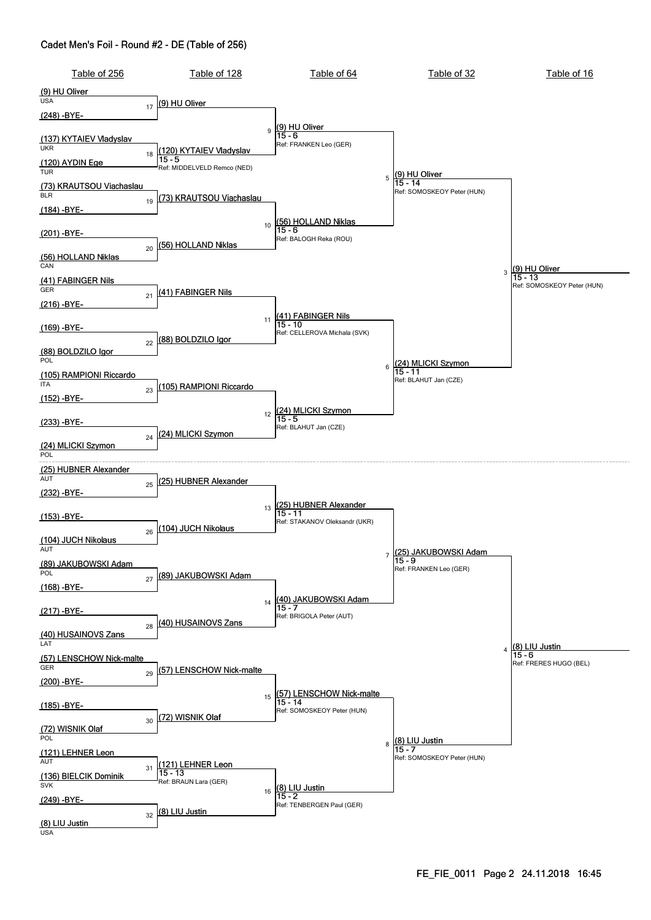# Cadet Men's Foil - Round #2 - DE (Table of 256)

## Table of 256

| Seed | Name | Country |
|---|---|---|
| (9) | HU Oliver | USA |
| (248) | -BYE- | |
| (137) | KYTAIEV Vladyslav | UKR |
| (120) | AYDIN Ege | TUR |
| (73) | KRAUTSOU Viachaslau | BLR |
| (184) | -BYE- | |
| (201) | -BYE- | |
| (56) | HOLLAND Niklas | CAN |
| (41) | FABINGER Nils | GER |
| (216) | -BYE- | |
| (169) | -BYE- | |
| (88) | BOLDZILO Igor | POL |
| (105) | RAMPIONI Riccardo | ITA |
| (152) | -BYE- | |
| (233) | -BYE- | |
| (24) | MLICKI Szymon | POL |
| (25) | HUBNER Alexander | AUT |
| (232) | -BYE- | |
| (153) | -BYE- | |
| (104) | JUCH Nikolaus | AUT |
| (89) | JAKUBOWSKI Adam | POL |
| (168) | -BYE- | |
| (217) | -BYE- | |
| (40) | HUSAINOVS Zans | LAT |
| (57) | LENSCHOW Nick-malte | GER |
| (200) | -BYE- | |
| (185) | -BYE- | |
| (72) | WISNIK Olaf | POL |
| (121) | LEHNER Leon | AUT |
| (136) | BIELCIK Dominik | SVK |
| (249) | -BYE- | |
| (8) | LIU Justin | USA |

## Table of 128

| Bout | Winner | Score | Referee |
|---|---|---|---|
| 17 | (9) HU Oliver | | |
| 18 | (120) KYTAIEV Vladyslav | 15 - 5 | MIDDELVELD Remco (NED) |
| 19 | (73) KRAUTSOU Viachaslau | | |
| 20 | (56) HOLLAND Niklas | | |
| 21 | (41) FABINGER Nils | | |
| 22 | (88) BOLDZILO Igor | | |
| 23 | (105) RAMPIONI Riccardo | | |
| 24 | (24) MLICKI Szymon | | |
| 25 | (25) HUBNER Alexander | | |
| 26 | (104) JUCH Nikolaus | | |
| 27 | (89) JAKUBOWSKI Adam | | |
| 28 | (40) HUSAINOVS Zans | | |
| 29 | (57) LENSCHOW Nick-malte | | |
| 30 | (72) WISNIK Olaf | | |
| 31 | (121) LEHNER Leon | 15 - 13 | BRAUN Lara (GER) |
| 32 | (8) LIU Justin | | |

## Table of 64

| Bout | Winner | Score | Referee |
|---|---|---|---|
| 9 | (9) HU Oliver | 15 - 6 | FRANKEN Leo (GER) |
| 10 | (56) HOLLAND Niklas | 15 - 6 | BALOGH Reka (ROU) |
| 11 | (41) FABINGER Nils | 15 - 10 | CELLEROVA Michala (SVK) |
| 12 | (24) MLICKI Szymon | 15 - 5 | BLAHUT Jan (CZE) |
| 13 | (25) HUBNER Alexander | 15 - 11 | STAKANOV Oleksandr (UKR) |
| 14 | (40) JAKUBOWSKI Adam | 15 - 7 | BRIGOLA Peter (AUT) |
| 15 | (57) LENSCHOW Nick-malte | 15 - 14 | SOMOSKEOY Peter (HUN) |
| 16 | (8) LIU Justin | 15 - 2 | TENBERGEN Paul (GER) |

## Table of 32

| Bout | Winner | Score | Referee |
|---|---|---|---|
| 5 | (9) HU Oliver | 15 - 14 | SOMOSKEOY Peter (HUN) |
| 6 | (24) MLICKI Szymon | 15 - 11 | BLAHUT Jan (CZE) |
| 7 | (25) JAKUBOWSKI Adam | 15 - 9 | FRANKEN Leo (GER) |
| 8 | (8) LIU Justin | 15 - 7 | SOMOSKEOY Peter (HUN) |

## Table of 16

| Bout | Winner | Score | Referee |
|---|---|---|---|
| 3 | (9) HU Oliver | 15 - 13 | SOMOSKEOY Peter (HUN) |
| 4 | (8) LIU Justin | 15 - 6 | FRERES HUGO (BEL) |

FE_FIE_0011 Page 2 24.11.2018 16:45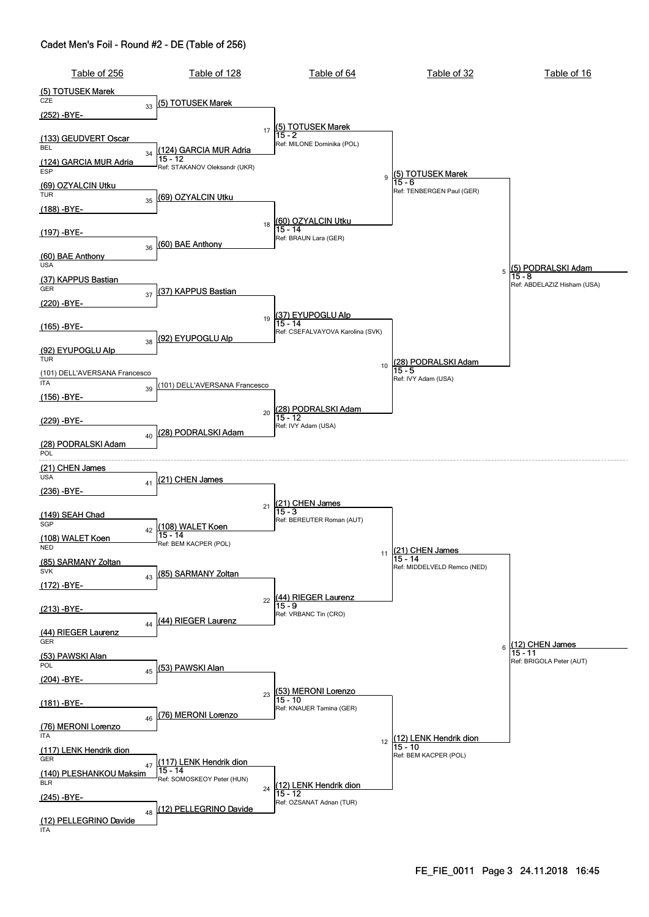## Cadet Men's Foil - Round #2 - DE (Table of 256)

### Table of 256

| Seed | Name | Country |
|---|---|---|
| (5) | TOTUSEK Marek | CZE |
| (252) | -BYE- | |
| (133) | GEUDVERT Oscar | BEL |
| (124) | GARCIA MUR Adria | ESP |
| (69) | OZYALCIN Utku | TUR |
| (188) | -BYE- | |
| (197) | -BYE- | |
| (60) | BAE Anthony | USA |
| (37) | KAPPUS Bastian | GER |
| (220) | -BYE- | |
| (165) | -BYE- | |
| (92) | EYUPOGLU Alp | TUR |
| (101) | DELL'AVERSANA Francesco | ITA |
| (156) | -BYE- | |
| (229) | -BYE- | |
| (28) | PODRALSKI Adam | POL |
| (21) | CHEN James | USA |
| (236) | -BYE- | |
| (149) | SEAH Chad | SGP |
| (108) | WALET Koen | NED |
| (85) | SARMANY Zoltan | SVK |
| (172) | -BYE- | |
| (213) | -BYE- | |
| (44) | RIEGER Laurenz | GER |
| (53) | PAWSKI Alan | POL |
| (204) | -BYE- | |
| (181) | -BYE- | |
| (76) | MERONI Lorenzo | ITA |
| (117) | LENK Hendrik dion | GER |
| (140) | PLESHANKOU Maksim | BLR |
| (245) | -BYE- | |
| (12) | PELLEGRINO Davide | ITA |

### Table of 128

| Bout | Winner | Score | Referee |
|---|---|---|---|
| 33 | (5) TOTUSEK Marek | | |
| 34 | (124) GARCIA MUR Adria | 15 - 12 | STAKANOV Oleksandr (UKR) |
| 35 | (69) OZYALCIN Utku | | |
| 36 | (60) BAE Anthony | | |
| 37 | (37) KAPPUS Bastian | | |
| 38 | (92) EYUPOGLU Alp | | |
| 39 | (101) DELL'AVERSANA Francesco | | |
| 40 | (28) PODRALSKI Adam | | |
| 41 | (21) CHEN James | | |
| 42 | (108) WALET Koen | 15 - 14 | BEM KACPER (POL) |
| 43 | (85) SARMANY Zoltan | | |
| 44 | (44) RIEGER Laurenz | | |
| 45 | (53) PAWSKI Alan | | |
| 46 | (76) MERONI Lorenzo | | |
| 47 | (117) LENK Hendrik dion | 15 - 14 | SOMOSKEOY Peter (HUN) |
| 48 | (12) PELLEGRINO Davide | | |

### Table of 64

| Bout | Winner | Score | Referee |
|---|---|---|---|
| 17 | (5) TOTUSEK Marek | 15 - 2 | MILONE Dominika (POL) |
| 18 | (60) OZYALCIN Utku | 15 - 14 | BRAUN Lara (GER) |
| 19 | (37) EYUPOGLU Alp | 15 - 14 | CSEFALVAYOVA Karolina (SVK) |
| 20 | (28) PODRALSKI Adam | 15 - 12 | IVY Adam (USA) |
| 21 | (21) CHEN James | 15 - 3 | BEREUTER Roman (AUT) |
| 22 | (44) RIEGER Laurenz | 15 - 9 | VRBANC Tin (CRO) |
| 23 | (53) MERONI Lorenzo | 15 - 10 | KNAUER Tamina (GER) |
| 24 | (12) LENK Hendrik dion | 15 - 12 | OZSANAT Adnan (TUR) |

### Table of 32

| Bout | Winner | Score | Referee |
|---|---|---|---|
| 9 | (5) TOTUSEK Marek | 15 - 6 | TENBERGEN Paul (GER) |
| 10 | (28) PODRALSKI Adam | 15 - 5 | IVY Adam (USA) |
| 11 | (21) CHEN James | 15 - 14 | MIDDELVELD Remco (NED) |
| 12 | (12) LENK Hendrik dion | 15 - 10 | BEM KACPER (POL) |

### Table of 16

| Bout | Winner | Score | Referee |
|---|---|---|---|
| 5 | (5) PODRALSKI Adam | 15 - 8 | ABDELAZIZ Hisham (USA) |
| 6 | (12) CHEN James | 15 - 11 | BRIGOLA Peter (AUT) |

FE_FIE_0011 Page 3 24.11.2018 16:45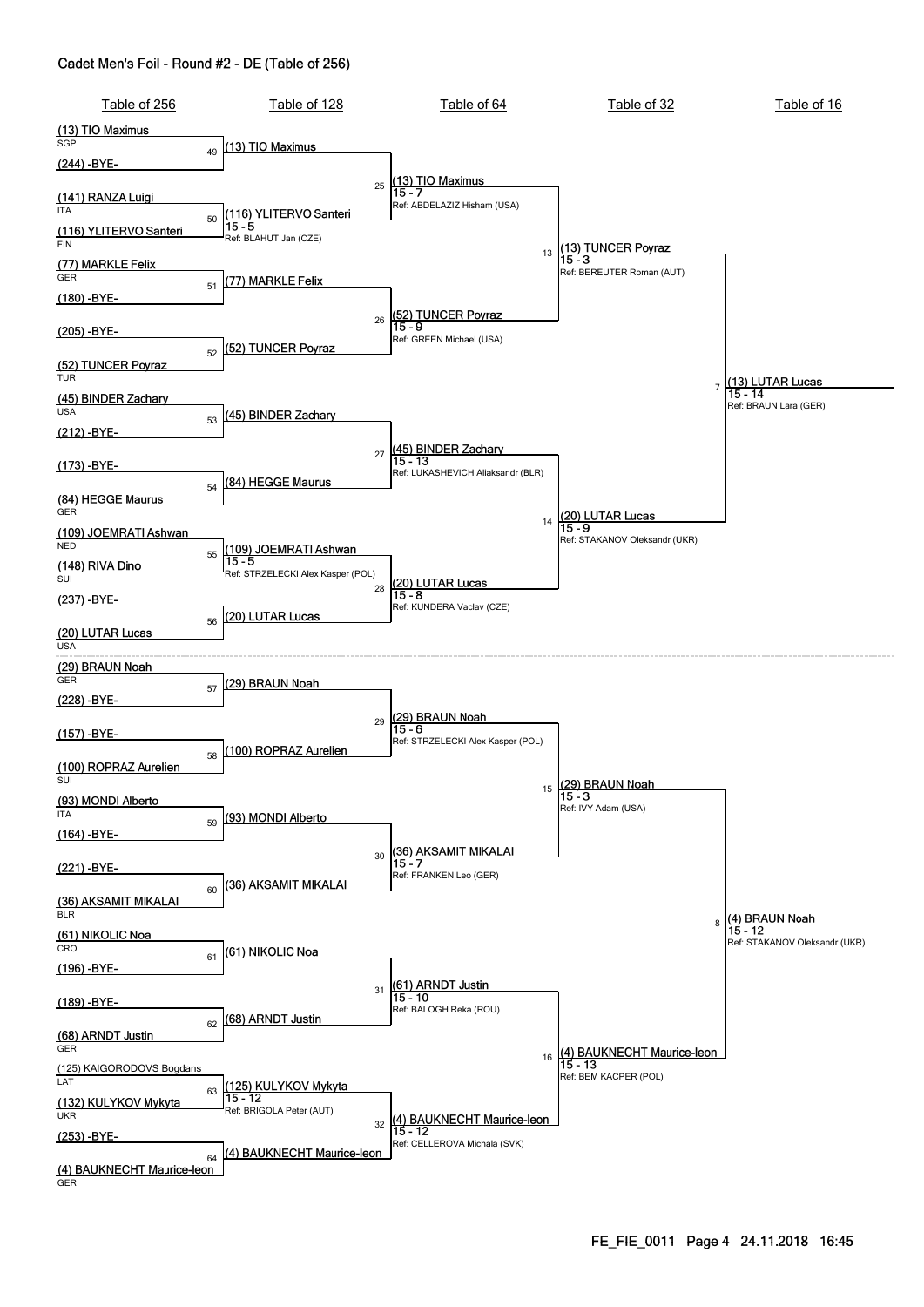# Cadet Men's Foil - Round #2 - DE (Table of 256)

## Table of 256

- (13) TIO Maximus — SGP
- (244) -BYE-
- (141) RANZA Luigi — ITA
- (116) YLITERVO Santeri — FIN
- (77) MARKLE Felix — GER
- (180) -BYE-
- (205) -BYE-
- (52) TUNCER Poyraz — TUR
- (45) BINDER Zachary — USA
- (212) -BYE-
- (173) -BYE-
- (84) HEGGE Maurus — GER
- (109) JOEMRATI Ashwan — NED
- (148) RIVA Dino — SUI
- (237) -BYE-
- (20) LUTAR Lucas — USA
- (29) BRAUN Noah — GER
- (228) -BYE-
- (157) -BYE-
- (100) ROPRAZ Aurelien — SUI
- (93) MONDI Alberto — ITA
- (164) -BYE-
- (221) -BYE-
- (36) AKSAMIT MIKALAI — BLR
- (61) NIKOLIC Noa — CRO
- (196) -BYE-
- (189) -BYE-
- (68) ARNDT Justin — GER
- (125) KAIGORODOVS Bogdans — LAT
- (132) KULYKOV Mykyta — UKR
- (253) -BYE-
- (4) BAUKNECHT Maurice-leon — GER

## Table of 128

| Bout | Winner | Score | Referee |
|---|---|---|---|
| 49 | (13) TIO Maximus | | |
| 50 | (116) YLITERVO Santeri | 15 - 5 | BLAHUT Jan (CZE) |
| 51 | (77) MARKLE Felix | | |
| 52 | (52) TUNCER Poyraz | | |
| 53 | (45) BINDER Zachary | | |
| 54 | (84) HEGGE Maurus | | |
| 55 | (109) JOEMRATI Ashwan | 15 - 5 | STRZELECKI Alex Kasper (POL) |
| 56 | (20) LUTAR Lucas | | |
| 57 | (29) BRAUN Noah | | |
| 58 | (100) ROPRAZ Aurelien | | |
| 59 | (93) MONDI Alberto | | |
| 60 | (36) AKSAMIT MIKALAI | | |
| 61 | (61) NIKOLIC Noa | | |
| 62 | (68) ARNDT Justin | | |
| 63 | (125) KULYKOV Mykyta | 15 - 12 | BRIGOLA Peter (AUT) |
| 64 | (4) BAUKNECHT Maurice-leon | | |

## Table of 64

| Bout | Winner | Score | Referee |
|---|---|---|---|
| 25 | (13) TIO Maximus | 15 - 7 | ABDELAZIZ Hisham (USA) |
| 26 | (52) TUNCER Poyraz | 15 - 9 | GREEN Michael (USA) |
| 27 | (45) BINDER Zachary | 15 - 13 | LUKASHEVICH Aliaksandr (BLR) |
| 28 | (20) LUTAR Lucas | 15 - 8 | KUNDERA Vaclav (CZE) |
| 29 | (29) BRAUN Noah | 15 - 6 | STRZELECKI Alex Kasper (POL) |
| 30 | (36) AKSAMIT MIKALAI | 15 - 7 | FRANKEN Leo (GER) |
| 31 | (61) ARNDT Justin | 15 - 10 | BALOGH Reka (ROU) |
| 32 | (4) BAUKNECHT Maurice-leon | 15 - 12 | CELLEROVA Michala (SVK) |

## Table of 32

| Bout | Winner | Score | Referee |
|---|---|---|---|
| 13 | (13) TUNCER Poyraz | 15 - 3 | BEREUTER Roman (AUT) |
| 14 | (20) LUTAR Lucas | 15 - 9 | STAKANOV Oleksandr (UKR) |
| 15 | (29) BRAUN Noah | 15 - 3 | IVY Adam (USA) |
| 16 | (4) BAUKNECHT Maurice-leon | 15 - 13 | BEM KACPER (POL) |

## Table of 16

| Bout | Winner | Score | Referee |
|---|---|---|---|
| 7 | (13) LUTAR Lucas | 15 - 14 | BRAUN Lara (GER) |
| 8 | (4) BRAUN Noah | 15 - 12 | STAKANOV Oleksandr (UKR) |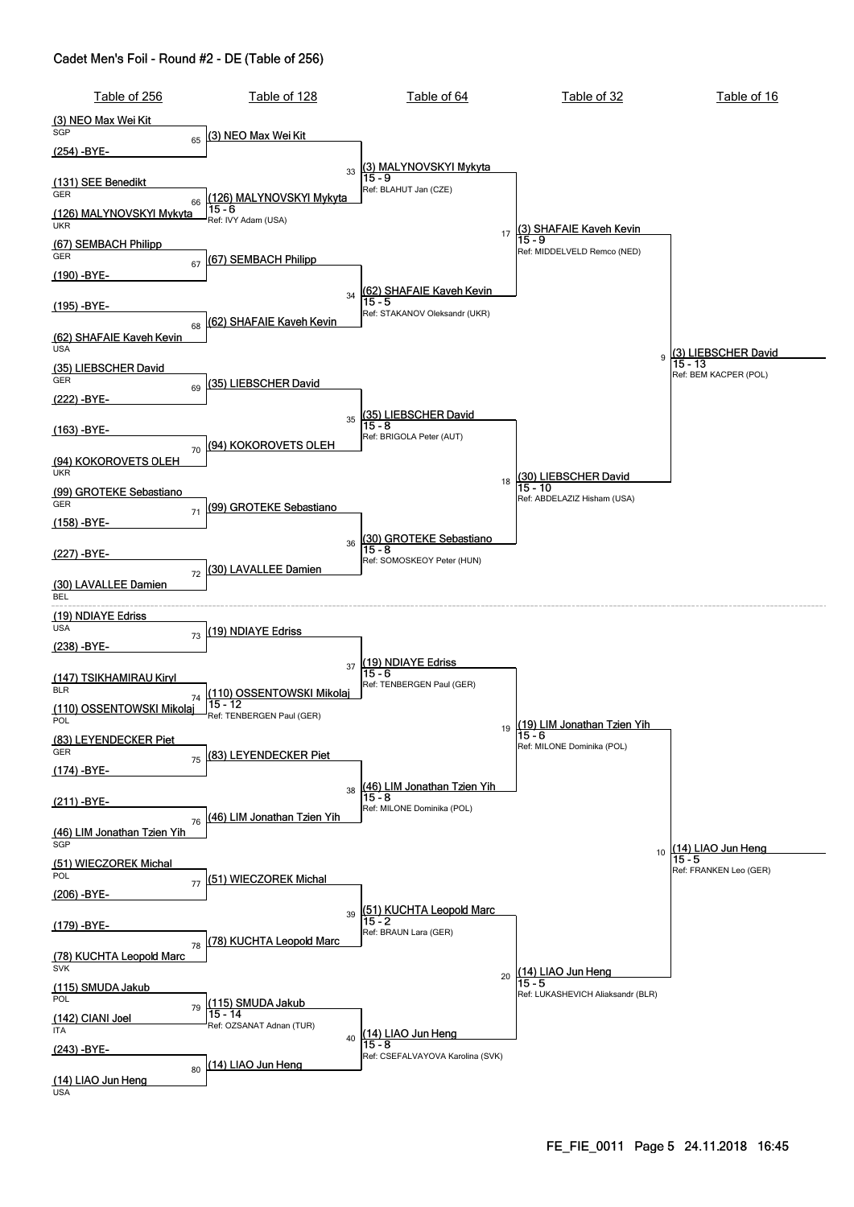## Cadet Men's Foil - Round #2 - DE (Table of 256)

| Table of 256 | Table of 128 | Table of 64 | Table of 32 | Table of 16 |
|---|---|---|---|---|
| (3) NEO Max Wei Kit SGP | | | | |
| | 65 (3) NEO Max Wei Kit | | | |
| (254) -BYE- | | | | |
| | | 33 (3) MALYNOVSKYI Mykyta 15 - 9 Ref: BLAHUT Jan (CZE) | | |
| (131) SEE Benedikt GER | | | | |
| | 66 (126) MALYNOVSKYI Mykyta 15 - 6 Ref: IVY Adam (USA) | | | |
| (126) MALYNOVSKYI Mykyta UKR | | | | |
| | | | 17 (3) SHAFAIE Kaveh Kevin 15 - 9 Ref: MIDDELVELD Remco (NED) | |
| (67) SEMBACH Philipp GER | | | | |
| | 67 (67) SEMBACH Philipp | | | |
| (190) -BYE- | | | | |
| | | 34 (62) SHAFAIE Kaveh Kevin 15 - 5 Ref: STAKANOV Oleksandr (UKR) | | |
| (195) -BYE- | | | | |
| | 68 (62) SHAFAIE Kaveh Kevin | | | |
| (62) SHAFAIE Kaveh Kevin USA | | | | |
| | | | | 9 (3) LIEBSCHER David 15 - 13 Ref: BEM KACPER (POL) |
| (35) LIEBSCHER David GER | | | | |
| | 69 (35) LIEBSCHER David | | | |
| (222) -BYE- | | | | |
| | | 35 (35) LIEBSCHER David 15 - 8 Ref: BRIGOLA Peter (AUT) | | |
| (163) -BYE- | | | | |
| | 70 (94) KOKOROVETS OLEH | | | |
| (94) KOKOROVETS OLEH UKR | | | | |
| | | | 18 (30) LIEBSCHER David 15 - 10 Ref: ABDELAZIZ Hisham (USA) | |
| (99) GROTEKE Sebastiano GER | | | | |
| | 71 (99) GROTEKE Sebastiano | | | |
| (158) -BYE- | | | | |
| | | 36 (30) GROTEKE Sebastiano 15 - 8 Ref: SOMOSKEOY Peter (HUN) | | |
| (227) -BYE- | | | | |
| | 72 (30) LAVALLEE Damien | | | |
| (30) LAVALLEE Damien BEL | | | | |
| (19) NDIAYE Edriss USA | | | | |
| | 73 (19) NDIAYE Edriss | | | |
| (238) -BYE- | | | | |
| | | 37 (19) NDIAYE Edriss 15 - 6 Ref: TENBERGEN Paul (GER) | | |
| (147) TSIKHAMIRAU Kiryl BLR | | | | |
| | 74 (110) OSSENTOWSKI Mikolaj 15 - 12 Ref: TENBERGEN Paul (GER) | | | |
| (110) OSSENTOWSKI Mikolaj POL | | | | |
| | | | 19 (19) LIM Jonathan Tzien Yih 15 - 6 Ref: MILONE Dominika (POL) | |
| (83) LEYENDECKER Piet GER | | | | |
| | 75 (83) LEYENDECKER Piet | | | |
| (174) -BYE- | | | | |
| | | 38 (46) LIM Jonathan Tzien Yih 15 - 8 Ref: MILONE Dominika (POL) | | |
| (211) -BYE- | | | | |
| | 76 (46) LIM Jonathan Tzien Yih | | | |
| (46) LIM Jonathan Tzien Yih SGP | | | | |
| | | | | 10 (14) LIAO Jun Heng 15 - 5 Ref: FRANKEN Leo (GER) |
| (51) WIECZOREK Michal POL | | | | |
| | 77 (51) WIECZOREK Michal | | | |
| (206) -BYE- | | | | |
| | | 39 (51) KUCHTA Leopold Marc 15 - 2 Ref: BRAUN Lara (GER) | | |
| (179) -BYE- | | | | |
| | 78 (78) KUCHTA Leopold Marc | | | |
| (78) KUCHTA Leopold Marc SVK | | | | |
| | | | 20 (14) LIAO Jun Heng 15 - 5 Ref: LUKASHEVICH Aliaksandr (BLR) | |
| (115) SMUDA Jakub POL | | | | |
| | 79 (115) SMUDA Jakub 15 - 14 Ref: OZSANAT Adnan (TUR) | | | |
| (142) CIANI Joel ITA | | | | |
| | | 40 (14) LIAO Jun Heng 15 - 8 Ref: CSEFALVAYOVA Karolina (SVK) | | |
| (243) -BYE- | | | | |
| | 80 (14) LIAO Jun Heng | | | |
| (14) LIAO Jun Heng USA | | | | |

FE_FIE_0011 Page 5 24.11.2018 16:45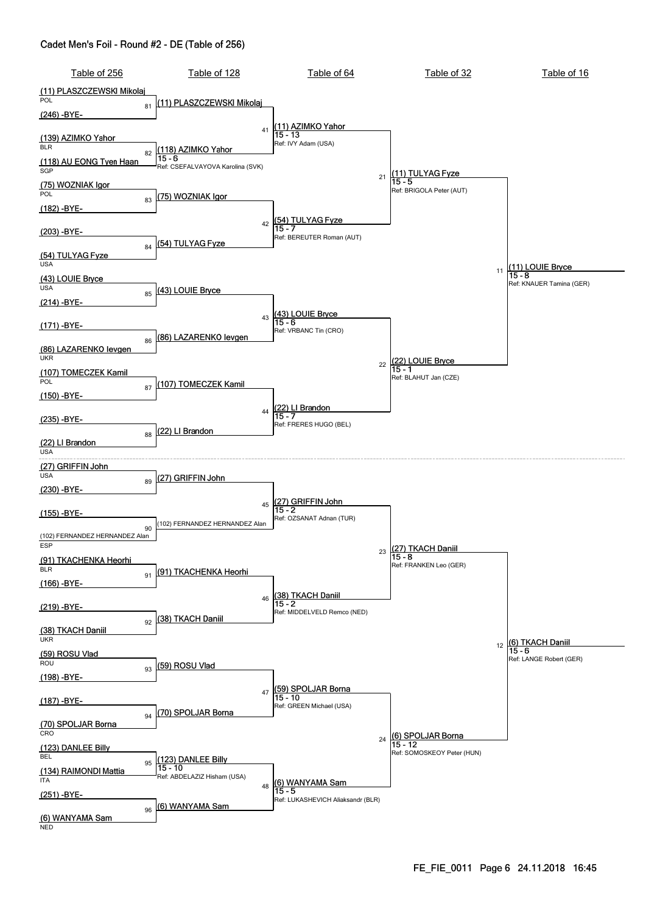# Cadet Men's Foil - Round #2 - DE (Table of 256)

| Table of 256 | Table of 128 | Table of 64 | Table of 32 | Table of 16 |
|---|---|---|---|---|
| (11) PLASZCZEWSKI Mikolaj POL | | | | |
| | 81 (11) PLASZCZEWSKI Mikolaj | | | |
| (246) -BYE- | | | | |
| | | 41 (11) AZIMKO Yahor 15 - 13 Ref: IVY Adam (USA) | | |
| (139) AZIMKO Yahor BLR | | | | |
| | 82 (118) AZIMKO Yahor 15 - 6 Ref: CSEFALVAYOVA Karolina (SVK) | | | |
| (118) AU EONG Tyen Haan SGP | | | | |
| | | | 21 (11) TULYAG Fyze 15 - 5 Ref: BRIGOLA Peter (AUT) | |
| (75) WOZNIAK Igor POL | | | | |
| | 83 (75) WOZNIAK Igor | | | |
| (182) -BYE- | | | | |
| | | 42 (54) TULYAG Fyze 15 - 7 Ref: BEREUTER Roman (AUT) | | |
| (203) -BYE- | | | | |
| | 84 (54) TULYAG Fyze | | | |
| (54) TULYAG Fyze USA | | | | |
| | | | | 11 (11) LOUIE Bryce 15 - 8 Ref: KNAUER Tamina (GER) |
| (43) LOUIE Bryce USA | | | | |
| | 85 (43) LOUIE Bryce | | | |
| (214) -BYE- | | | | |
| | | 43 (43) LOUIE Bryce 15 - 6 Ref: VRBANC Tin (CRO) | | |
| (171) -BYE- | | | | |
| | 86 (86) LAZARENKO Ievgen | | | |
| (86) LAZARENKO Ievgen UKR | | | | |
| | | | 22 (22) LOUIE Bryce 15 - 1 Ref: BLAHUT Jan (CZE) | |
| (107) TOMECZEK Kamil POL | | | | |
| | 87 (107) TOMECZEK Kamil | | | |
| (150) -BYE- | | | | |
| | | 44 (22) LI Brandon 15 - 7 Ref: FRERES HUGO (BEL) | | |
| (235) -BYE- | | | | |
| | 88 (22) LI Brandon | | | |
| (22) LI Brandon USA | | | | |
| (27) GRIFFIN John USA | | | | |
| | 89 (27) GRIFFIN John | | | |
| (230) -BYE- | | | | |
| | | 45 (27) GRIFFIN John 15 - 2 Ref: OZSANAT Adnan (TUR) | | |
| (155) -BYE- | | | | |
| | 90 (102) FERNANDEZ HERNANDEZ Alan | | | |
| (102) FERNANDEZ HERNANDEZ Alan ESP | | | | |
| | | | 23 (27) TKACH Daniil 15 - 8 Ref: FRANKEN Leo (GER) | |
| (91) TKACHENKA Heorhi BLR | | | | |
| | 91 (91) TKACHENKA Heorhi | | | |
| (166) -BYE- | | | | |
| | | 46 (38) TKACH Daniil 15 - 2 Ref: MIDDELVELD Remco (NED) | | |
| (219) -BYE- | | | | |
| | 92 (38) TKACH Daniil | | | |
| (38) TKACH Daniil UKR | | | | |
| | | | | 12 (6) TKACH Daniil 15 - 6 Ref: LANGE Robert (GER) |
| (59) ROSU Vlad ROU | | | | |
| | 93 (59) ROSU Vlad | | | |
| (198) -BYE- | | | | |
| | | 47 (59) SPOLJAR Borna 15 - 10 Ref: GREEN Michael (USA) | | |
| (187) -BYE- | | | | |
| | 94 (70) SPOLJAR Borna | | | |
| (70) SPOLJAR Borna CRO | | | | |
| | | | 24 (6) SPOLJAR Borna 15 - 12 Ref: SOMOSKEOY Peter (HUN) | |
| (123) DANLEE Billy BEL | | | | |
| | 95 (123) DANLEE Billy 15 - 10 Ref: ABDELAZIZ Hisham (USA) | | | |
| (134) RAIMONDI Mattia ITA | | | | |
| | | 48 (6) WANYAMA Sam 15 - 5 Ref: LUKASHEVICH Aliaksandr (BLR) | | |
| (251) -BYE- | | | | |
| | 96 (6) WANYAMA Sam | | | |
| (6) WANYAMA Sam NED | | | | |

FE_FIE_0011 Page 6 24.11.2018 16:45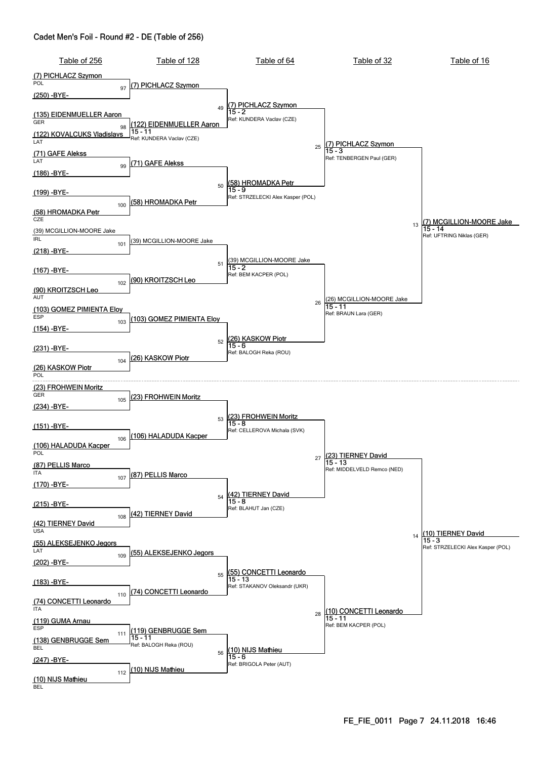## Cadet Men's Foil - Round #2 - DE (Table of 256)

### Table of 256

| Bout | Fencer 1 | Country | Fencer 2 | Country |
|---|---|---|---|---|
| 97 | (7) PICHLACZ Szymon | POL | (250) -BYE- | |
| 98 | (135) EIDENMUELLER Aaron | GER | (122) KOVALCUKS Vladislavs | LAT |
| 99 | (71) GAFE Alekss | LAT | (186) -BYE- | |
| 100 | (199) -BYE- | | (58) HROMADKA Petr | CZE |
| 101 | (39) MCGILLION-MOORE Jake | IRL | (218) -BYE- | |
| 102 | (167) -BYE- | | (90) KROITZSCH Leo | AUT |
| 103 | (103) GOMEZ PIMIENTA Eloy | ESP | (154) -BYE- | |
| 104 | (231) -BYE- | | (26) KASKOW Piotr | POL |
| 105 | (23) FROHWEIN Moritz | GER | (234) -BYE- | |
| 106 | (151) -BYE- | | (106) HALADUDA Kacper | POL |
| 107 | (87) PELLIS Marco | ITA | (170) -BYE- | |
| 108 | (215) -BYE- | | (42) TIERNEY David | USA |
| 109 | (55) ALEKSEJENKO Jegors | LAT | (202) -BYE- | |
| 110 | (183) -BYE- | | (74) CONCETTI Leonardo | ITA |
| 111 | (119) GUMA Arnau | ESP | (138) GENBRUGGE Sem | BEL |
| 112 | (247) -BYE- | | (10) NIJS Mathieu | BEL |

### Table of 128

| Bout | Winner | Score | Referee |
|---|---|---|---|
| 97 | (7) PICHLACZ Szymon | | |
| 98 | (122) EIDENMUELLER Aaron | 15 - 11 | KUNDERA Vaclav (CZE) |
| 99 | (71) GAFE Alekss | | |
| 100 | (58) HROMADKA Petr | | |
| 101 | (39) MCGILLION-MOORE Jake | | |
| 102 | (90) KROITZSCH Leo | | |
| 103 | (103) GOMEZ PIMIENTA Eloy | | |
| 104 | (26) KASKOW Piotr | | |
| 105 | (23) FROHWEIN Moritz | | |
| 106 | (106) HALADUDA Kacper | | |
| 107 | (87) PELLIS Marco | | |
| 108 | (42) TIERNEY David | | |
| 109 | (55) ALEKSEJENKO Jegors | | |
| 110 | (74) CONCETTI Leonardo | | |
| 111 | (119) GENBRUGGE Sem | 15 - 11 | BALOGH Reka (ROU) |
| 112 | (10) NIJS Mathieu | | |

### Table of 64

| Bout | Winner | Score | Referee |
|---|---|---|---|
| 49 | (7) PICHLACZ Szymon | 15 - 2 | KUNDERA Vaclav (CZE) |
| 50 | (58) HROMADKA Petr | 15 - 9 | STRZELECKI Alex Kasper (POL) |
| 51 | (39) MCGILLION-MOORE Jake | 15 - 2 | BEM KACPER (POL) |
| 52 | (26) KASKOW Piotr | 15 - 6 | BALOGH Reka (ROU) |
| 53 | (23) FROHWEIN Moritz | 15 - 8 | CELLEROVA Michala (SVK) |
| 54 | (42) TIERNEY David | 15 - 8 | BLAHUT Jan (CZE) |
| 55 | (55) CONCETTI Leonardo | 15 - 13 | STAKANOV Oleksandr (UKR) |
| 56 | (10) NIJS Mathieu | 15 - 6 | BRIGOLA Peter (AUT) |

### Table of 32

| Bout | Winner | Score | Referee |
|---|---|---|---|
| 25 | (7) PICHLACZ Szymon | 15 - 3 | TENBERGEN Paul (GER) |
| 26 | (26) MCGILLION-MOORE Jake | 15 - 11 | BRAUN Lara (GER) |
| 27 | (23) TIERNEY David | 15 - 13 | MIDDELVELD Remco (NED) |
| 28 | (10) CONCETTI Leonardo | 15 - 11 | BEM KACPER (POL) |

### Table of 16

| Bout | Winner | Score | Referee |
|---|---|---|---|
| 13 | (7) MCGILLION-MOORE Jake | 15 - 14 | UFTRING Niklas (GER) |
| 14 | (10) TIERNEY David | 15 - 3 | STRZELECKI Alex Kasper (POL) |

FE_FIE_0011 24.11.2018 16:46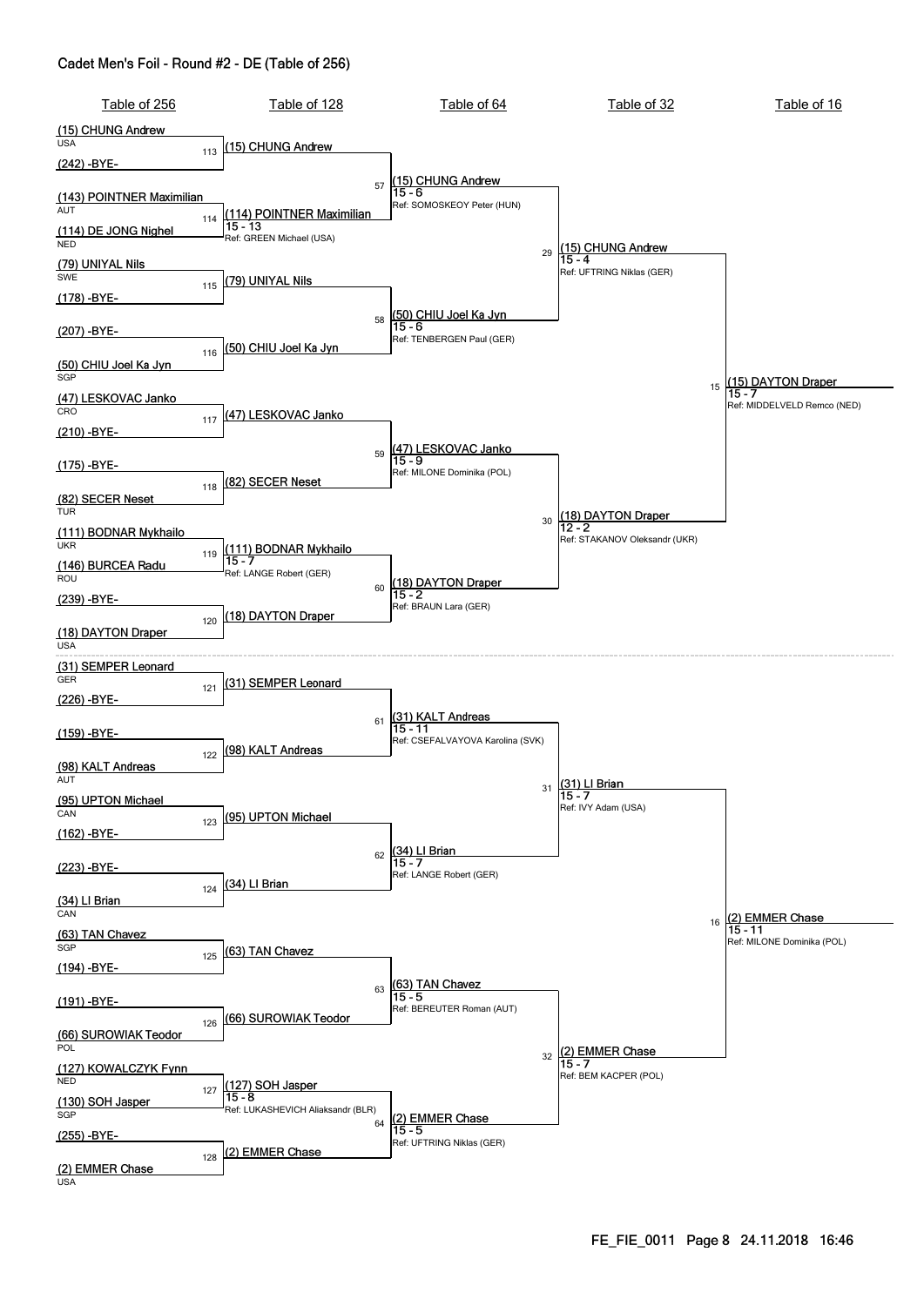## Cadet Men's Foil - Round #2 - DE (Table of 256)

| Table of 256 | Table of 128 | Table of 64 | Table of 32 | Table of 16 |
|---|---|---|---|---|
| (15) CHUNG Andrew USA | | | | |
| | 113 (15) CHUNG Andrew | | | |
| (242) -BYE- | | | | |
| | | 57 (15) CHUNG Andrew 15 - 6 Ref: SOMOSKEOY Peter (HUN) | | |
| (143) POINTNER Maximilian AUT | | | | |
| | 114 (114) POINTNER Maximilian 15 - 13 Ref: GREEN Michael (USA) | | | |
| (114) DE JONG Nighel NED | | | | |
| | | | 29 (15) CHUNG Andrew 15 - 4 Ref: UFTRING Niklas (GER) | |
| (79) UNIYAL Nils SWE | | | | |
| | 115 (79) UNIYAL Nils | | | |
| (178) -BYE- | | | | |
| | | 58 (50) CHIU Joel Ka Jyn 15 - 6 Ref: TENBERGEN Paul (GER) | | |
| (207) -BYE- | | | | |
| | 116 (50) CHIU Joel Ka Jyn | | | |
| (50) CHIU Joel Ka Jyn SGP | | | | |
| | | | | 15 (15) DAYTON Draper 15 - 7 Ref: MIDDELVELD Remco (NED) |
| (47) LESKOVAC Janko CRO | | | | |
| | 117 (47) LESKOVAC Janko | | | |
| (210) -BYE- | | | | |
| | | 59 (47) LESKOVAC Janko 15 - 9 Ref: MILONE Dominika (POL) | | |
| (175) -BYE- | | | | |
| | 118 (82) SECER Neset | | | |
| (82) SECER Neset TUR | | | | |
| | | | 30 (18) DAYTON Draper 12 - 2 Ref: STAKANOV Oleksandr (UKR) | |
| (111) BODNAR Mykhailo UKR | | | | |
| | 119 (111) BODNAR Mykhailo 15 - 7 Ref: LANGE Robert (GER) | | | |
| (146) BURCEA Radu ROU | | | | |
| | | 60 (18) DAYTON Draper 15 - 2 Ref: BRAUN Lara (GER) | | |
| (239) -BYE- | | | | |
| | 120 (18) DAYTON Draper | | | |
| (18) DAYTON Draper USA | | | | |
| (31) SEMPER Leonard GER | | | | |
| | 121 (31) SEMPER Leonard | | | |
| (226) -BYE- | | | | |
| | | 61 (31) KALT Andreas 15 - 11 Ref: CSEFALVAYOVA Karolina (SVK) | | |
| (159) -BYE- | | | | |
| | 122 (98) KALT Andreas | | | |
| (98) KALT Andreas AUT | | | | |
| | | | 31 (31) LI Brian 15 - 7 Ref: IVY Adam (USA) | |
| (95) UPTON Michael CAN | | | | |
| | 123 (95) UPTON Michael | | | |
| (162) -BYE- | | | | |
| | | 62 (34) LI Brian 15 - 7 Ref: LANGE Robert (GER) | | |
| (223) -BYE- | | | | |
| | 124 (34) LI Brian | | | |
| (34) LI Brian CAN | | | | |
| | | | | 16 (2) EMMER Chase 15 - 11 Ref: MILONE Dominika (POL) |
| (63) TAN Chavez SGP | | | | |
| | 125 (63) TAN Chavez | | | |
| (194) -BYE- | | | | |
| | | 63 (63) TAN Chavez 15 - 5 Ref: BEREUTER Roman (AUT) | | |
| (191) -BYE- | | | | |
| | 126 (66) SUROWIAK Teodor | | | |
| (66) SUROWIAK Teodor POL | | | | |
| | | | 32 (2) EMMER Chase 15 - 7 Ref: BEM KACPER (POL) | |
| (127) KOWALCZYK Fynn NED | | | | |
| | 127 (127) SOH Jasper 15 - 8 Ref: LUKASHEVICH Aliaksandr (BLR) | | | |
| (130) SOH Jasper SGP | | | | |
| | | 64 (2) EMMER Chase 15 - 5 Ref: UFTRING Niklas (GER) | | |
| (255) -BYE- | | | | |
| | 128 (2) EMMER Chase | | | |
| (2) EMMER Chase USA | | | | |

FE_FIE_0011 Page 8 24.11.2018 16:46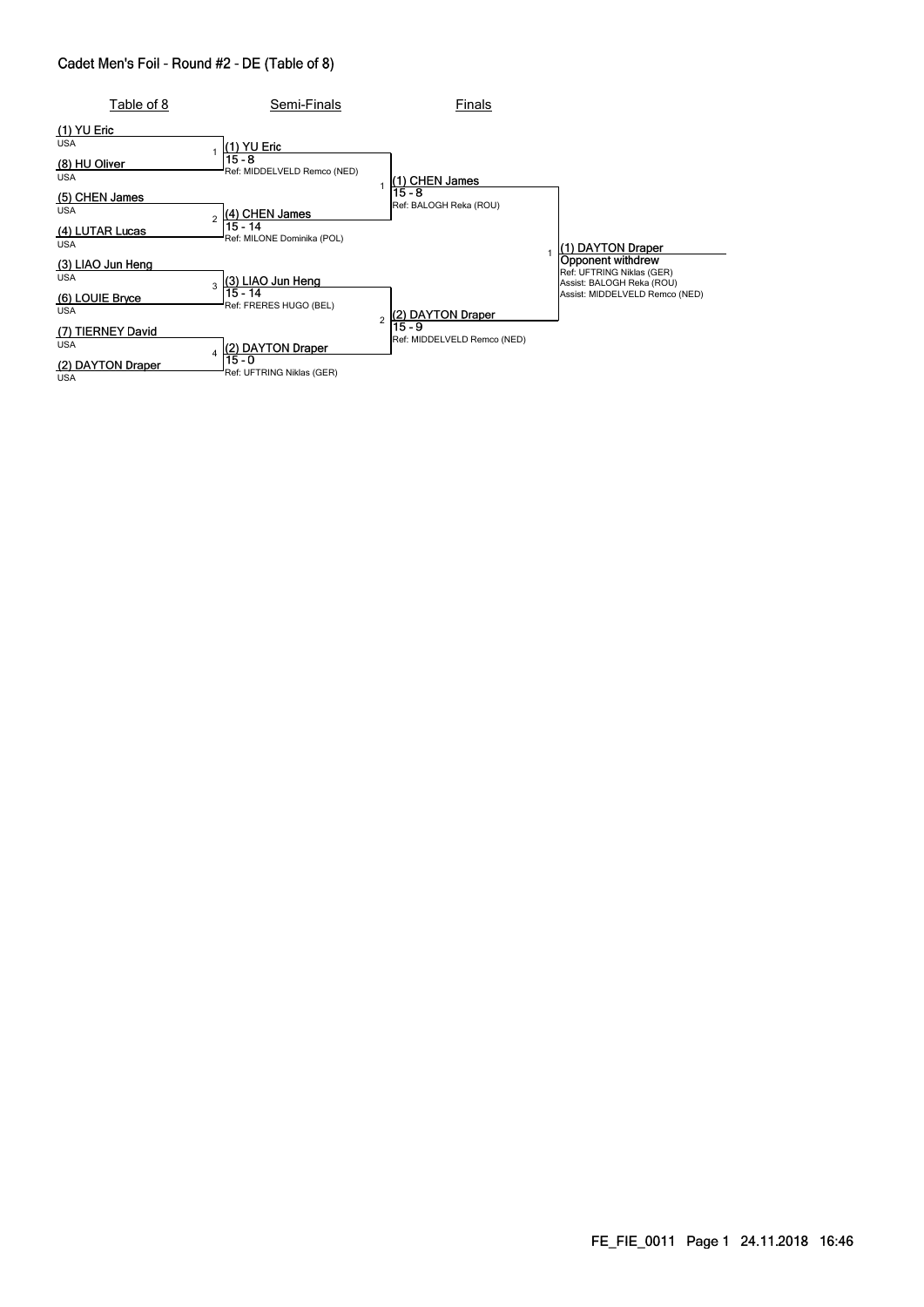# Cadet Men's Foil - Round #2 - DE (Table of 8)

## Table of 8

- (1) YU Eric — USA
- (8) HU Oliver — USA
- (5) CHEN James — USA
- (4) LUTAR Lucas — USA
- (3) LIAO Jun Heng — USA
- (6) LOUIE Bryce — USA
- (7) TIERNEY David — USA
- (2) DAYTON Draper — USA

## Semi-Finals

1. (1) YU Eric — 15 - 8 — Ref: MIDDELVELD Remco (NED)
2. (4) CHEN James — 15 - 14 — Ref: MILONE Dominika (POL)
3. (3) LIAO Jun Heng — 15 - 14 — Ref: FRERES HUGO (BEL)
4. (2) DAYTON Draper — 15 - 0 — Ref: UFTRING Niklas (GER)

## Finals

1. (1) CHEN James — 15 - 8 — Ref: BALOGH Reka (ROU)
2. (2) DAYTON Draper — 15 - 9 — Ref: MIDDELVELD Remco (NED)

## Winner

1. (1) DAYTON Draper — Opponent withdrew — Ref: UFTRING Niklas (GER) — Assist: BALOGH Reka (ROU) — Assist: MIDDELVELD Remco (NED)

FE_FIE_0011 24.11.2018 16:46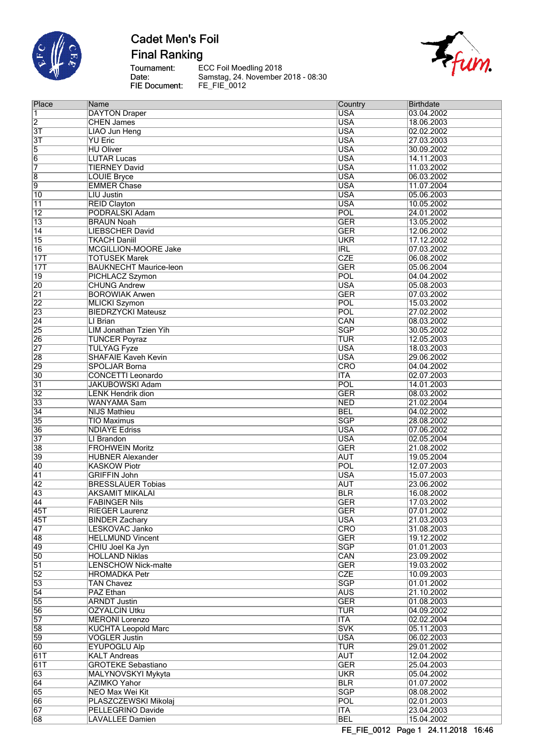# Cadet Men's Foil

## Final Ranking

Tournament: ECC Foil Moedling 2018
Date: Samstag, 24. November 2018 - 08:30
FIE Document: FE_FIE_0012

| Place | Name | Country | Birthdate |
|---|---|---|---|
| 1 | DAYTON Draper | USA | 03.04.2002 |
| 2 | CHEN James | USA | 18.06.2003 |
| 3T | LIAO Jun Heng | USA | 02.02.2002 |
| 3T | YU Eric | USA | 27.03.2003 |
| 5 | HU Oliver | USA | 30.09.2002 |
| 6 | LUTAR Lucas | USA | 14.11.2003 |
| 7 | TIERNEY David | USA | 11.03.2002 |
| 8 | LOUIE Bryce | USA | 06.03.2002 |
| 9 | EMMER Chase | USA | 11.07.2004 |
| 10 | LIU Justin | USA | 05.06.2003 |
| 11 | REID Clayton | USA | 10.05.2002 |
| 12 | PODRALSKI Adam | POL | 24.01.2002 |
| 13 | BRAUN Noah | GER | 13.05.2002 |
| 14 | LIEBSCHER David | GER | 12.06.2002 |
| 15 | TKACH Daniil | UKR | 17.12.2002 |
| 16 | MCGILLION-MOORE Jake | IRL | 07.03.2002 |
| 17T | TOTUSEK Marek | CZE | 06.08.2002 |
| 17T | BAUKNECHT Maurice-leon | GER | 05.06.2004 |
| 19 | PICHLACZ Szymon | POL | 04.04.2002 |
| 20 | CHUNG Andrew | USA | 05.08.2003 |
| 21 | BOROWIAK Arwen | GER | 07.03.2002 |
| 22 | MLICKI Szymon | POL | 15.03.2002 |
| 23 | BIEDRZYCKI Mateusz | POL | 27.02.2002 |
| 24 | LI Brian | CAN | 08.03.2002 |
| 25 | LIM Jonathan Tzien Yih | SGP | 30.05.2002 |
| 26 | TUNCER Poyraz | TUR | 12.05.2003 |
| 27 | TULYAG Fyze | USA | 18.03.2003 |
| 28 | SHAFAIE Kaveh Kevin | USA | 29.06.2002 |
| 29 | SPOLJAR Borna | CRO | 04.04.2002 |
| 30 | CONCETTI Leonardo | ITA | 02.07.2003 |
| 31 | JAKUBOWSKI Adam | POL | 14.01.2003 |
| 32 | LENK Hendrik dion | GER | 08.03.2002 |
| 33 | WANYAMA Sam | NED | 21.02.2004 |
| 34 | NIJS Mathieu | BEL | 04.02.2002 |
| 35 | TIO Maximus | SGP | 28.08.2002 |
| 36 | NDIAYE Edriss | USA | 07.06.2002 |
| 37 | LI Brandon | USA | 02.05.2004 |
| 38 | FROHWEIN Moritz | GER | 21.08.2002 |
| 39 | HUBNER Alexander | AUT | 19.05.2004 |
| 40 | KASKOW Piotr | POL | 12.07.2003 |
| 41 | GRIFFIN John | USA | 15.07.2003 |
| 42 | BRESSLAUER Tobias | AUT | 23.06.2002 |
| 43 | AKSAMIT MIKALAI | BLR | 16.08.2002 |
| 44 | FABINGER Nils | GER | 17.03.2002 |
| 45T | RIEGER Laurenz | GER | 07.01.2002 |
| 45T | BINDER Zachary | USA | 21.03.2003 |
| 47 | LESKOVAC Janko | CRO | 31.08.2003 |
| 48 | HELLMUND Vincent | GER | 19.12.2002 |
| 49 | CHIU Joel Ka Jyn | SGP | 01.01.2003 |
| 50 | HOLLAND Niklas | CAN | 23.09.2002 |
| 51 | LENSCHOW Nick-malte | GER | 19.03.2002 |
| 52 | HROMADKA Petr | CZE | 10.09.2003 |
| 53 | TAN Chavez | SGP | 01.01.2002 |
| 54 | PAZ Ethan | AUS | 21.10.2002 |
| 55 | ARNDT Justin | GER | 01.08.2003 |
| 56 | OZYALCIN Utku | TUR | 04.09.2002 |
| 57 | MERONI Lorenzo | ITA | 02.02.2004 |
| 58 | KUCHTA Leopold Marc | SVK | 05.11.2003 |
| 59 | VOGLER Justin | USA | 06.02.2003 |
| 60 | EYUPOGLU Alp | TUR | 29.01.2002 |
| 61T | KALT Andreas | AUT | 12.04.2002 |
| 61T | GROTEKE Sebastiano | GER | 25.04.2003 |
| 63 | MALYNOVSKYI Mykyta | UKR | 05.04.2002 |
| 64 | AZIMKO Yahor | BLR | 01.07.2002 |
| 65 | NEO Max Wei Kit | SGP | 08.08.2002 |
| 66 | PLASZCZEWSKI Mikolaj | POL | 02.01.2003 |
| 67 | PELLEGRINO Davide | ITA | 23.04.2003 |
| 68 | LAVALLEE Damien | BEL | 15.04.2002 |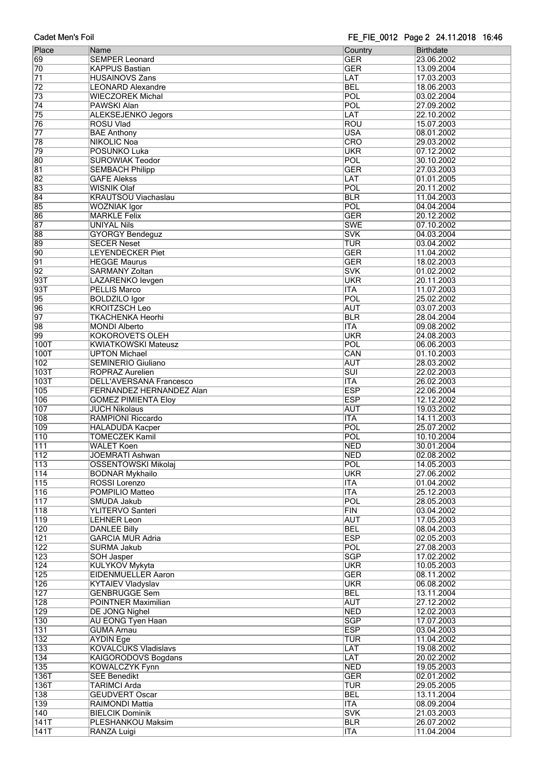| Place | Name | Country | Birthdate |
|---|---|---|---|
| 69 | SEMPER Leonard | GER | 23.06.2002 |
| 70 | KAPPUS Bastian | GER | 13.09.2004 |
| 71 | HUSAINOVS Zans | LAT | 17.03.2003 |
| 72 | LEONARD Alexandre | BEL | 18.06.2003 |
| 73 | WIECZOREK Michal | POL | 03.02.2004 |
| 74 | PAWSKI Alan | POL | 27.09.2002 |
| 75 | ALEKSEJENKO Jegors | LAT | 22.10.2002 |
| 76 | ROSU Vlad | ROU | 15.07.2003 |
| 77 | BAE Anthony | USA | 08.01.2002 |
| 78 | NIKOLIC Noa | CRO | 29.03.2002 |
| 79 | POSUNKO Luka | UKR | 07.12.2002 |
| 80 | SUROWIAK Teodor | POL | 30.10.2002 |
| 81 | SEMBACH Philipp | GER | 27.03.2003 |
| 82 | GAFE Alekss | LAT | 01.01.2005 |
| 83 | WISNIK Olaf | POL | 20.11.2002 |
| 84 | KRAUTSOU Viachaslau | BLR | 11.04.2003 |
| 85 | WOZNIAK Igor | POL | 04.04.2004 |
| 86 | MARKLE Felix | GER | 20.12.2002 |
| 87 | UNIYAL Nils | SWE | 07.10.2002 |
| 88 | GYORGY Bendeguz | SVK | 04.03.2004 |
| 89 | SECER Neset | TUR | 03.04.2002 |
| 90 | LEYENDECKER Piet | GER | 11.04.2002 |
| 91 | HEGGE Maurus | GER | 18.02.2003 |
| 92 | SARMANY Zoltan | SVK | 01.02.2002 |
| 93T | LAZARENKO Ievgen | UKR | 20.11.2003 |
| 93T | PELLIS Marco | ITA | 11.07.2003 |
| 95 | BOLDZILO Igor | POL | 25.02.2002 |
| 96 | KROITZSCH Leo | AUT | 03.07.2003 |
| 97 | TKACHENKA Heorhi | BLR | 28.04.2004 |
| 98 | MONDI Alberto | ITA | 09.08.2002 |
| 99 | KOKOROVETS OLEH | UKR | 24.08.2003 |
| 100T | KWIATKOWSKI Mateusz | POL | 06.06.2003 |
| 100T | UPTON Michael | CAN | 01.10.2003 |
| 102 | SEMINERIO Giuliano | AUT | 28.03.2002 |
| 103T | ROPRAZ Aurelien | SUI | 22.02.2003 |
| 103T | DELL'AVERSANA Francesco | ITA | 26.02.2003 |
| 105 | FERNANDEZ HERNANDEZ Alan | ESP | 22.06.2004 |
| 106 | GOMEZ PIMIENTA Eloy | ESP | 12.12.2002 |
| 107 | JUCH Nikolaus | AUT | 19.03.2002 |
| 108 | RAMPIONI Riccardo | ITA | 14.11.2003 |
| 109 | HALADUDA Kacper | POL | 25.07.2002 |
| 110 | TOMECZEK Kamil | POL | 10.10.2004 |
| 111 | WALET Koen | NED | 30.01.2004 |
| 112 | JOEMRATI Ashwan | NED | 02.08.2002 |
| 113 | OSSENTOWSKI Mikolaj | POL | 14.05.2003 |
| 114 | BODNAR Mykhailo | UKR | 27.06.2002 |
| 115 | ROSSI Lorenzo | ITA | 01.04.2002 |
| 116 | POMPILIO Matteo | ITA | 25.12.2003 |
| 117 | SMUDA Jakub | POL | 28.05.2003 |
| 118 | YLITERVO Santeri | FIN | 03.04.2002 |
| 119 | LEHNER Leon | AUT | 17.05.2003 |
| 120 | DANLEE Billy | BEL | 08.04.2003 |
| 121 | GARCIA MUR Adria | ESP | 02.05.2003 |
| 122 | SURMA Jakub | POL | 27.08.2003 |
| 123 | SOH Jasper | SGP | 17.02.2002 |
| 124 | KULYKOV Mykyta | UKR | 10.05.2003 |
| 125 | EIDENMUELLER Aaron | GER | 08.11.2002 |
| 126 | KYTAIEV Vladyslav | UKR | 06.08.2002 |
| 127 | GENBRUGGE Sem | BEL | 13.11.2004 |
| 128 | POINTNER Maximilian | AUT | 27.12.2002 |
| 129 | DE JONG Nighel | NED | 12.02.2003 |
| 130 | AU EONG Tyen Haan | SGP | 17.07.2003 |
| 131 | GUMA Arnau | ESP | 03.04.2003 |
| 132 | AYDIN Ege | TUR | 11.04.2002 |
| 133 | KOVALCUKS Vladislavs | LAT | 19.08.2002 |
| 134 | KAIGORODOVS Bogdans | LAT | 20.02.2002 |
| 135 | KOWALCZYK Fynn | NED | 19.05.2003 |
| 136T | SEE Benedikt | GER | 02.01.2002 |
| 136T | TARIMCI Arda | TUR | 29.05.2005 |
| 138 | GEUDVERT Oscar | BEL | 13.11.2004 |
| 139 | RAIMONDI Mattia | ITA | 08.09.2004 |
| 140 | BIELCIK Dominik | SVK | 21.03.2003 |
| 141T | PLESHANKOU Maksim | BLR | 26.07.2002 |
| 141T | RANZA Luigi | ITA | 11.04.2004 |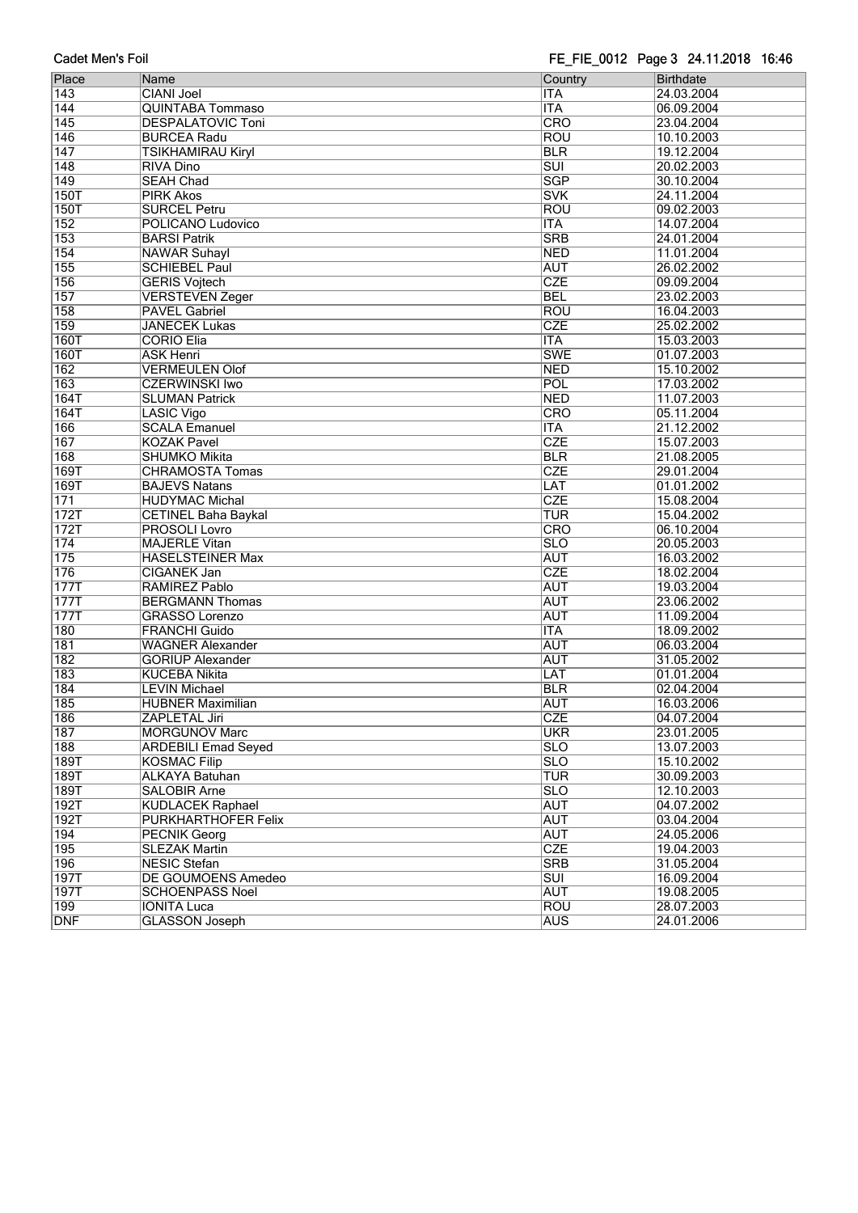| Place | Name | Country | Birthdate |
|---|---|---|---|
| 143 | CIANI Joel | ITA | 24.03.2004 |
| 144 | QUINTABA Tommaso | ITA | 06.09.2004 |
| 145 | DESPALATOVIC Toni | CRO | 23.04.2004 |
| 146 | BURCEA Radu | ROU | 10.10.2003 |
| 147 | TSIKHAMIRAU Kiryl | BLR | 19.12.2004 |
| 148 | RIVA Dino | SUI | 20.02.2003 |
| 149 | SEAH Chad | SGP | 30.10.2004 |
| 150T | PIRK Akos | SVK | 24.11.2004 |
| 150T | SURCEL Petru | ROU | 09.02.2003 |
| 152 | POLICANO Ludovico | ITA | 14.07.2004 |
| 153 | BARSI Patrik | SRB | 24.01.2004 |
| 154 | NAWAR Suhayl | NED | 11.01.2004 |
| 155 | SCHIEBEL Paul | AUT | 26.02.2002 |
| 156 | GERIS Vojtech | CZE | 09.09.2004 |
| 157 | VERSTEVEN Zeger | BEL | 23.02.2003 |
| 158 | PAVEL Gabriel | ROU | 16.04.2003 |
| 159 | JANECEK Lukas | CZE | 25.02.2002 |
| 160T | CORIO Elia | ITA | 15.03.2003 |
| 160T | ASK Henri | SWE | 01.07.2003 |
| 162 | VERMEULEN Olof | NED | 15.10.2002 |
| 163 | CZERWINSKI Iwo | POL | 17.03.2002 |
| 164T | SLUMAN Patrick | NED | 11.07.2003 |
| 164T | LASIC Vigo | CRO | 05.11.2004 |
| 166 | SCALA Emanuel | ITA | 21.12.2002 |
| 167 | KOZAK Pavel | CZE | 15.07.2003 |
| 168 | SHUMKO Mikita | BLR | 21.08.2005 |
| 169T | CHRAMOSTA Tomas | CZE | 29.01.2004 |
| 169T | BAJEVS Natans | LAT | 01.01.2002 |
| 171 | HUDYMAC Michal | CZE | 15.08.2004 |
| 172T | CETINEL Baha Baykal | TUR | 15.04.2002 |
| 172T | PROSOLI Lovro | CRO | 06.10.2004 |
| 174 | MAJERLE Vitan | SLO | 20.05.2003 |
| 175 | HASELSTEINER Max | AUT | 16.03.2002 |
| 176 | CIGANEK Jan | CZE | 18.02.2004 |
| 177T | RAMIREZ Pablo | AUT | 19.03.2004 |
| 177T | BERGMANN Thomas | AUT | 23.06.2002 |
| 177T | GRASSO Lorenzo | AUT | 11.09.2004 |
| 180 | FRANCHI Guido | ITA | 18.09.2002 |
| 181 | WAGNER Alexander | AUT | 06.03.2004 |
| 182 | GORIUP Alexander | AUT | 31.05.2002 |
| 183 | KUCEBA Nikita | LAT | 01.01.2004 |
| 184 | LEVIN Michael | BLR | 02.04.2004 |
| 185 | HUBNER Maximilian | AUT | 16.03.2006 |
| 186 | ZAPLETAL Jiri | CZE | 04.07.2004 |
| 187 | MORGUNOV Marc | UKR | 23.01.2005 |
| 188 | ARDEBILI Emad Seyed | SLO | 13.07.2003 |
| 189T | KOSMAC Filip | SLO | 15.10.2002 |
| 189T | ALKAYA Batuhan | TUR | 30.09.2003 |
| 189T | SALOBIR Arne | SLO | 12.10.2003 |
| 192T | KUDLACEK Raphael | AUT | 04.07.2002 |
| 192T | PURKHARTHOFER Felix | AUT | 03.04.2004 |
| 194 | PECNIK Georg | AUT | 24.05.2006 |
| 195 | SLEZAK Martin | CZE | 19.04.2003 |
| 196 | NESIC Stefan | SRB | 31.05.2004 |
| 197T | DE GOUMOENS Amedeo | SUI | 16.09.2004 |
| 197T | SCHOENPASS Noel | AUT | 19.08.2005 |
| 199 | IONITA Luca | ROU | 28.07.2003 |
| DNF | GLASSON Joseph | AUS | 24.01.2006 |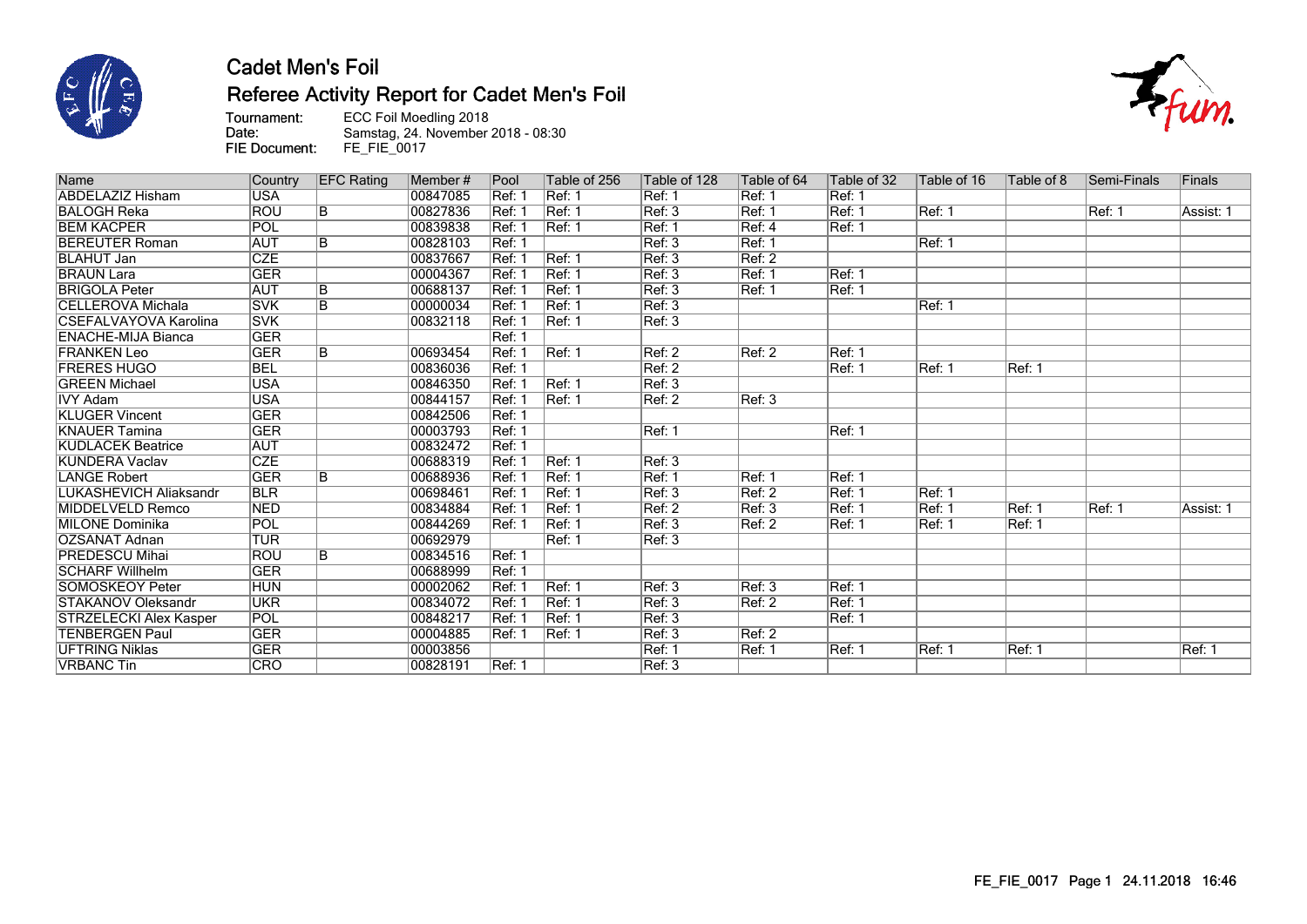# Cadet Men's Foil

## Referee Activity Report for Cadet Men's Foil

**Tournament:** ECC Foil Moedling 2018
**Date:** Samstag, 24. November 2018 - 08:30
**FIE Document:** FE_FIE_0017

| Name | Country | EFC Rating | Member # | Pool | Table of 256 | Table of 128 | Table of 64 | Table of 32 | Table of 16 | Table of 8 | Semi-Finals | Finals |
|---|---|---|---|---|---|---|---|---|---|---|---|---|
| ABDELAZIZ Hisham | USA | | 00847085 | Ref: 1 | Ref: 1 | Ref: 1 | Ref: 1 | Ref: 1 | | | | |
| BALOGH Reka | ROU | B | 00827836 | Ref: 1 | Ref: 1 | Ref: 3 | Ref: 1 | Ref: 1 | Ref: 1 | | Ref: 1 | Assist: 1 |
| BEM KACPER | POL | | 00839838 | Ref: 1 | Ref: 1 | Ref: 1 | Ref: 4 | Ref: 1 | | | | |
| BEREUTER Roman | AUT | B | 00828103 | Ref: 1 | | Ref: 3 | Ref: 1 | | Ref: 1 | | | |
| BLAHUT Jan | CZE | | 00837667 | Ref: 1 | Ref: 1 | Ref: 3 | Ref: 2 | | | | | |
| BRAUN Lara | GER | | 00004367 | Ref: 1 | Ref: 1 | Ref: 3 | Ref: 1 | Ref: 1 | | | | |
| BRIGOLA Peter | AUT | B | 00688137 | Ref: 1 | Ref: 1 | Ref: 3 | Ref: 1 | Ref: 1 | | | | |
| CELLEROVA Michala | SVK | B | 00000034 | Ref: 1 | Ref: 1 | Ref: 3 | | | Ref: 1 | | | |
| CSEFALVAYOVA Karolina | SVK | | 00832118 | Ref: 1 | Ref: 1 | Ref: 3 | | | | | | |
| ENACHE-MIJA Bianca | GER | | | Ref: 1 | | | | | | | | |
| FRANKEN Leo | GER | B | 00693454 | Ref: 1 | Ref: 1 | Ref: 2 | Ref: 2 | Ref: 1 | | | | |
| FRERES HUGO | BEL | | 00836036 | Ref: 1 | | Ref: 2 | | Ref: 1 | Ref: 1 | Ref: 1 | | |
| GREEN Michael | USA | | 00846350 | Ref: 1 | Ref: 1 | Ref: 3 | | | | | | |
| IVY Adam | USA | | 00844157 | Ref: 1 | Ref: 1 | Ref: 2 | Ref: 3 | | | | | |
| KLUGER Vincent | GER | | 00842506 | Ref: 1 | | | | | | | | |
| KNAUER Tamina | GER | | 00003793 | Ref: 1 | | Ref: 1 | | Ref: 1 | | | | |
| KUDLACEK Beatrice | AUT | | 00832472 | Ref: 1 | | | | | | | | |
| KUNDERA Vaclav | CZE | | 00688319 | Ref: 1 | Ref: 1 | Ref: 3 | | | | | | |
| LANGE Robert | GER | B | 00688936 | Ref: 1 | Ref: 1 | Ref: 1 | Ref: 1 | Ref: 1 | | | | |
| LUKASHEVICH Aliaksandr | BLR | | 00698461 | Ref: 1 | Ref: 1 | Ref: 3 | Ref: 2 | Ref: 1 | Ref: 1 | | | |
| MIDDELVELD Remco | NED | | 00834884 | Ref: 1 | Ref: 1 | Ref: 2 | Ref: 3 | Ref: 1 | Ref: 1 | Ref: 1 | Ref: 1 | Assist: 1 |
| MILONE Dominika | POL | | 00844269 | Ref: 1 | Ref: 1 | Ref: 3 | Ref: 2 | Ref: 1 | Ref: 1 | Ref: 1 | | |
| OZSANAT Adnan | TUR | | 00692979 | | Ref: 1 | Ref: 3 | | | | | | |
| PREDESCU Mihai | ROU | B | 00834516 | Ref: 1 | | | | | | | | |
| SCHARF Willhelm | GER | | 00688999 | Ref: 1 | | | | | | | | |
| SOMOSKEOY Peter | HUN | | 00002062 | Ref: 1 | Ref: 1 | Ref: 3 | Ref: 3 | Ref: 1 | | | | |
| STAKANOV Oleksandr | UKR | | 00834072 | Ref: 1 | Ref: 1 | Ref: 3 | Ref: 2 | Ref: 1 | | | | |
| STRZELECKI Alex Kasper | POL | | 00848217 | Ref: 1 | Ref: 1 | Ref: 3 | | Ref: 1 | | | | |
| TENBERGEN Paul | GER | | 00004885 | Ref: 1 | Ref: 1 | Ref: 3 | Ref: 2 | | | | | |
| UFTRING Niklas | GER | | 00003856 | | | Ref: 1 | Ref: 1 | Ref: 1 | Ref: 1 | Ref: 1 | | Ref: 1 |
| VRBANC Tin | CRO | | 00828191 | Ref: 1 | | Ref: 3 | | | | | | |